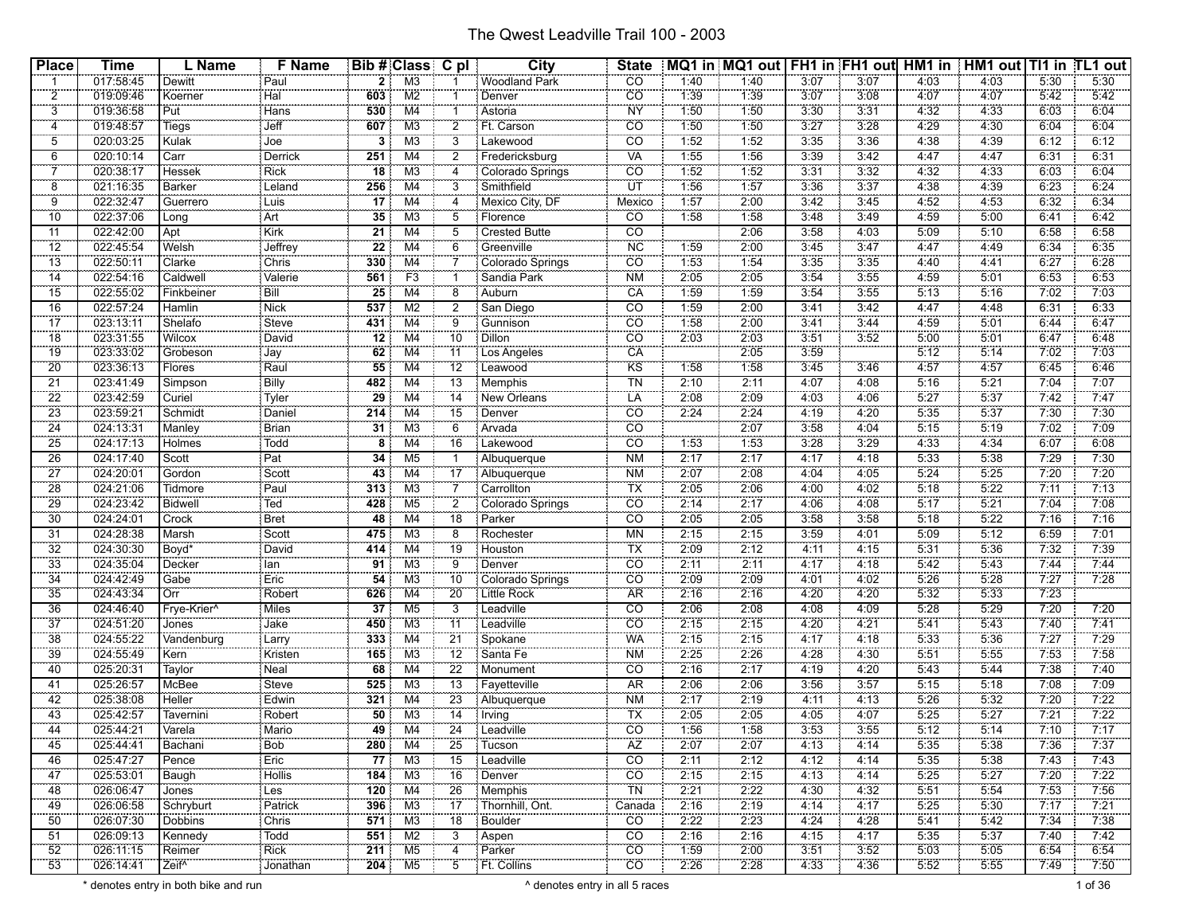# The Qwest Leadville Trail 100 - 2003

| Place | Time | L Name | F Name | Bib # | Class | C pl | City | State | MQ1 in | MQ1 out | FH1 in | FH1 out | HM1 in | HM1 out | TI1 in | TL1 out |
|---|---|---|---|---|---|---|---|---|---|---|---|---|---|---|---|---|
| 1 | 017:58:45 | Dewitt | Paul | 2 | M3 | 1 | Woodland Park | CO | 1:40 | 1:40 | 3:07 | 3:07 | 4:03 | 4:03 | 5:30 | 5:30 |
| 2 | 019:09:46 | Koerner | Hal | 603 | M2 | 1 | Denver | CO | 1:39 | 1:39 | 3:07 | 3:08 | 4:07 | 4:07 | 5:42 | 5:42 |
| 3 | 019:36:58 | Put | Hans | 530 | M4 | 1 | Astoria | NY | 1:50 | 1:50 | 3:30 | 3:31 | 4:32 | 4:33 | 6:03 | 6:04 |
| 4 | 019:48:57 | Tiegs | Jeff | 607 | M3 | 2 | Ft. Carson | CO | 1:50 | 1:50 | 3:27 | 3:28 | 4:29 | 4:30 | 6:04 | 6:04 |
| 5 | 020:03:25 | Kulak | Joe | 3 | M3 | 3 | Lakewood | CO | 1:52 | 1:52 | 3:35 | 3:36 | 4:38 | 4:39 | 6:12 | 6:12 |
| 6 | 020:10:14 | Carr | Derrick | 251 | M4 | 2 | Fredericksburg | VA | 1:55 | 1:56 | 3:39 | 3:42 | 4:47 | 4:47 | 6:31 | 6:31 |
| 7 | 020:38:17 | Hessek | Rick | 18 | M3 | 4 | Colorado Springs | CO | 1:52 | 1:52 | 3:31 | 3:32 | 4:32 | 4:33 | 6:03 | 6:04 |
| 8 | 021:16:35 | Barker | Leland | 256 | M4 | 3 | Smithfield | UT | 1:56 | 1:57 | 3:36 | 3:37 | 4:38 | 4:39 | 6:23 | 6:24 |
| 9 | 022:32:47 | Guerrero | Luis | 17 | M4 | 4 | Mexico City, DF | Mexico | 1:57 | 2:00 | 3:42 | 3:45 | 4:52 | 4:53 | 6:32 | 6:34 |
| 10 | 022:37:06 | Long | Art | 35 | M3 | 5 | Florence | CO | 1:58 | 1:58 | 3:48 | 3:49 | 4:59 | 5:00 | 6:41 | 6:42 |
| 11 | 022:42:00 | Apt | Kirk | 21 | M4 | 5 | Crested Butte | CO | | 2:06 | 3:58 | 4:03 | 5:09 | 5:10 | 6:58 | 6:58 |
| 12 | 022:45:54 | Welsh | Jeffrey | 22 | M4 | 6 | Greenville | NC | 1:59 | 2:00 | 3:45 | 3:47 | 4:47 | 4:49 | 6:34 | 6:35 |
| 13 | 022:50:11 | Clarke | Chris | 330 | M4 | 7 | Colorado Springs | CO | 1:53 | 1:54 | 3:35 | 3:35 | 4:40 | 4:41 | 6:27 | 6:28 |
| 14 | 022:54:16 | Caldwell | Valerie | 561 | F3 | 1 | Sandia Park | NM | 2:05 | 2:05 | 3:54 | 3:55 | 4:59 | 5:01 | 6:53 | 6:53 |
| 15 | 022:55:02 | Finkbeiner | Bill | 25 | M4 | 8 | Auburn | CA | 1:59 | 1:59 | 3:54 | 3:55 | 5:13 | 5:16 | 7:02 | 7:03 |
| 16 | 022:57:24 | Hamlin | Nick | 537 | M2 | 2 | San Diego | CO | 1:59 | 2:00 | 3:41 | 3:42 | 4:47 | 4:48 | 6:31 | 6:33 |
| 17 | 023:13:11 | Shelafo | Steve | 431 | M4 | 9 | Gunnison | CO | 1:58 | 2:00 | 3:41 | 3:44 | 4:59 | 5:01 | 6:44 | 6:47 |
| 18 | 023:31:55 | Wilcox | David | 12 | M4 | 10 | Dillon | CO | 2:03 | 2:03 | 3:51 | 3:52 | 5:00 | 5:01 | 6:47 | 6:48 |
| 19 | 023:33:02 | Grobeson | Jay | 62 | M4 | 11 | Los Angeles | CA | | 2:05 | 3:59 | | 5:12 | 5:14 | 7:02 | 7:03 |
| 20 | 023:36:13 | Flores | Raul | 55 | M4 | 12 | Leawood | KS | 1:58 | 1:58 | 3:45 | 3:46 | 4:57 | 4:57 | 6:45 | 6:46 |
| 21 | 023:41:49 | Simpson | Billy | 482 | M4 | 13 | Memphis | TN | 2:10 | 2:11 | 4:07 | 4:08 | 5:16 | 5:21 | 7:04 | 7:07 |
| 22 | 023:42:59 | Curiel | Tyler | 29 | M4 | 14 | New Orleans | LA | 2:08 | 2:09 | 4:03 | 4:06 | 5:27 | 5:37 | 7:42 | 7:47 |
| 23 | 023:59:21 | Schmidt | Daniel | 214 | M4 | 15 | Denver | CO | 2:24 | 2:24 | 4:19 | 4:20 | 5:35 | 5:37 | 7:30 | 7:30 |
| 24 | 024:13:31 | Manley | Brian | 31 | M3 | 6 | Arvada | CO | | 2:07 | 3:58 | 4:04 | 5:15 | 5:19 | 7:02 | 7:09 |
| 25 | 024:17:13 | Holmes | Todd | 8 | M4 | 16 | Lakewood | CO | 1:53 | 1:53 | 3:28 | 3:29 | 4:33 | 4:34 | 6:07 | 6:08 |
| 26 | 024:17:40 | Scott | Pat | 34 | M5 | 1 | Albuquerque | NM | 2:17 | 2:17 | 4:17 | 4:18 | 5:33 | 5:38 | 7:29 | 7:30 |
| 27 | 024:20:01 | Gordon | Scott | 43 | M4 | 17 | Albuquerque | NM | 2:07 | 2:08 | 4:04 | 4:05 | 5:24 | 5:25 | 7:20 | 7:20 |
| 28 | 024:21:06 | Tidmore | Paul | 313 | M3 | 7 | Carrollton | TX | 2:05 | 2:06 | 4:00 | 4:02 | 5:18 | 5:22 | 7:11 | 7:13 |
| 29 | 024:23:42 | Bidwell | Ted | 428 | M5 | 2 | Colorado Springs | CO | 2:14 | 2:17 | 4:06 | 4:08 | 5:17 | 5:21 | 7:04 | 7:08 |
| 30 | 024:24:01 | Crock | Bret | 48 | M4 | 18 | Parker | CO | 2:05 | 2:05 | 3:58 | 3:58 | 5:18 | 5:22 | 7:16 | 7:16 |
| 31 | 024:28:38 | Marsh | Scott | 475 | M3 | 8 | Rochester | MN | 2:15 | 2:15 | 3:59 | 4:01 | 5:09 | 5:12 | 6:59 | 7:01 |
| 32 | 024:30:30 | Boyd* | David | 414 | M4 | 19 | Houston | TX | 2:09 | 2:12 | 4:11 | 4:15 | 5:31 | 5:36 | 7:32 | 7:39 |
| 33 | 024:35:04 | Decker | Ian | 91 | M3 | 9 | Denver | CO | 2:11 | 2:11 | 4:17 | 4:18 | 5:42 | 5:43 | 7:44 | 7:44 |
| 34 | 024:42:49 | Gabe | Eric | 54 | M3 | 10 | Colorado Springs | CO | 2:09 | 2:09 | 4:01 | 4:02 | 5:26 | 5:28 | 7:27 | 7:28 |
| 35 | 024:43:34 | Orr | Robert | 626 | M4 | 20 | Little Rock | AR | 2:16 | 2:16 | 4:20 | 4:20 | 5:32 | 5:33 | 7:23 | |
| 36 | 024:46:40 | Frye-Krier^ | Miles | 37 | M5 | 3 | Leadville | CO | 2:06 | 2:08 | 4:08 | 4:09 | 5:28 | 5:29 | 7:20 | 7:20 |
| 37 | 024:51:20 | Jones | Jake | 450 | M3 | 11 | Leadville | CO | 2:15 | 2:15 | 4:20 | 4:21 | 5:41 | 5:43 | 7:40 | 7:41 |
| 38 | 024:55:22 | Vandenburg | Larry | 333 | M4 | 21 | Spokane | WA | 2:15 | 2:15 | 4:17 | 4:18 | 5:33 | 5:36 | 7:27 | 7:29 |
| 39 | 024:55:49 | Kern | Kristen | 165 | M3 | 12 | Santa Fe | NM | 2:25 | 2:26 | 4:28 | 4:30 | 5:51 | 5:55 | 7:53 | 7:58 |
| 40 | 025:20:31 | Taylor | Neal | 68 | M4 | 22 | Monument | CO | 2:16 | 2:17 | 4:19 | 4:20 | 5:43 | 5:44 | 7:38 | 7:40 |
| 41 | 025:26:57 | McBee | Steve | 525 | M3 | 13 | Fayetteville | AR | 2:06 | 2:06 | 3:56 | 3:57 | 5:15 | 5:18 | 7:08 | 7:09 |
| 42 | 025:38:08 | Heller | Edwin | 321 | M4 | 23 | Albuquerque | NM | 2:17 | 2:19 | 4:11 | 4:13 | 5:26 | 5:32 | 7:20 | 7:22 |
| 43 | 025:42:57 | Tavernini | Robert | 50 | M3 | 14 | Irving | TX | 2:05 | 2:05 | 4:05 | 4:07 | 5:25 | 5:27 | 7:21 | 7:22 |
| 44 | 025:44:21 | Varela | Mario | 49 | M4 | 24 | Leadville | CO | 1:56 | 1:58 | 3:53 | 3:55 | 5:12 | 5:14 | 7:10 | 7:17 |
| 45 | 025:44:41 | Bachani | Bob | 280 | M4 | 25 | Tucson | AZ | 2:07 | 2:07 | 4:13 | 4:14 | 5:35 | 5:38 | 7:36 | 7:37 |
| 46 | 025:47:27 | Pence | Eric | 77 | M3 | 15 | Leadville | CO | 2:11 | 2:12 | 4:12 | 4:14 | 5:35 | 5:38 | 7:43 | 7:43 |
| 47 | 025:53:01 | Baugh | Hollis | 184 | M3 | 16 | Denver | CO | 2:15 | 2:15 | 4:13 | 4:14 | 5:25 | 5:27 | 7:20 | 7:22 |
| 48 | 026:06:47 | Jones | Les | 120 | M4 | 26 | Memphis | TN | 2:21 | 2:22 | 4:30 | 4:32 | 5:51 | 5:54 | 7:53 | 7:56 |
| 49 | 026:06:58 | Schryburt | Patrick | 396 | M3 | 17 | Thornhill, Ont. | Canada | 2:16 | 2:19 | 4:14 | 4:17 | 5:25 | 5:30 | 7:17 | 7:21 |
| 50 | 026:07:30 | Dobbins | Chris | 571 | M3 | 18 | Boulder | CO | 2:22 | 2:23 | 4:24 | 4:28 | 5:41 | 5:42 | 7:34 | 7:38 |
| 51 | 026:09:13 | Kennedy | Todd | 551 | M2 | 3 | Aspen | CO | 2:16 | 2:16 | 4:15 | 4:17 | 5:35 | 5:37 | 7:40 | 7:42 |
| 52 | 026:11:15 | Reimer | Rick | 211 | M5 | 4 | Parker | CO | 1:59 | 2:00 | 3:51 | 3:52 | 5:03 | 5:05 | 6:54 | 6:54 |
| 53 | 026:14:41 | Zeif^ | Jonathan | 204 | M5 | 5 | Ft. Collins | CO | 2:26 | 2:28 | 4:33 | 4:36 | 5:52 | 5:55 | 7:49 | 7:50 |

\* denotes entry in both bike and run

^ denotes entry in all 5 races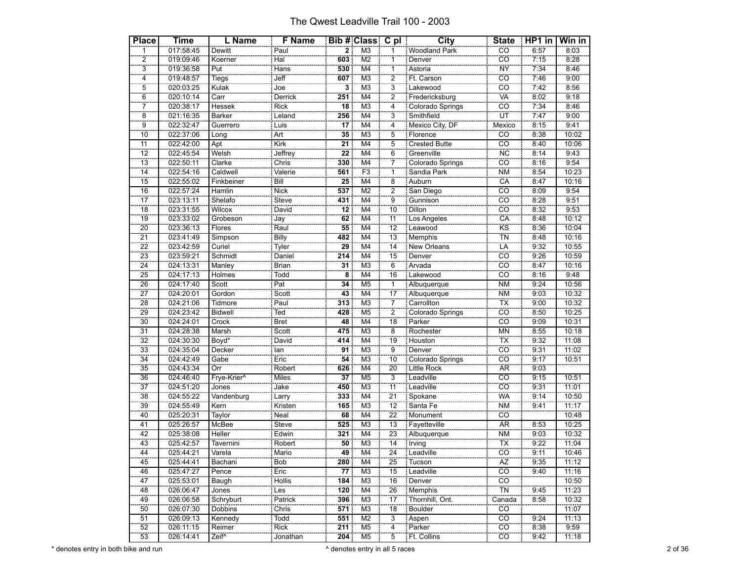# The Qwest Leadville Trail 100 - 2003

| Place | Time | L Name | F Name | Bib # | Class | C pl | City | State | HP1 in | Win in |
|---|---|---|---|---|---|---|---|---|---|---|
| 1 | 017:58:45 | Dewitt | Paul | 2 | M3 | 1 | Woodland Park | CO | 6:57 | 8:03 |
| 2 | 019:09:46 | Koerner | Hal | 603 | M2 | 1 | Denver | CO | 7:15 | 8:28 |
| 3 | 019:36:58 | Put | Hans | 530 | M4 | 1 | Astoria | NY | 7:34 | 8:46 |
| 4 | 019:48:57 | Tiegs | Jeff | 607 | M3 | 2 | Ft. Carson | CO | 7:46 | 9:00 |
| 5 | 020:03:25 | Kulak | Joe | 3 | M3 | 3 | Lakewood | CO | 7:42 | 8:56 |
| 6 | 020:10:14 | Carr | Derrick | 251 | M4 | 2 | Fredericksburg | VA | 8:02 | 9:18 |
| 7 | 020:38:17 | Hessek | Rick | 18 | M3 | 4 | Colorado Springs | CO | 7:34 | 8:46 |
| 8 | 021:16:35 | Barker | Leland | 256 | M4 | 3 | Smithfield | UT | 7:47 | 9:00 |
| 9 | 022:32:47 | Guerrero | Luis | 17 | M4 | 4 | Mexico City, DF | Mexico | 8:15 | 9:41 |
| 10 | 022:37:06 | Long | Art | 35 | M3 | 5 | Florence | CO | 8:38 | 10:02 |
| 11 | 022:42:00 | Apt | Kirk | 21 | M4 | 5 | Crested Butte | CO | 8:40 | 10:06 |
| 12 | 022:45:54 | Welsh | Jeffrey | 22 | M4 | 6 | Greenville | NC | 8:14 | 9:43 |
| 13 | 022:50:11 | Clarke | Chris | 330 | M4 | 7 | Colorado Springs | CO | 8:16 | 9:54 |
| 14 | 022:54:16 | Caldwell | Valerie | 561 | F3 | 1 | Sandia Park | NM | 8:54 | 10:23 |
| 15 | 022:55:02 | Finkbeiner | Bill | 25 | M4 | 8 | Auburn | CA | 8:47 | 10:16 |
| 16 | 022:57:24 | Hamlin | Nick | 537 | M2 | 2 | San Diego | CO | 8:09 | 9:54 |
| 17 | 023:13:11 | Shelafo | Steve | 431 | M4 | 9 | Gunnison | CO | 8:28 | 9:51 |
| 18 | 023:31:55 | Wilcox | David | 12 | M4 | 10 | Dillon | CO | 8:32 | 9:53 |
| 19 | 023:33:02 | Grobeson | Jay | 62 | M4 | 11 | Los Angeles | CA | 8:48 | 10:12 |
| 20 | 023:36:13 | Flores | Raul | 55 | M4 | 12 | Leawood | KS | 8:36 | 10:04 |
| 21 | 023:41:49 | Simpson | Billy | 482 | M4 | 13 | Memphis | TN | 8:48 | 10:16 |
| 22 | 023:42:59 | Curiel | Tyler | 29 | M4 | 14 | New Orleans | LA | 9:32 | 10:55 |
| 23 | 023:59:21 | Schmidt | Daniel | 214 | M4 | 15 | Denver | CO | 9:26 | 10:59 |
| 24 | 024:13:31 | Manley | Brian | 31 | M3 | 6 | Arvada | CO | 8:47 | 10:16 |
| 25 | 024:17:13 | Holmes | Todd | 8 | M4 | 16 | Lakewood | CO | 8:16 | 9:48 |
| 26 | 024:17:40 | Scott | Pat | 34 | M5 | 1 | Albuquerque | NM | 9:24 | 10:56 |
| 27 | 024:20:01 | Gordon | Scott | 43 | M4 | 17 | Albuquerque | NM | 9:03 | 10:32 |
| 28 | 024:21:06 | Tidmore | Paul | 313 | M3 | 7 | Carrollton | TX | 9:00 | 10:32 |
| 29 | 024:23:42 | Bidwell | Ted | 428 | M5 | 2 | Colorado Springs | CO | 8:50 | 10:25 |
| 30 | 024:24:01 | Crock | Bret | 48 | M4 | 18 | Parker | CO | 9:09 | 10:31 |
| 31 | 024:28:38 | Marsh | Scott | 475 | M3 | 8 | Rochester | MN | 8:55 | 10:18 |
| 32 | 024:30:30 | Boyd* | David | 414 | M4 | 19 | Houston | TX | 9:32 | 11:08 |
| 33 | 024:35:04 | Decker | Ian | 91 | M3 | 9 | Denver | CO | 9:31 | 11:02 |
| 34 | 024:42:49 | Gabe | Eric | 54 | M3 | 10 | Colorado Springs | CO | 9:17 | 10:51 |
| 35 | 024:43:34 | Orr | Robert | 626 | M4 | 20 | Little Rock | AR | 9:03 | |
| 36 | 024:46:40 | Frye-Krier^ | Miles | 37 | M5 | 3 | Leadville | CO | 9:15 | 10:51 |
| 37 | 024:51:20 | Jones | Jake | 450 | M3 | 11 | Leadville | CO | 9:31 | 11:01 |
| 38 | 024:55:22 | Vandenburg | Larry | 333 | M4 | 21 | Spokane | WA | 9:14 | 10:50 |
| 39 | 024:55:49 | Kern | Kristen | 165 | M3 | 12 | Santa Fe | NM | 9:41 | 11:17 |
| 40 | 025:20:31 | Taylor | Neal | 68 | M4 | 22 | Monument | CO | | 10:48 |
| 41 | 025:26:57 | McBee | Steve | 525 | M3 | 13 | Fayetteville | AR | 8:53 | 10:25 |
| 42 | 025:38:08 | Heller | Edwin | 321 | M4 | 23 | Albuquerque | NM | 9:03 | 10:32 |
| 43 | 025:42:57 | Tavernini | Robert | 50 | M3 | 14 | Irving | TX | 9:22 | 11:04 |
| 44 | 025:44:21 | Varela | Mario | 49 | M4 | 24 | Leadville | CO | 9:11 | 10:46 |
| 45 | 025:44:41 | Bachani | Bob | 280 | M4 | 25 | Tucson | AZ | 9:35 | 11:12 |
| 46 | 025:47:27 | Pence | Eric | 77 | M3 | 15 | Leadville | CO | 9:40 | 11:16 |
| 47 | 025:53:01 | Baugh | Hollis | 184 | M3 | 16 | Denver | CO | | 10:50 |
| 48 | 026:06:47 | Jones | Les | 120 | M4 | 26 | Memphis | TN | 9:45 | 11:23 |
| 49 | 026:06:58 | Schryburt | Patrick | 396 | M3 | 17 | Thornhill, Ont. | Canada | 8:58 | 10:32 |
| 50 | 026:07:30 | Dobbins | Chris | 571 | M3 | 18 | Boulder | CO | | 11:07 |
| 51 | 026:09:13 | Kennedy | Todd | 551 | M2 | 3 | Aspen | CO | 9:24 | 11:13 |
| 52 | 026:11:15 | Reimer | Rick | 211 | M5 | 4 | Parker | CO | 8:38 | 9:59 |
| 53 | 026:14:41 | Zeif^ | Jonathan | 204 | M5 | 5 | Ft. Collins | CO | 9:42 | 11:18 |

\* denotes entry in both bike and run

^ denotes entry in all 5 races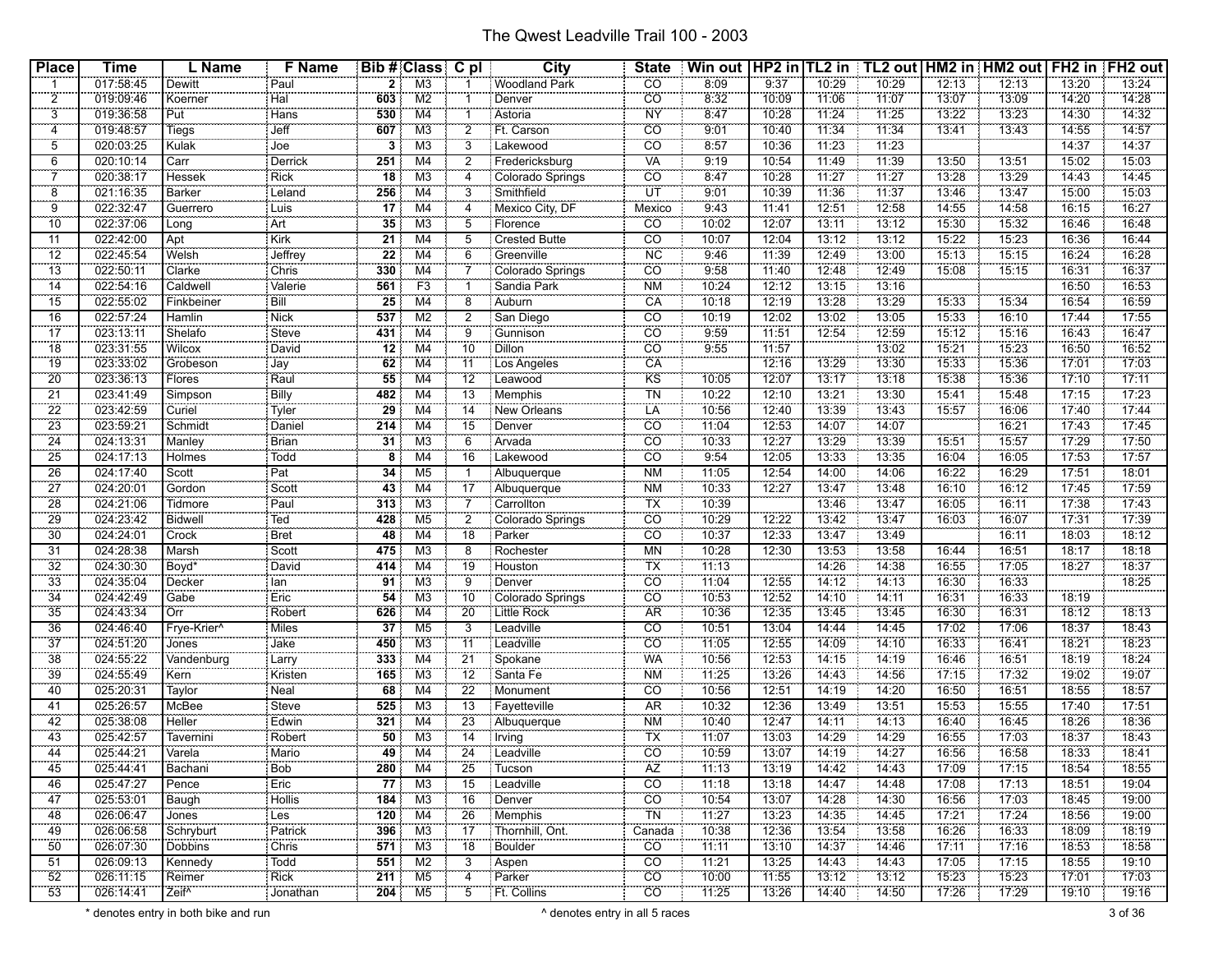# The Qwest Leadville Trail 100 - 2003

| Place | Time | L Name | F Name | Bib # | Class | C pl | City | State | Win out | HP2 in | TL2 in | TL2 out | HM2 in | HM2 out | FH2 in | FH2 out |
|---|---|---|---|---|---|---|---|---|---|---|---|---|---|---|---|---|
| 1 | 017:58:45 | Dewitt | Paul | 2 | M3 | 1 | Woodland Park | CO | 8:09 | 9:37 | 10:29 | 10:29 | 12:13 | 12:13 | 13:20 | 13:24 |
| 2 | 019:09:46 | Koerner | Hal | 603 | M2 | 1 | Denver | CO | 8:32 | 10:09 | 11:06 | 11:07 | 13:07 | 13:09 | 14:20 | 14:28 |
| 3 | 019:36:58 | Put | Hans | 530 | M4 | 1 | Astoria | NY | 8:47 | 10:28 | 11:24 | 11:25 | 13:22 | 13:23 | 14:30 | 14:32 |
| 4 | 019:48:57 | Tiegs | Jeff | 607 | M3 | 2 | Ft. Carson | CO | 9:01 | 10:40 | 11:34 | 11:34 | 13:41 | 13:43 | 14:55 | 14:57 |
| 5 | 020:03:25 | Kulak | Joe | 3 | M3 | 3 | Lakewood | CO | 8:57 | 10:36 | 11:23 | 11:23 | | | 14:37 | 14:37 |
| 6 | 020:10:14 | Carr | Derrick | 251 | M4 | 2 | Fredericksburg | VA | 9:19 | 10:54 | 11:49 | 11:39 | 13:50 | 13:51 | 15:02 | 15:03 |
| 7 | 020:38:17 | Hessek | Rick | 18 | M3 | 4 | Colorado Springs | CO | 8:47 | 10:28 | 11:27 | 11:27 | 13:28 | 13:29 | 14:43 | 14:45 |
| 8 | 021:16:35 | Barker | Leland | 256 | M4 | 3 | Smithfield | UT | 9:01 | 10:39 | 11:36 | 11:37 | 13:46 | 13:47 | 15:00 | 15:03 |
| 9 | 022:32:47 | Guerrero | Luis | 17 | M4 | 4 | Mexico City, DF | Mexico | 9:43 | 11:41 | 12:51 | 12:58 | 14:55 | 14:58 | 16:15 | 16:27 |
| 10 | 022:37:06 | Long | Art | 35 | M3 | 5 | Florence | CO | 10:02 | 12:07 | 13:11 | 13:12 | 15:30 | 15:32 | 16:46 | 16:48 |
| 11 | 022:42:00 | Apt | Kirk | 21 | M4 | 5 | Crested Butte | CO | 10:07 | 12:04 | 13:12 | 13:12 | 15:22 | 15:23 | 16:36 | 16:44 |
| 12 | 022:45:54 | Welsh | Jeffrey | 22 | M4 | 6 | Greenville | NC | 9:46 | 11:39 | 12:49 | 13:00 | 15:13 | 15:15 | 16:24 | 16:28 |
| 13 | 022:50:11 | Clarke | Chris | 330 | M4 | 7 | Colorado Springs | CO | 9:58 | 11:40 | 12:48 | 12:49 | 15:08 | 15:15 | 16:31 | 16:37 |
| 14 | 022:54:16 | Caldwell | Valerie | 561 | F3 | 1 | Sandia Park | NM | 10:24 | 12:12 | 13:15 | 13:16 | | | 16:50 | 16:53 |
| 15 | 022:55:02 | Finkbeiner | Bill | 25 | M4 | 8 | Auburn | CA | 10:18 | 12:19 | 13:28 | 13:29 | 15:33 | 15:34 | 16:54 | 16:59 |
| 16 | 022:57:24 | Hamlin | Nick | 537 | M2 | 2 | San Diego | CO | 10:19 | 12:02 | 13:02 | 13:05 | 15:33 | 16:10 | 17:44 | 17:55 |
| 17 | 023:13:11 | Shelafo | Steve | 431 | M4 | 9 | Gunnison | CO | 9:59 | 11:51 | 12:54 | 12:59 | 15:12 | 15:16 | 16:43 | 16:47 |
| 18 | 023:31:55 | Wilcox | David | 12 | M4 | 10 | Dillon | CO | 9:55 | 11:57 | | 13:02 | 15:21 | 15:23 | 16:50 | 16:52 |
| 19 | 023:33:02 | Grobeson | Jay | 62 | M4 | 11 | Los Angeles | CA | | 12:16 | 13:29 | 13:30 | 15:33 | 15:36 | 17:01 | 17:03 |
| 20 | 023:36:13 | Flores | Raul | 55 | M4 | 12 | Leawood | KS | 10:05 | 12:07 | 13:17 | 13:18 | 15:38 | 15:36 | 17:10 | 17:11 |
| 21 | 023:41:49 | Simpson | Billy | 482 | M4 | 13 | Memphis | TN | 10:22 | 12:10 | 13:21 | 13:30 | 15:41 | 15:48 | 17:15 | 17:23 |
| 22 | 023:42:59 | Curiel | Tyler | 29 | M4 | 14 | New Orleans | LA | 10:56 | 12:40 | 13:39 | 13:43 | 15:57 | 16:06 | 17:40 | 17:44 |
| 23 | 023:59:21 | Schmidt | Daniel | 214 | M4 | 15 | Denver | CO | 11:04 | 12:53 | 14:07 | 14:07 | | 16:21 | 17:43 | 17:45 |
| 24 | 024:13:31 | Manley | Brian | 31 | M3 | 6 | Arvada | CO | 10:33 | 12:27 | 13:29 | 13:39 | 15:51 | 15:57 | 17:29 | 17:50 |
| 25 | 024:17:13 | Holmes | Todd | 8 | M4 | 16 | Lakewood | CO | 9:54 | 12:05 | 13:33 | 13:35 | 16:04 | 16:05 | 17:53 | 17:57 |
| 26 | 024:17:40 | Scott | Pat | 34 | M5 | 1 | Albuquerque | NM | 11:05 | 12:54 | 14:00 | 14:06 | 16:22 | 16:29 | 17:51 | 18:01 |
| 27 | 024:20:01 | Gordon | Scott | 43 | M4 | 17 | Albuquerque | NM | 10:33 | 12:27 | 13:47 | 13:48 | 16:10 | 16:12 | 17:45 | 17:59 |
| 28 | 024:21:06 | Tidmore | Paul | 313 | M3 | 7 | Carrollton | TX | 10:39 | | 13:46 | 13:47 | 16:05 | 16:11 | 17:38 | 17:43 |
| 29 | 024:23:42 | Bidwell | Ted | 428 | M5 | 2 | Colorado Springs | CO | 10:29 | 12:22 | 13:42 | 13:47 | 16:03 | 16:07 | 17:31 | 17:39 |
| 30 | 024:24:01 | Crock | Bret | 48 | M4 | 18 | Parker | CO | 10:37 | 12:33 | 13:47 | 13:49 | | 16:11 | 18:03 | 18:12 |
| 31 | 024:28:38 | Marsh | Scott | 475 | M3 | 8 | Rochester | MN | 10:28 | 12:30 | 13:53 | 13:58 | 16:44 | 16:51 | 18:17 | 18:18 |
| 32 | 024:30:30 | Boyd* | David | 414 | M4 | 19 | Houston | TX | 11:13 | | 14:26 | 14:38 | 16:55 | 17:05 | 18:27 | 18:37 |
| 33 | 024:35:04 | Decker | Ian | 91 | M3 | 9 | Denver | CO | 11:04 | 12:55 | 14:12 | 14:13 | 16:30 | 16:33 | | 18:25 |
| 34 | 024:42:49 | Gabe | Eric | 54 | M3 | 10 | Colorado Springs | CO | 10:53 | 12:52 | 14:10 | 14:11 | 16:31 | 16:33 | 18:19 | |
| 35 | 024:43:34 | Orr | Robert | 626 | M4 | 20 | Little Rock | AR | 10:36 | 12:35 | 13:45 | 13:45 | 16:30 | 16:31 | 18:12 | 18:13 |
| 36 | 024:46:40 | Frye-Krier^ | Miles | 37 | M5 | 3 | Leadville | CO | 10:51 | 13:04 | 14:44 | 14:45 | 17:02 | 17:06 | 18:37 | 18:43 |
| 37 | 024:51:20 | Jones | Jake | 450 | M3 | 11 | Leadville | CO | 11:05 | 12:55 | 14:09 | 14:10 | 16:33 | 16:41 | 18:21 | 18:23 |
| 38 | 024:55:22 | Vandenburg | Larry | 333 | M4 | 21 | Spokane | WA | 10:56 | 12:53 | 14:15 | 14:19 | 16:46 | 16:51 | 18:19 | 18:24 |
| 39 | 024:55:49 | Kern | Kristen | 165 | M3 | 12 | Santa Fe | NM | 11:25 | 13:26 | 14:43 | 14:56 | 17:15 | 17:32 | 19:02 | 19:07 |
| 40 | 025:20:31 | Taylor | Neal | 68 | M4 | 22 | Monument | CO | 10:56 | 12:51 | 14:19 | 14:20 | 16:50 | 16:51 | 18:55 | 18:57 |
| 41 | 025:26:57 | McBee | Steve | 525 | M3 | 13 | Fayetteville | AR | 10:32 | 12:36 | 13:49 | 13:51 | 15:53 | 15:55 | 17:40 | 17:51 |
| 42 | 025:38:08 | Heller | Edwin | 321 | M4 | 23 | Albuquerque | NM | 10:40 | 12:47 | 14:11 | 14:13 | 16:40 | 16:45 | 18:26 | 18:36 |
| 43 | 025:42:57 | Tavernini | Robert | 50 | M3 | 14 | Irving | TX | 11:07 | 13:03 | 14:29 | 14:29 | 16:55 | 17:03 | 18:37 | 18:43 |
| 44 | 025:44:21 | Varela | Mario | 49 | M4 | 24 | Leadville | CO | 10:59 | 13:07 | 14:19 | 14:27 | 16:56 | 16:58 | 18:33 | 18:41 |
| 45 | 025:44:41 | Bachani | Bob | 280 | M4 | 25 | Tucson | AZ | 11:13 | 13:19 | 14:42 | 14:43 | 17:09 | 17:15 | 18:54 | 18:55 |
| 46 | 025:47:27 | Pence | Eric | 77 | M3 | 15 | Leadville | CO | 11:18 | 13:18 | 14:47 | 14:48 | 17:08 | 17:13 | 18:51 | 19:04 |
| 47 | 025:53:01 | Baugh | Hollis | 184 | M3 | 16 | Denver | CO | 10:54 | 13:07 | 14:28 | 14:30 | 16:56 | 17:03 | 18:45 | 19:00 |
| 48 | 026:06:47 | Jones | Les | 120 | M4 | 26 | Memphis | TN | 11:27 | 13:23 | 14:35 | 14:45 | 17:21 | 17:24 | 18:56 | 19:00 |
| 49 | 026:06:58 | Schryburt | Patrick | 396 | M3 | 17 | Thornhill, Ont. | Canada | 10:38 | 12:36 | 13:54 | 13:58 | 16:26 | 16:33 | 18:09 | 18:19 |
| 50 | 026:07:30 | Dobbins | Chris | 571 | M3 | 18 | Boulder | CO | 11:11 | 13:10 | 14:37 | 14:46 | 17:11 | 17:16 | 18:53 | 18:58 |
| 51 | 026:09:13 | Kennedy | Todd | 551 | M2 | 3 | Aspen | CO | 11:21 | 13:25 | 14:43 | 14:43 | 17:05 | 17:15 | 18:55 | 19:10 |
| 52 | 026:11:15 | Reimer | Rick | 211 | M5 | 4 | Parker | CO | 10:00 | 11:55 | 13:12 | 13:12 | 15:23 | 15:23 | 17:01 | 17:03 |
| 53 | 026:14:41 | Zeif^ | Jonathan | 204 | M5 | 5 | Ft. Collins | CO | 11:25 | 13:26 | 14:40 | 14:50 | 17:26 | 17:29 | 19:10 | 19:16 |

\* denotes entry in both bike and run

^ denotes entry in all 5 races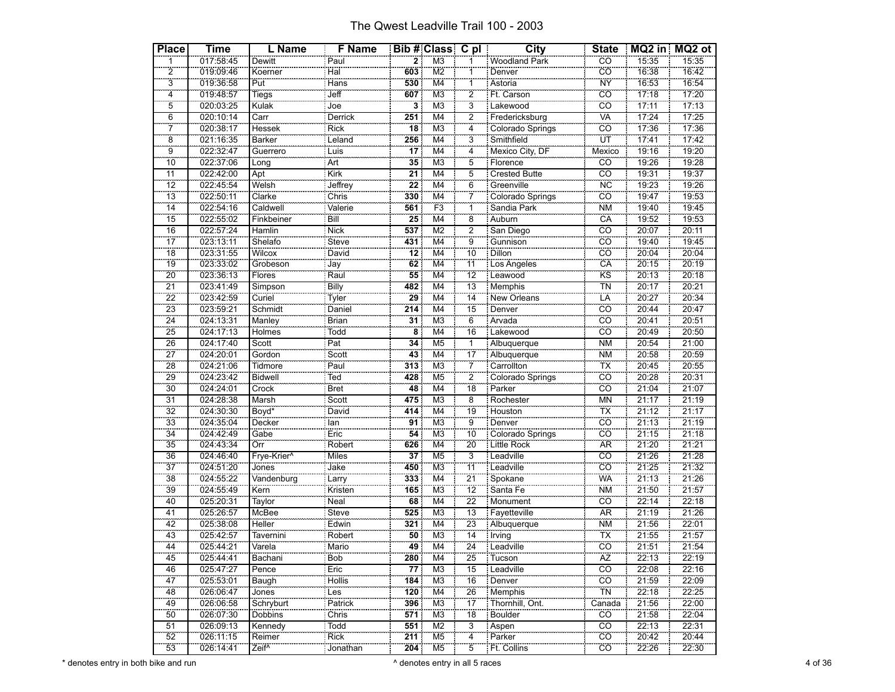# The Qwest Leadville Trail 100 - 2003

| Place | Time | L Name | F Name | Bib # | Class | C pl | City | State | MQ2 in | MQ2 ot |
|---|---|---|---|---|---|---|---|---|---|---|
| 1 | 017:58:45 | Dewitt | Paul | 2 | M3 | 1 | Woodland Park | CO | 15:35 | 15:35 |
| 2 | 019:09:46 | Koerner | Hal | 603 | M2 | 1 | Denver | CO | 16:38 | 16:42 |
| 3 | 019:36:58 | Put | Hans | 530 | M4 | 1 | Astoria | NY | 16:53 | 16:54 |
| 4 | 019:48:57 | Tiegs | Jeff | 607 | M3 | 2 | Ft. Carson | CO | 17:18 | 17:20 |
| 5 | 020:03:25 | Kulak | Joe | 3 | M3 | 3 | Lakewood | CO | 17:11 | 17:13 |
| 6 | 020:10:14 | Carr | Derrick | 251 | M4 | 2 | Fredericksburg | VA | 17:24 | 17:25 |
| 7 | 020:38:17 | Hessek | Rick | 18 | M3 | 4 | Colorado Springs | CO | 17:36 | 17:36 |
| 8 | 021:16:35 | Barker | Leland | 256 | M4 | 3 | Smithfield | UT | 17:41 | 17:42 |
| 9 | 022:32:47 | Guerrero | Luis | 17 | M4 | 4 | Mexico City, DF | Mexico | 19:16 | 19:20 |
| 10 | 022:37:06 | Long | Art | 35 | M3 | 5 | Florence | CO | 19:26 | 19:28 |
| 11 | 022:42:00 | Apt | Kirk | 21 | M4 | 5 | Crested Butte | CO | 19:31 | 19:37 |
| 12 | 022:45:54 | Welsh | Jeffrey | 22 | M4 | 6 | Greenville | NC | 19:23 | 19:26 |
| 13 | 022:50:11 | Clarke | Chris | 330 | M4 | 7 | Colorado Springs | CO | 19:47 | 19:53 |
| 14 | 022:54:16 | Caldwell | Valerie | 561 | F3 | 1 | Sandia Park | NM | 19:40 | 19:45 |
| 15 | 022:55:02 | Finkbeiner | Bill | 25 | M4 | 8 | Auburn | CA | 19:52 | 19:53 |
| 16 | 022:57:24 | Hamlin | Nick | 537 | M2 | 2 | San Diego | CO | 20:07 | 20:11 |
| 17 | 023:13:11 | Shelafo | Steve | 431 | M4 | 9 | Gunnison | CO | 19:40 | 19:45 |
| 18 | 023:31:55 | Wilcox | David | 12 | M4 | 10 | Dillon | CO | 20:04 | 20:04 |
| 19 | 023:33:02 | Grobeson | Jay | 62 | M4 | 11 | Los Angeles | CA | 20:15 | 20:19 |
| 20 | 023:36:13 | Flores | Raul | 55 | M4 | 12 | Leawood | KS | 20:13 | 20:18 |
| 21 | 023:41:49 | Simpson | Billy | 482 | M4 | 13 | Memphis | TN | 20:17 | 20:21 |
| 22 | 023:42:59 | Curiel | Tyler | 29 | M4 | 14 | New Orleans | LA | 20:27 | 20:34 |
| 23 | 023:59:21 | Schmidt | Daniel | 214 | M4 | 15 | Denver | CO | 20:44 | 20:47 |
| 24 | 024:13:31 | Manley | Brian | 31 | M3 | 6 | Arvada | CO | 20:41 | 20:51 |
| 25 | 024:17:13 | Holmes | Todd | 8 | M4 | 16 | Lakewood | CO | 20:49 | 20:50 |
| 26 | 024:17:40 | Scott | Pat | 34 | M5 | 1 | Albuquerque | NM | 20:54 | 21:00 |
| 27 | 024:20:01 | Gordon | Scott | 43 | M4 | 17 | Albuquerque | NM | 20:58 | 20:59 |
| 28 | 024:21:06 | Tidmore | Paul | 313 | M3 | 7 | Carrollton | TX | 20:45 | 20:55 |
| 29 | 024:23:42 | Bidwell | Ted | 428 | M5 | 2 | Colorado Springs | CO | 20:28 | 20:31 |
| 30 | 024:24:01 | Crock | Bret | 48 | M4 | 18 | Parker | CO | 21:04 | 21:07 |
| 31 | 024:28:38 | Marsh | Scott | 475 | M3 | 8 | Rochester | MN | 21:17 | 21:19 |
| 32 | 024:30:30 | Boyd* | David | 414 | M4 | 19 | Houston | TX | 21:12 | 21:17 |
| 33 | 024:35:04 | Decker | Ian | 91 | M3 | 9 | Denver | CO | 21:13 | 21:19 |
| 34 | 024:42:49 | Gabe | Eric | 54 | M3 | 10 | Colorado Springs | CO | 21:15 | 21:18 |
| 35 | 024:43:34 | Orr | Robert | 626 | M4 | 20 | Little Rock | AR | 21:20 | 21:21 |
| 36 | 024:46:40 | Frye-Krier^ | Miles | 37 | M5 | 3 | Leadville | CO | 21:26 | 21:28 |
| 37 | 024:51:20 | Jones | Jake | 450 | M3 | 11 | Leadville | CO | 21:25 | 21:32 |
| 38 | 024:55:22 | Vandenburg | Larry | 333 | M4 | 21 | Spokane | WA | 21:13 | 21:26 |
| 39 | 024:55:49 | Kern | Kristen | 165 | M3 | 12 | Santa Fe | NM | 21:50 | 21:57 |
| 40 | 025:20:31 | Taylor | Neal | 68 | M4 | 22 | Monument | CO | 22:14 | 22:18 |
| 41 | 025:26:57 | McBee | Steve | 525 | M3 | 13 | Fayetteville | AR | 21:19 | 21:26 |
| 42 | 025:38:08 | Heller | Edwin | 321 | M4 | 23 | Albuquerque | NM | 21:56 | 22:01 |
| 43 | 025:42:57 | Tavernini | Robert | 50 | M3 | 14 | Irving | TX | 21:55 | 21:57 |
| 44 | 025:44:21 | Varela | Mario | 49 | M4 | 24 | Leadville | CO | 21:51 | 21:54 |
| 45 | 025:44:41 | Bachani | Bob | 280 | M4 | 25 | Tucson | AZ | 22:13 | 22:19 |
| 46 | 025:47:27 | Pence | Eric | 77 | M3 | 15 | Leadville | CO | 22:08 | 22:16 |
| 47 | 025:53:01 | Baugh | Hollis | 184 | M3 | 16 | Denver | CO | 21:59 | 22:09 |
| 48 | 026:06:47 | Jones | Les | 120 | M4 | 26 | Memphis | TN | 22:18 | 22:25 |
| 49 | 026:06:58 | Schryburt | Patrick | 396 | M3 | 17 | Thornhill, Ont. | Canada | 21:56 | 22:00 |
| 50 | 026:07:30 | Dobbins | Chris | 571 | M3 | 18 | Boulder | CO | 21:58 | 22:04 |
| 51 | 026:09:13 | Kennedy | Todd | 551 | M2 | 3 | Aspen | CO | 22:13 | 22:31 |
| 52 | 026:11:15 | Reimer | Rick | 211 | M5 | 4 | Parker | CO | 20:42 | 20:44 |
| 53 | 026:14:41 | Zeif^ | Jonathan | 204 | M5 | 5 | Ft. Collins | CO | 22:26 | 22:30 |

\* denotes entry in both bike and run

^ denotes entry in all 5 races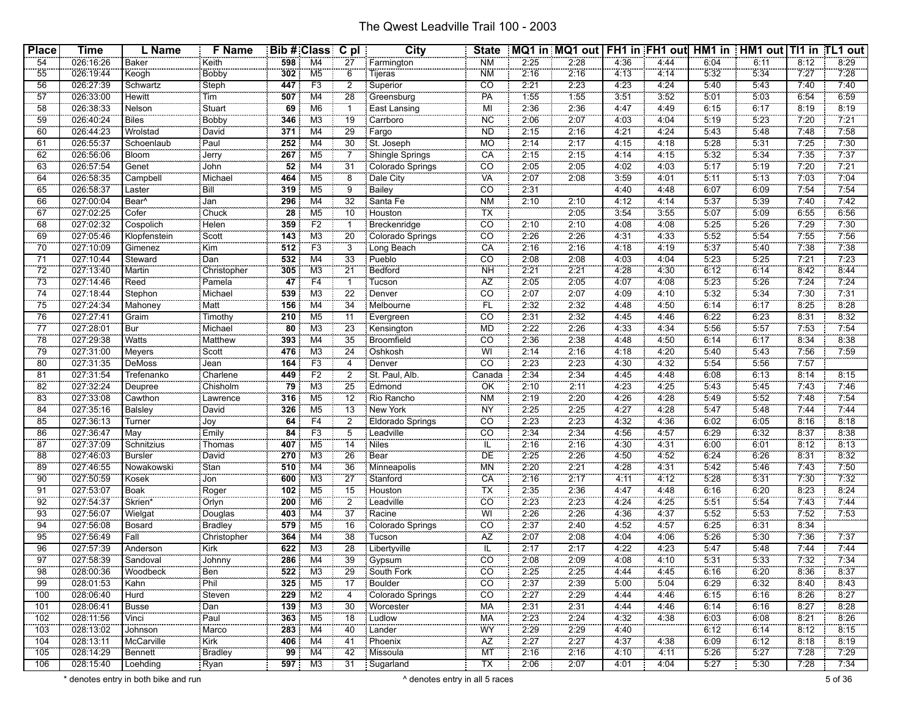# The Qwest Leadville Trail 100 - 2003

| Place | Time | L Name | F Name | Bib # | Class | C pl | City | State | MQ1 in | MQ1 out | FH1 in | FH1 out | HM1 in | HM1 out | TI1 in | TL1 out |
|---|---|---|---|---|---|---|---|---|---|---|---|---|---|---|---|---|
| 54 | 026:16:26 | Baker | Keith | 598 | M4 | 27 | Farmington | NM | 2:25 | 2:28 | 4:36 | 4:44 | 6:04 | 6:11 | 8:12 | 8:29 |
| 55 | 026:19:44 | Keogh | Bobby | 302 | M5 | 6 | Tijeras | NM | 2:16 | 2:16 | 4:13 | 4:14 | 5:32 | 5:34 | 7:27 | 7:28 |
| 56 | 026:27:39 | Schwartz | Steph | 447 | F3 | 2 | Superior | CO | 2:21 | 2:23 | 4:23 | 4:24 | 5:40 | 5:43 | 7:40 | 7:40 |
| 57 | 026:33:00 | Hewitt | Tim | 507 | M4 | 28 | Greensburg | PA | 1:55 | 1:55 | 3:51 | 3:52 | 5:01 | 5:03 | 6:54 | 6:59 |
| 58 | 026:38:33 | Nelson | Stuart | 69 | M6 | 1 | East Lansing | MI | 2:36 | 2:36 | 4:47 | 4:49 | 6:15 | 6:17 | 8:19 | 8:19 |
| 59 | 026:40:24 | Biles | Bobby | 346 | M3 | 19 | Carrboro | NC | 2:06 | 2:07 | 4:03 | 4:04 | 5:19 | 5:23 | 7:20 | 7:21 |
| 60 | 026:44:23 | Wrolstad | David | 371 | M4 | 29 | Fargo | ND | 2:15 | 2:16 | 4:21 | 4:24 | 5:43 | 5:48 | 7:48 | 7:58 |
| 61 | 026:55:37 | Schoenlaub | Paul | 252 | M4 | 30 | St. Joseph | MO | 2:14 | 2:17 | 4:15 | 4:18 | 5:28 | 5:31 | 7:25 | 7:30 |
| 62 | 026:56:06 | Bloom | Jerry | 267 | M5 | 7 | Shingle Springs | CA | 2:15 | 2:15 | 4:14 | 4:15 | 5:32 | 5:34 | 7:35 | 7:37 |
| 63 | 026:57:54 | Genet | John | 52 | M4 | 31 | Colorado Springs | CO | 2:05 | 2:05 | 4:02 | 4:03 | 5:17 | 5:19 | 7:20 | 7:21 |
| 64 | 026:58:35 | Campbell | Michael | 464 | M5 | 8 | Dale City | VA | 2:07 | 2:08 | 3:59 | 4:01 | 5:11 | 5:13 | 7:03 | 7:04 |
| 65 | 026:58:37 | Laster | Bill | 319 | M5 | 9 | Bailey | CO | 2:31 | | 4:40 | 4:48 | 6:07 | 6:09 | 7:54 | 7:54 |
| 66 | 027:00:04 | Bear^ | Jan | 296 | M4 | 32 | Santa Fe | NM | 2:10 | 2:10 | 4:12 | 4:14 | 5:37 | 5:39 | 7:40 | 7:42 |
| 67 | 027:02:25 | Cofer | Chuck | 28 | M5 | 10 | Houston | TX | | 2:05 | 3:54 | 3:55 | 5:07 | 5:09 | 6:55 | 6:56 |
| 68 | 027:02:32 | Cospolich | Helen | 359 | F2 | 1 | Breckenridge | CO | 2:10 | 2:10 | 4:08 | 4:08 | 5:25 | 5:26 | 7:29 | 7:30 |
| 69 | 027:05:46 | Klopfenstein | Scott | 143 | M3 | 20 | Colorado Springs | CO | 2:26 | 2:26 | 4:31 | 4:33 | 5:52 | 5:54 | 7:55 | 7:56 |
| 70 | 027:10:09 | Gimenez | Kim | 512 | F3 | 3 | Long Beach | CA | 2:16 | 2:16 | 4:18 | 4:19 | 5:37 | 5:40 | 7:38 | 7:38 |
| 71 | 027:10:44 | Steward | Dan | 532 | M4 | 33 | Pueblo | CO | 2:08 | 2:08 | 4:03 | 4:04 | 5:23 | 5:25 | 7:21 | 7:23 |
| 72 | 027:13:40 | Martin | Christopher | 305 | M3 | 21 | Bedford | NH | 2:21 | 2:21 | 4:28 | 4:30 | 6:12 | 6:14 | 8:42 | 8:44 |
| 73 | 027:14:46 | Reed | Pamela | 47 | F4 | 1 | Tucson | AZ | 2:05 | 2:05 | 4:07 | 4:08 | 5:23 | 5:26 | 7:24 | 7:24 |
| 74 | 027:18:44 | Stephon | Michael | 539 | M3 | 22 | Denver | CO | 2:07 | 2:07 | 4:09 | 4:10 | 5:32 | 5:34 | 7:30 | 7:31 |
| 75 | 027:24:34 | Mahoney | Matt | 156 | M4 | 34 | Melbourne | FL | 2:32 | 2:32 | 4:48 | 4:50 | 6:14 | 6:17 | 8:25 | 8:28 |
| 76 | 027:27:41 | Graim | Timothy | 210 | M5 | 11 | Evergreen | CO | 2:31 | 2:32 | 4:45 | 4:46 | 6:22 | 6:23 | 8:31 | 8:32 |
| 77 | 027:28:01 | Bur | Michael | 80 | M3 | 23 | Kensington | MD | 2:22 | 2:26 | 4:33 | 4:34 | 5:56 | 5:57 | 7:53 | 7:54 |
| 78 | 027:29:38 | Watts | Matthew | 393 | M4 | 35 | Broomfield | CO | 2:36 | 2:38 | 4:48 | 4:50 | 6:14 | 6:17 | 8:34 | 8:38 |
| 79 | 027:31:00 | Meyers | Scott | 476 | M3 | 24 | Oshkosh | WI | 2:14 | 2:16 | 4:18 | 4:20 | 5:40 | 5:43 | 7:56 | 7:59 |
| 80 | 027:31:35 | DeMoss | Jean | 164 | F3 | 4 | Denver | CO | 2:23 | 2:23 | 4:30 | 4:32 | 5:54 | 5:56 | 7:57 | |
| 81 | 027:31:54 | Trefenanko | Charlene | 449 | F2 | 2 | St. Paul, Alb. | Canada | 2:34 | 2:34 | 4:45 | 4:48 | 6:08 | 6:13 | 8:14 | 8:15 |
| 82 | 027:32:24 | Deupree | Chisholm | 79 | M3 | 25 | Edmond | OK | 2:10 | 2:11 | 4:23 | 4:25 | 5:43 | 5:45 | 7:43 | 7:46 |
| 83 | 027:33:08 | Cawthon | Lawrence | 316 | M5 | 12 | Rio Rancho | NM | 2:19 | 2:20 | 4:26 | 4:28 | 5:49 | 5:52 | 7:48 | 7:54 |
| 84 | 027:35:16 | Balsley | David | 326 | M5 | 13 | New York | NY | 2:25 | 2:25 | 4:27 | 4:28 | 5:47 | 5:48 | 7:44 | 7:44 |
| 85 | 027:36:13 | Turner | Joy | 64 | F4 | 2 | Eldorado Springs | CO | 2:23 | 2:23 | 4:32 | 4:36 | 6:02 | 6:05 | 8:16 | 8:18 |
| 86 | 027:36:47 | May | Emily | 84 | F3 | 5 | Leadville | CO | 2:34 | 2:34 | 4:56 | 4:57 | 6:29 | 6:32 | 8:37 | 8:38 |
| 87 | 027:37:09 | Schnitzius | Thomas | 407 | M5 | 14 | Niles | IL | 2:16 | 2:16 | 4:30 | 4:31 | 6:00 | 6:01 | 8:12 | 8:13 |
| 88 | 027:46:03 | Bursler | David | 270 | M3 | 26 | Bear | DE | 2:25 | 2:26 | 4:50 | 4:52 | 6:24 | 6:26 | 8:31 | 8:32 |
| 89 | 027:46:55 | Nowakowski | Stan | 510 | M4 | 36 | Minneapolis | MN | 2:20 | 2:21 | 4:28 | 4:31 | 5:42 | 5:46 | 7:43 | 7:50 |
| 90 | 027:50:59 | Kosek | Jon | 600 | M3 | 27 | Stanford | CA | 2:16 | 2:17 | 4:11 | 4:12 | 5:28 | 5:31 | 7:30 | 7:32 |
| 91 | 027:53:07 | Boak | Roger | 102 | M5 | 15 | Houston | TX | 2:35 | 2:36 | 4:47 | 4:48 | 6:16 | 6:20 | 8:23 | 8:24 |
| 92 | 027:54:37 | Skrien* | Orlyn | 200 | M6 | 2 | Leadville | CO | 2:23 | 2:23 | 4:24 | 4:25 | 5:51 | 5:54 | 7:43 | 7:44 |
| 93 | 027:56:07 | Wielgat | Douglas | 403 | M4 | 37 | Racine | WI | 2:26 | 2:26 | 4:36 | 4:37 | 5:52 | 5:53 | 7:52 | 7:53 |
| 94 | 027:56:08 | Bosard | Bradley | 579 | M5 | 16 | Colorado Springs | CO | 2:37 | 2:40 | 4:52 | 4:57 | 6:25 | 6:31 | 8:34 | |
| 95 | 027:56:49 | Fall | Christopher | 364 | M4 | 38 | Tucson | AZ | 2:07 | 2:08 | 4:04 | 4:06 | 5:26 | 5:30 | 7:36 | 7:37 |
| 96 | 027:57:39 | Anderson | Kirk | 622 | M3 | 28 | Libertyville | IL | 2:17 | 2:17 | 4:22 | 4:23 | 5:47 | 5:48 | 7:44 | 7:44 |
| 97 | 027:58:39 | Sandoval | Johnny | 286 | M4 | 39 | Gypsum | CO | 2:08 | 2:09 | 4:08 | 4:10 | 5:31 | 5:33 | 7:32 | 7:34 |
| 98 | 028:00:36 | Woodbeck | Ben | 522 | M3 | 29 | South Fork | CO | 2:25 | 2:25 | 4:44 | 4:45 | 6:16 | 6:20 | 8:36 | 8:37 |
| 99 | 028:01:53 | Kahn | Phil | 325 | M5 | 17 | Boulder | CO | 2:37 | 2:39 | 5:00 | 5:04 | 6:29 | 6:32 | 8:40 | 8:43 |
| 100 | 028:06:40 | Hurd | Steven | 229 | M2 | 4 | Colorado Springs | CO | 2:27 | 2:29 | 4:44 | 4:46 | 6:15 | 6:16 | 8:26 | 8:27 |
| 101 | 028:06:41 | Busse | Dan | 139 | M3 | 30 | Worcester | MA | 2:31 | 2:31 | 4:44 | 4:46 | 6:14 | 6:16 | 8:27 | 8:28 |
| 102 | 028:11:56 | Vinci | Paul | 363 | M5 | 18 | Ludlow | MA | 2:23 | 2:24 | 4:32 | 4:38 | 6:03 | 6:08 | 8:21 | 8:26 |
| 103 | 028:13:02 | Johnson | Marco | 283 | M4 | 40 | Lander | WY | 2:29 | 2:29 | 4:40 | | 6:12 | 6:14 | 8:12 | 8:15 |
| 104 | 028:13:11 | McCarville | Kirk | 406 | M4 | 41 | Phoenix | AZ | 2:27 | 2:27 | 4:37 | 4:38 | 6:09 | 6:12 | 8:18 | 8:19 |
| 105 | 028:14:29 | Bennett | Bradley | 99 | M4 | 42 | Missoula | MT | 2:16 | 2:16 | 4:10 | 4:11 | 5:26 | 5:27 | 7:28 | 7:29 |
| 106 | 028:15:40 | Loehding | Ryan | 597 | M3 | 31 | Sugarland | TX | 2:06 | 2:07 | 4:01 | 4:04 | 5:27 | 5:30 | 7:28 | 7:34 |

\* denotes entry in both bike and run

^ denotes entry in all 5 races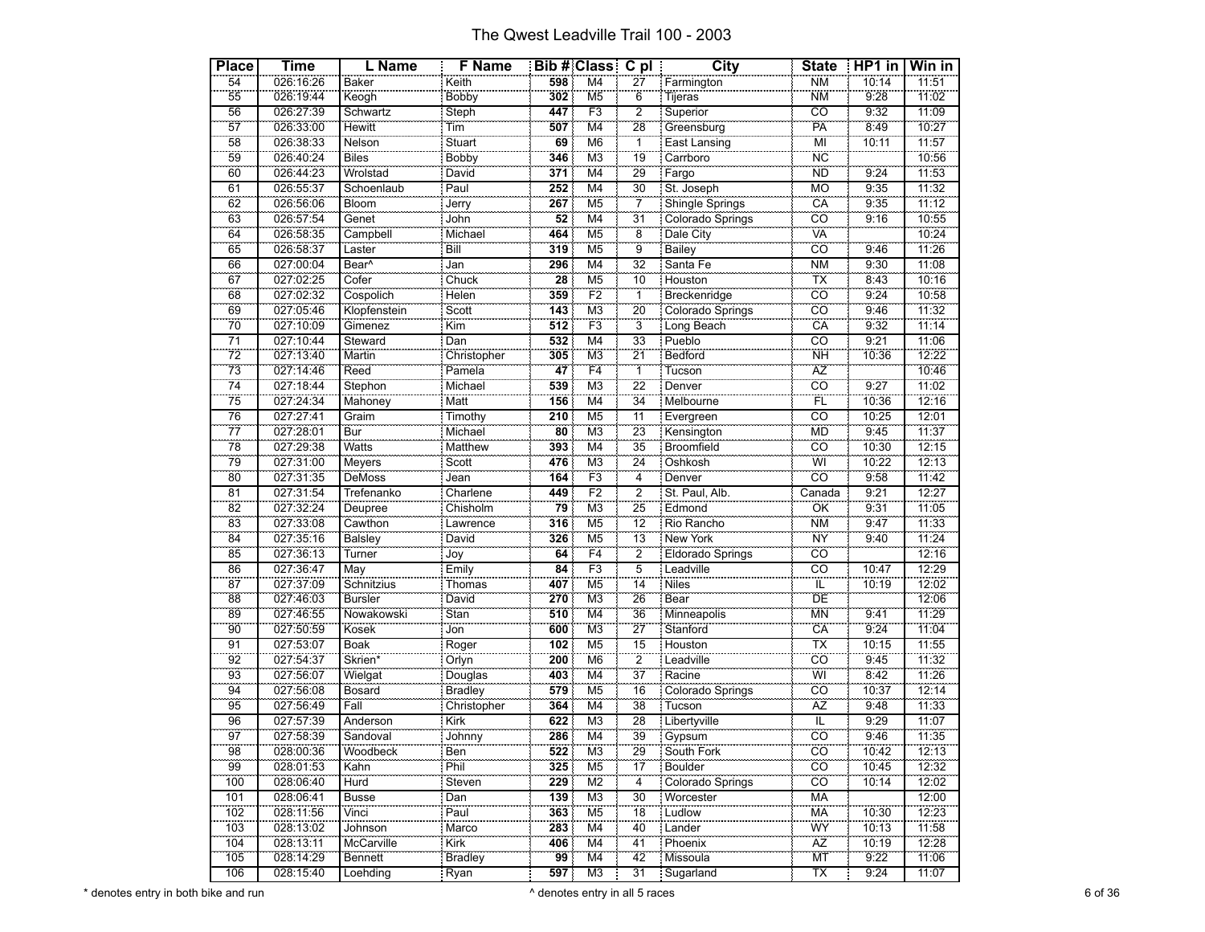# The Qwest Leadville Trail 100 - 2003

| Place | Time | L Name | F Name | Bib # | Class | C pl | City | State | HP1 in | Win in |
|---|---|---|---|---|---|---|---|---|---|---|
| 54 | 026:16:26 | Baker | Keith | **598** | M4 | 27 | Farmington | NM | 10:14 | 11:51 |
| 55 | 026:19:44 | Keogh | Bobby | **302** | M5 | 6 | Tijeras | NM | 9:28 | 11:02 |
| 56 | 026:27:39 | Schwartz | Steph | **447** | F3 | 2 | Superior | CO | 9:32 | 11:09 |
| 57 | 026:33:00 | Hewitt | Tim | **507** | M4 | 28 | Greensburg | PA | 8:49 | 10:27 |
| 58 | 026:38:33 | Nelson | Stuart | **69** | M6 | 1 | East Lansing | MI | 10:11 | 11:57 |
| 59 | 026:40:24 | Biles | Bobby | **346** | M3 | 19 | Carrboro | NC | | 10:56 |
| 60 | 026:44:23 | Wrolstad | David | **371** | M4 | 29 | Fargo | ND | 9:24 | 11:53 |
| 61 | 026:55:37 | Schoenlaub | Paul | **252** | M4 | 30 | St. Joseph | MO | 9:35 | 11:32 |
| 62 | 026:56:06 | Bloom | Jerry | **267** | M5 | 7 | Shingle Springs | CA | 9:35 | 11:12 |
| 63 | 026:57:54 | Genet | John | **52** | M4 | 31 | Colorado Springs | CO | 9:16 | 10:55 |
| 64 | 026:58:35 | Campbell | Michael | **464** | M5 | 8 | Dale City | VA | | 10:24 |
| 65 | 026:58:37 | Laster | Bill | **319** | M5 | 9 | Bailey | CO | 9:46 | 11:26 |
| 66 | 027:00:04 | Bear^ | Jan | **296** | M4 | 32 | Santa Fe | NM | 9:30 | 11:08 |
| 67 | 027:02:25 | Cofer | Chuck | **28** | M5 | 10 | Houston | TX | 8:43 | 10:16 |
| 68 | 027:02:32 | Cospolich | Helen | **359** | F2 | 1 | Breckenridge | CO | 9:24 | 10:58 |
| 69 | 027:05:46 | Klopfenstein | Scott | **143** | M3 | 20 | Colorado Springs | CO | 9:46 | 11:32 |
| 70 | 027:10:09 | Gimenez | Kim | **512** | F3 | 3 | Long Beach | CA | 9:32 | 11:14 |
| 71 | 027:10:44 | Steward | Dan | **532** | M4 | 33 | Pueblo | CO | 9:21 | 11:06 |
| 72 | 027:13:40 | Martin | Christopher | **305** | M3 | 21 | Bedford | NH | 10:36 | 12:22 |
| 73 | 027:14:46 | Reed | Pamela | **47** | F4 | 1 | Tucson | AZ | | 10:46 |
| 74 | 027:18:44 | Stephon | Michael | **539** | M3 | 22 | Denver | CO | 9:27 | 11:02 |
| 75 | 027:24:34 | Mahoney | Matt | **156** | M4 | 34 | Melbourne | FL | 10:36 | 12:16 |
| 76 | 027:27:41 | Graim | Timothy | **210** | M5 | 11 | Evergreen | CO | 10:25 | 12:01 |
| 77 | 027:28:01 | Bur | Michael | **80** | M3 | 23 | Kensington | MD | 9:45 | 11:37 |
| 78 | 027:29:38 | Watts | Matthew | **393** | M4 | 35 | Broomfield | CO | 10:30 | 12:15 |
| 79 | 027:31:00 | Meyers | Scott | **476** | M3 | 24 | Oshkosh | WI | 10:22 | 12:13 |
| 80 | 027:31:35 | DeMoss | Jean | **164** | F3 | 4 | Denver | CO | 9:58 | 11:42 |
| 81 | 027:31:54 | Trefenanko | Charlene | **449** | F2 | 2 | St. Paul, Alb. | Canada | 9:21 | 12:27 |
| 82 | 027:32:24 | Deupree | Chisholm | **79** | M3 | 25 | Edmond | OK | 9:31 | 11:05 |
| 83 | 027:33:08 | Cawthon | Lawrence | **316** | M5 | 12 | Rio Rancho | NM | 9:47 | 11:33 |
| 84 | 027:35:16 | Balsley | David | **326** | M5 | 13 | New York | NY | 9:40 | 11:24 |
| 85 | 027:36:13 | Turner | Joy | **64** | F4 | 2 | Eldorado Springs | CO | | 12:16 |
| 86 | 027:36:47 | May | Emily | **84** | F3 | 5 | Leadville | CO | 10:47 | 12:29 |
| 87 | 027:37:09 | Schnitzius | Thomas | **407** | M5 | 14 | Niles | IL | 10:19 | 12:02 |
| 88 | 027:46:03 | Bursler | David | **270** | M3 | 26 | Bear | DE | | 12:06 |
| 89 | 027:46:55 | Nowakowski | Stan | **510** | M4 | 36 | Minneapolis | MN | 9:41 | 11:29 |
| 90 | 027:50:59 | Kosek | Jon | **600** | M3 | 27 | Stanford | CA | 9:24 | 11:04 |
| 91 | 027:53:07 | Boak | Roger | **102** | M5 | 15 | Houston | TX | 10:15 | 11:55 |
| 92 | 027:54:37 | Skrien* | Orlyn | **200** | M6 | 2 | Leadville | CO | 9:45 | 11:32 |
| 93 | 027:56:07 | Wielgat | Douglas | **403** | M4 | 37 | Racine | WI | 8:42 | 11:26 |
| 94 | 027:56:08 | Bosard | Bradley | **579** | M5 | 16 | Colorado Springs | CO | 10:37 | 12:14 |
| 95 | 027:56:49 | Fall | Christopher | **364** | M4 | 38 | Tucson | AZ | 9:48 | 11:33 |
| 96 | 027:57:39 | Anderson | Kirk | **622** | M3 | 28 | Libertyville | IL | 9:29 | 11:07 |
| 97 | 027:58:39 | Sandoval | Johnny | **286** | M4 | 39 | Gypsum | CO | 9:46 | 11:35 |
| 98 | 028:00:36 | Woodbeck | Ben | **522** | M3 | 29 | South Fork | CO | 10:42 | 12:13 |
| 99 | 028:01:53 | Kahn | Phil | **325** | M5 | 17 | Boulder | CO | 10:45 | 12:32 |
| 100 | 028:06:40 | Hurd | Steven | **229** | M2 | 4 | Colorado Springs | CO | 10:14 | 12:02 |
| 101 | 028:06:41 | Busse | Dan | **139** | M3 | 30 | Worcester | MA | | 12:00 |
| 102 | 028:11:56 | Vinci | Paul | **363** | M5 | 18 | Ludlow | MA | 10:30 | 12:23 |
| 103 | 028:13:02 | Johnson | Marco | **283** | M4 | 40 | Lander | WY | 10:13 | 11:58 |
| 104 | 028:13:11 | McCarville | Kirk | **406** | M4 | 41 | Phoenix | AZ | 10:19 | 12:28 |
| 105 | 028:14:29 | Bennett | Bradley | **99** | M4 | 42 | Missoula | MT | 9:22 | 11:06 |
| 106 | 028:15:40 | Loehding | Ryan | **597** | M3 | 31 | Sugarland | TX | 9:24 | 11:07 |

\* denotes entry in both bike and run

^ denotes entry in all 5 races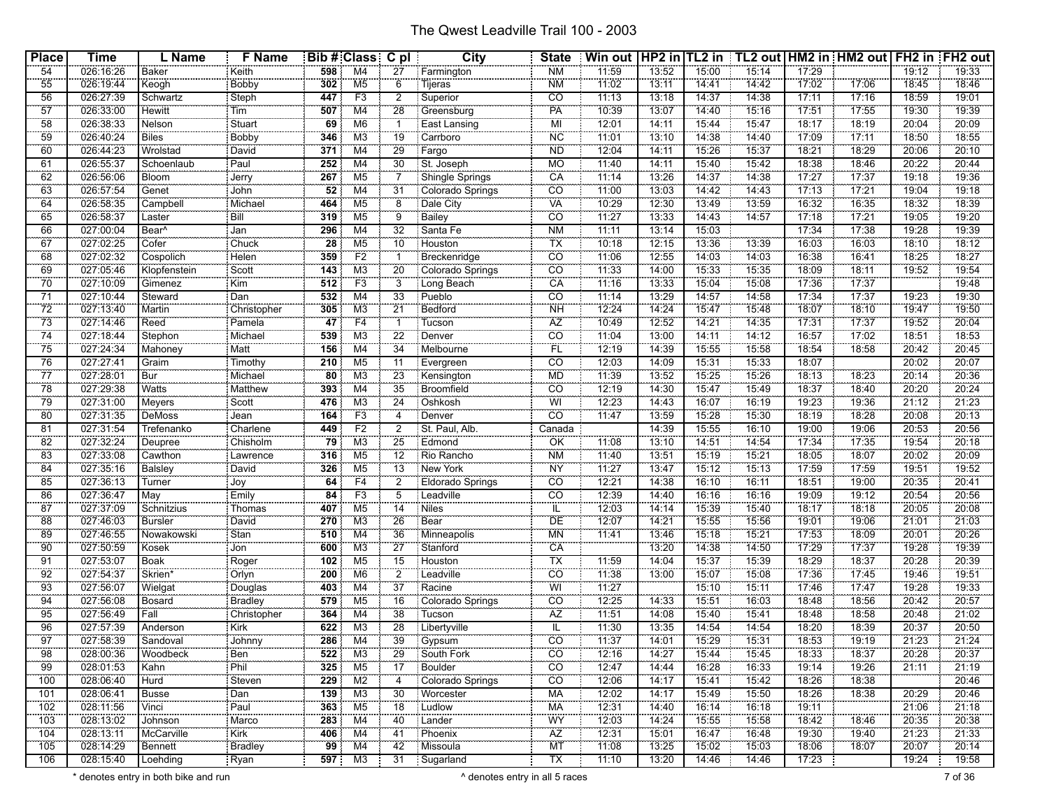# The Qwest Leadville Trail 100 - 2003

| Place | Time | L Name | F Name | Bib # | Class | C pl | City | State | Win out | HP2 in | TL2 in | TL2 out | HM2 in | HM2 out | FH2 in | FH2 out |
|---|---|---|---|---|---|---|---|---|---|---|---|---|---|---|---|---|
| 54 | 026:16:26 | Baker | Keith | 598 | M4 | 27 | Farmington | NM | 11:59 | 13:52 | 15:00 | 15:14 | 17:29 | | 19:12 | 19:33 |
| 55 | 026:19:44 | Keogh | Bobby | 302 | M5 | 6 | Tijeras | NM | 11:02 | 13:11 | 14:41 | 14:42 | 17:02 | 17:06 | 18:45 | 18:46 |
| 56 | 026:27:39 | Schwartz | Steph | 447 | F3 | 2 | Superior | CO | 11:13 | 13:18 | 14:37 | 14:38 | 17:11 | 17:16 | 18:59 | 19:01 |
| 57 | 026:33:00 | Hewitt | Tim | 507 | M4 | 28 | Greensburg | PA | 10:39 | 13:07 | 14:40 | 15:16 | 17:51 | 17:55 | 19:30 | 19:39 |
| 58 | 026:38:33 | Nelson | Stuart | 69 | M6 | 1 | East Lansing | MI | 12:01 | 14:11 | 15:44 | 15:47 | 18:17 | 18:19 | 20:04 | 20:09 |
| 59 | 026:40:24 | Biles | Bobby | 346 | M3 | 19 | Carrboro | NC | 11:01 | 13:10 | 14:38 | 14:40 | 17:09 | 17:11 | 18:50 | 18:55 |
| 60 | 026:44:23 | Wrolstad | David | 371 | M4 | 29 | Fargo | ND | 12:04 | 14:11 | 15:26 | 15:37 | 18:21 | 18:29 | 20:06 | 20:10 |
| 61 | 026:55:37 | Schoenlaub | Paul | 252 | M4 | 30 | St. Joseph | MO | 11:40 | 14:11 | 15:40 | 15:42 | 18:38 | 18:46 | 20:22 | 20:44 |
| 62 | 026:56:06 | Bloom | Jerry | 267 | M5 | 7 | Shingle Springs | CA | 11:14 | 13:26 | 14:37 | 14:38 | 17:27 | 17:37 | 19:18 | 19:36 |
| 63 | 026:57:54 | Genet | John | 52 | M4 | 31 | Colorado Springs | CO | 11:00 | 13:03 | 14:42 | 14:43 | 17:13 | 17:21 | 19:04 | 19:18 |
| 64 | 026:58:35 | Campbell | Michael | 464 | M5 | 8 | Dale City | VA | 10:29 | 12:30 | 13:49 | 13:59 | 16:32 | 16:35 | 18:32 | 18:39 |
| 65 | 026:58:37 | Laster | Bill | 319 | M5 | 9 | Bailey | CO | 11:27 | 13:33 | 14:43 | 14:57 | 17:18 | 17:21 | 19:05 | 19:20 |
| 66 | 027:00:04 | Bear^ | Jan | 296 | M4 | 32 | Santa Fe | NM | 11:11 | 13:14 | 15:03 | | 17:34 | 17:38 | 19:28 | 19:39 |
| 67 | 027:02:25 | Cofer | Chuck | 28 | M5 | 10 | Houston | TX | 10:18 | 12:15 | 13:36 | 13:39 | 16:03 | 16:03 | 18:10 | 18:12 |
| 68 | 027:02:32 | Cospolich | Helen | 359 | F2 | 1 | Breckenridge | CO | 11:06 | 12:55 | 14:03 | 14:03 | 16:38 | 16:41 | 18:25 | 18:27 |
| 69 | 027:05:46 | Klopfenstein | Scott | 143 | M3 | 20 | Colorado Springs | CO | 11:33 | 14:00 | 15:33 | 15:35 | 18:09 | 18:11 | 19:52 | 19:54 |
| 70 | 027:10:09 | Gimenez | Kim | 512 | F3 | 3 | Long Beach | CA | 11:16 | 13:33 | 15:04 | 15:08 | 17:36 | 17:37 | | 19:48 |
| 71 | 027:10:44 | Steward | Dan | 532 | M4 | 33 | Pueblo | CO | 11:14 | 13:29 | 14:57 | 14:58 | 17:34 | 17:37 | 19:23 | 19:30 |
| 72 | 027:13:40 | Martin | Christopher | 305 | M3 | 21 | Bedford | NH | 12:24 | 14:24 | 15:47 | 15:48 | 18:07 | 18:10 | 19:47 | 19:50 |
| 73 | 027:14:46 | Reed | Pamela | 47 | F4 | 1 | Tucson | AZ | 10:49 | 12:52 | 14:21 | 14:35 | 17:31 | 17:37 | 19:52 | 20:04 |
| 74 | 027:18:44 | Stephon | Michael | 539 | M3 | 22 | Denver | CO | 11:04 | 13:00 | 14:11 | 14:12 | 16:57 | 17:02 | 18:51 | 18:53 |
| 75 | 027:24:34 | Mahoney | Matt | 156 | M4 | 34 | Melbourne | FL | 12:19 | 14:39 | 15:55 | 15:58 | 18:54 | 18:58 | 20:42 | 20:45 |
| 76 | 027:27:41 | Graim | Timothy | 210 | M5 | 11 | Evergreen | CO | 12:03 | 14:09 | 15:31 | 15:33 | 18:07 | | 20:02 | 20:07 |
| 77 | 027:28:01 | Bur | Michael | 80 | M3 | 23 | Kensington | MD | 11:39 | 13:52 | 15:25 | 15:26 | 18:13 | 18:23 | 20:14 | 20:36 |
| 78 | 027:29:38 | Watts | Matthew | 393 | M4 | 35 | Broomfield | CO | 12:19 | 14:30 | 15:47 | 15:49 | 18:37 | 18:40 | 20:20 | 20:24 |
| 79 | 027:31:00 | Meyers | Scott | 476 | M3 | 24 | Oshkosh | WI | 12:23 | 14:43 | 16:07 | 16:19 | 19:23 | 19:36 | 21:12 | 21:23 |
| 80 | 027:31:35 | DeMoss | Jean | 164 | F3 | 4 | Denver | CO | 11:47 | 13:59 | 15:28 | 15:30 | 18:19 | 18:28 | 20:08 | 20:13 |
| 81 | 027:31:54 | Trefenanko | Charlene | 449 | F2 | 2 | St. Paul, Alb. | Canada | | 14:39 | 15:55 | 16:10 | 19:00 | 19:06 | 20:53 | 20:56 |
| 82 | 027:32:24 | Deupree | Chisholm | 79 | M3 | 25 | Edmond | OK | 11:08 | 13:10 | 14:51 | 14:54 | 17:34 | 17:35 | 19:54 | 20:18 |
| 83 | 027:33:08 | Cawthon | Lawrence | 316 | M5 | 12 | Rio Rancho | NM | 11:40 | 13:51 | 15:19 | 15:21 | 18:05 | 18:07 | 20:02 | 20:09 |
| 84 | 027:35:16 | Balsley | David | 326 | M5 | 13 | New York | NY | 11:27 | 13:47 | 15:12 | 15:13 | 17:59 | 17:59 | 19:51 | 19:52 |
| 85 | 027:36:13 | Turner | Joy | 64 | F4 | 2 | Eldorado Springs | CO | 12:21 | 14:38 | 16:10 | 16:11 | 18:51 | 19:00 | 20:35 | 20:41 |
| 86 | 027:36:47 | May | Emily | 84 | F3 | 5 | Leadville | CO | 12:39 | 14:40 | 16:16 | 16:16 | 19:09 | 19:12 | 20:54 | 20:56 |
| 87 | 027:37:09 | Schnitzius | Thomas | 407 | M5 | 14 | Niles | IL | 12:03 | 14:14 | 15:39 | 15:40 | 18:17 | 18:18 | 20:05 | 20:08 |
| 88 | 027:46:03 | Bursler | David | 270 | M3 | 26 | Bear | DE | 12:07 | 14:21 | 15:55 | 15:56 | 19:01 | 19:06 | 21:01 | 21:03 |
| 89 | 027:46:55 | Nowakowski | Stan | 510 | M4 | 36 | Minneapolis | MN | 11:41 | 13:46 | 15:18 | 15:21 | 17:53 | 18:09 | 20:01 | 20:26 |
| 90 | 027:50:59 | Kosek | Jon | 600 | M3 | 27 | Stanford | CA | | 13:20 | 14:38 | 14:50 | 17:29 | 17:37 | 19:28 | 19:39 |
| 91 | 027:53:07 | Boak | Roger | 102 | M5 | 15 | Houston | TX | 11:59 | 14:04 | 15:37 | 15:39 | 18:29 | 18:37 | 20:28 | 20:39 |
| 92 | 027:54:37 | Skrien* | Orlyn | 200 | M6 | 2 | Leadville | CO | 11:38 | 13:00 | 15:07 | 15:08 | 17:36 | 17:45 | 19:46 | 19:51 |
| 93 | 027:56:07 | Wielgat | Douglas | 403 | M4 | 37 | Racine | WI | 11:27 | | 15:10 | 15:11 | 17:46 | 17:47 | 19:28 | 19:33 |
| 94 | 027:56:08 | Bosard | Bradley | 579 | M5 | 16 | Colorado Springs | CO | 12:25 | 14:33 | 15:51 | 16:03 | 18:48 | 18:56 | 20:42 | 20:57 |
| 95 | 027:56:49 | Fall | Christopher | 364 | M4 | 38 | Tucson | AZ | 11:51 | 14:08 | 15:40 | 15:41 | 18:48 | 18:58 | 20:48 | 21:02 |
| 96 | 027:57:39 | Anderson | Kirk | 622 | M3 | 28 | Libertyville | IL | 11:30 | 13:35 | 14:54 | 14:54 | 18:20 | 18:39 | 20:37 | 20:50 |
| 97 | 027:58:39 | Sandoval | Johnny | 286 | M4 | 39 | Gypsum | CO | 11:37 | 14:01 | 15:29 | 15:31 | 18:53 | 19:19 | 21:23 | 21:24 |
| 98 | 028:00:36 | Woodbeck | Ben | 522 | M3 | 29 | South Fork | CO | 12:16 | 14:27 | 15:44 | 15:45 | 18:33 | 18:37 | 20:28 | 20:37 |
| 99 | 028:01:53 | Kahn | Phil | 325 | M5 | 17 | Boulder | CO | 12:47 | 14:44 | 16:28 | 16:33 | 19:14 | 19:26 | 21:11 | 21:19 |
| 100 | 028:06:40 | Hurd | Steven | 229 | M2 | 4 | Colorado Springs | CO | 12:06 | 14:17 | 15:41 | 15:42 | 18:26 | 18:38 | | 20:46 |
| 101 | 028:06:41 | Busse | Dan | 139 | M3 | 30 | Worcester | MA | 12:02 | 14:17 | 15:49 | 15:50 | 18:26 | 18:38 | 20:29 | 20:46 |
| 102 | 028:11:56 | Vinci | Paul | 363 | M5 | 18 | Ludlow | MA | 12:31 | 14:40 | 16:14 | 16:18 | 19:11 | | 21:06 | 21:18 |
| 103 | 028:13:02 | Johnson | Marco | 283 | M4 | 40 | Lander | WY | 12:03 | 14:24 | 15:55 | 15:58 | 18:42 | 18:46 | 20:35 | 20:38 |
| 104 | 028:13:11 | McCarville | Kirk | 406 | M4 | 41 | Phoenix | AZ | 12:31 | 15:01 | 16:47 | 16:48 | 19:30 | 19:40 | 21:23 | 21:33 |
| 105 | 028:14:29 | Bennett | Bradley | 99 | M4 | 42 | Missoula | MT | 11:08 | 13:25 | 15:02 | 15:03 | 18:06 | 18:07 | 20:07 | 20:14 |
| 106 | 028:15:40 | Loehding | Ryan | 597 | M3 | 31 | Sugarland | TX | 11:10 | 13:20 | 14:46 | 14:46 | 17:23 | | 19:24 | 19:58 |

\* denotes entry in both bike and run

^ denotes entry in all 5 races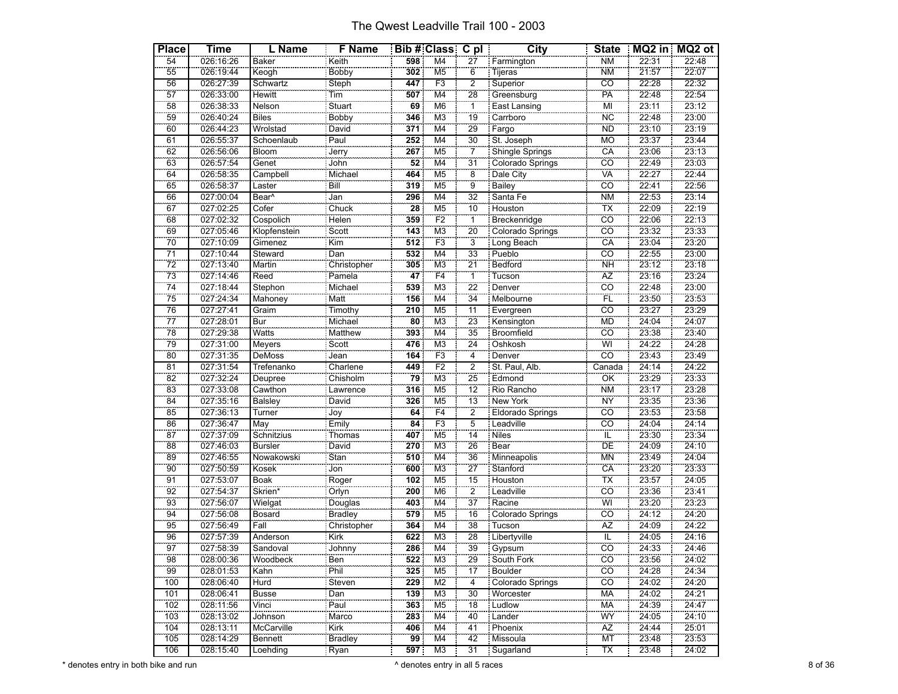# The Qwest Leadville Trail 100 - 2003

| Place | Time | L Name | F Name | Bib # | Class | C pl | City | State | MQ2 in | MQ2 ot |
|---|---|---|---|---|---|---|---|---|---|---|
| 54 | 026:16:26 | Baker | Keith | 598 | M4 | 27 | Farmington | NM | 22:31 | 22:48 |
| 55 | 026:19:44 | Keogh | Bobby | 302 | M5 | 6 | Tijeras | NM | 21:57 | 22:07 |
| 56 | 026:27:39 | Schwartz | Steph | 447 | F3 | 2 | Superior | CO | 22:28 | 22:32 |
| 57 | 026:33:00 | Hewitt | Tim | 507 | M4 | 28 | Greensburg | PA | 22:48 | 22:54 |
| 58 | 026:38:33 | Nelson | Stuart | 69 | M6 | 1 | East Lansing | MI | 23:11 | 23:12 |
| 59 | 026:40:24 | Biles | Bobby | 346 | M3 | 19 | Carrboro | NC | 22:48 | 23:00 |
| 60 | 026:44:23 | Wrolstad | David | 371 | M4 | 29 | Fargo | ND | 23:10 | 23:19 |
| 61 | 026:55:37 | Schoenlaub | Paul | 252 | M4 | 30 | St. Joseph | MO | 23:37 | 23:44 |
| 62 | 026:56:06 | Bloom | Jerry | 267 | M5 | 7 | Shingle Springs | CA | 23:06 | 23:13 |
| 63 | 026:57:54 | Genet | John | 52 | M4 | 31 | Colorado Springs | CO | 22:49 | 23:03 |
| 64 | 026:58:35 | Campbell | Michael | 464 | M5 | 8 | Dale City | VA | 22:27 | 22:44 |
| 65 | 026:58:37 | Laster | Bill | 319 | M5 | 9 | Bailey | CO | 22:41 | 22:56 |
| 66 | 027:00:04 | Bear^ | Jan | 296 | M4 | 32 | Santa Fe | NM | 22:53 | 23:14 |
| 67 | 027:02:25 | Cofer | Chuck | 28 | M5 | 10 | Houston | TX | 22:09 | 22:19 |
| 68 | 027:02:32 | Cospolich | Helen | 359 | F2 | 1 | Breckenridge | CO | 22:06 | 22:13 |
| 69 | 027:05:46 | Klopfenstein | Scott | 143 | M3 | 20 | Colorado Springs | CO | 23:32 | 23:33 |
| 70 | 027:10:09 | Gimenez | Kim | 512 | F3 | 3 | Long Beach | CA | 23:04 | 23:20 |
| 71 | 027:10:44 | Steward | Dan | 532 | M4 | 33 | Pueblo | CO | 22:55 | 23:00 |
| 72 | 027:13:40 | Martin | Christopher | 305 | M3 | 21 | Bedford | NH | 23:12 | 23:18 |
| 73 | 027:14:46 | Reed | Pamela | 47 | F4 | 1 | Tucson | AZ | 23:16 | 23:24 |
| 74 | 027:18:44 | Stephon | Michael | 539 | M3 | 22 | Denver | CO | 22:48 | 23:00 |
| 75 | 027:24:34 | Mahoney | Matt | 156 | M4 | 34 | Melbourne | FL | 23:50 | 23:53 |
| 76 | 027:27:41 | Graim | Timothy | 210 | M5 | 11 | Evergreen | CO | 23:27 | 23:29 |
| 77 | 027:28:01 | Bur | Michael | 80 | M3 | 23 | Kensington | MD | 24:04 | 24:07 |
| 78 | 027:29:38 | Watts | Matthew | 393 | M4 | 35 | Broomfield | CO | 23:38 | 23:40 |
| 79 | 027:31:00 | Meyers | Scott | 476 | M3 | 24 | Oshkosh | WI | 24:22 | 24:28 |
| 80 | 027:31:35 | DeMoss | Jean | 164 | F3 | 4 | Denver | CO | 23:43 | 23:49 |
| 81 | 027:31:54 | Trefenanko | Charlene | 449 | F2 | 2 | St. Paul, Alb. | Canada | 24:14 | 24:22 |
| 82 | 027:32:24 | Deupree | Chisholm | 79 | M3 | 25 | Edmond | OK | 23:29 | 23:33 |
| 83 | 027:33:08 | Cawthon | Lawrence | 316 | M5 | 12 | Rio Rancho | NM | 23:17 | 23:28 |
| 84 | 027:35:16 | Balsley | David | 326 | M5 | 13 | New York | NY | 23:35 | 23:36 |
| 85 | 027:36:13 | Turner | Joy | 64 | F4 | 2 | Eldorado Springs | CO | 23:53 | 23:58 |
| 86 | 027:36:47 | May | Emily | 84 | F3 | 5 | Leadville | CO | 24:04 | 24:14 |
| 87 | 027:37:09 | Schnitzius | Thomas | 407 | M5 | 14 | Niles | IL | 23:30 | 23:34 |
| 88 | 027:46:03 | Bursler | David | 270 | M3 | 26 | Bear | DE | 24:09 | 24:10 |
| 89 | 027:46:55 | Nowakowski | Stan | 510 | M4 | 36 | Minneapolis | MN | 23:49 | 24:04 |
| 90 | 027:50:59 | Kosek | Jon | 600 | M3 | 27 | Stanford | CA | 23:20 | 23:33 |
| 91 | 027:53:07 | Boak | Roger | 102 | M5 | 15 | Houston | TX | 23:57 | 24:05 |
| 92 | 027:54:37 | Skrien* | Orlyn | 200 | M6 | 2 | Leadville | CO | 23:36 | 23:41 |
| 93 | 027:56:07 | Wielgat | Douglas | 403 | M4 | 37 | Racine | WI | 23:20 | 23:23 |
| 94 | 027:56:08 | Bosard | Bradley | 579 | M5 | 16 | Colorado Springs | CO | 24:12 | 24:20 |
| 95 | 027:56:49 | Fall | Christopher | 364 | M4 | 38 | Tucson | AZ | 24:09 | 24:22 |
| 96 | 027:57:39 | Anderson | Kirk | 622 | M3 | 28 | Libertyville | IL | 24:05 | 24:16 |
| 97 | 027:58:39 | Sandoval | Johnny | 286 | M4 | 39 | Gypsum | CO | 24:33 | 24:46 |
| 98 | 028:00:36 | Woodbeck | Ben | 522 | M3 | 29 | South Fork | CO | 23:56 | 24:02 |
| 99 | 028:01:53 | Kahn | Phil | 325 | M5 | 17 | Boulder | CO | 24:28 | 24:34 |
| 100 | 028:06:40 | Hurd | Steven | 229 | M2 | 4 | Colorado Springs | CO | 24:02 | 24:20 |
| 101 | 028:06:41 | Busse | Dan | 139 | M3 | 30 | Worcester | MA | 24:02 | 24:21 |
| 102 | 028:11:56 | Vinci | Paul | 363 | M5 | 18 | Ludlow | MA | 24:39 | 24:47 |
| 103 | 028:13:02 | Johnson | Marco | 283 | M4 | 40 | Lander | WY | 24:05 | 24:10 |
| 104 | 028:13:11 | McCarville | Kirk | 406 | M4 | 41 | Phoenix | AZ | 24:44 | 25:01 |
| 105 | 028:14:29 | Bennett | Bradley | 99 | M4 | 42 | Missoula | MT | 23:48 | 23:53 |
| 106 | 028:15:40 | Loehding | Ryan | 597 | M3 | 31 | Sugarland | TX | 23:48 | 24:02 |

\* denotes entry in both bike and run

^ denotes entry in all 5 races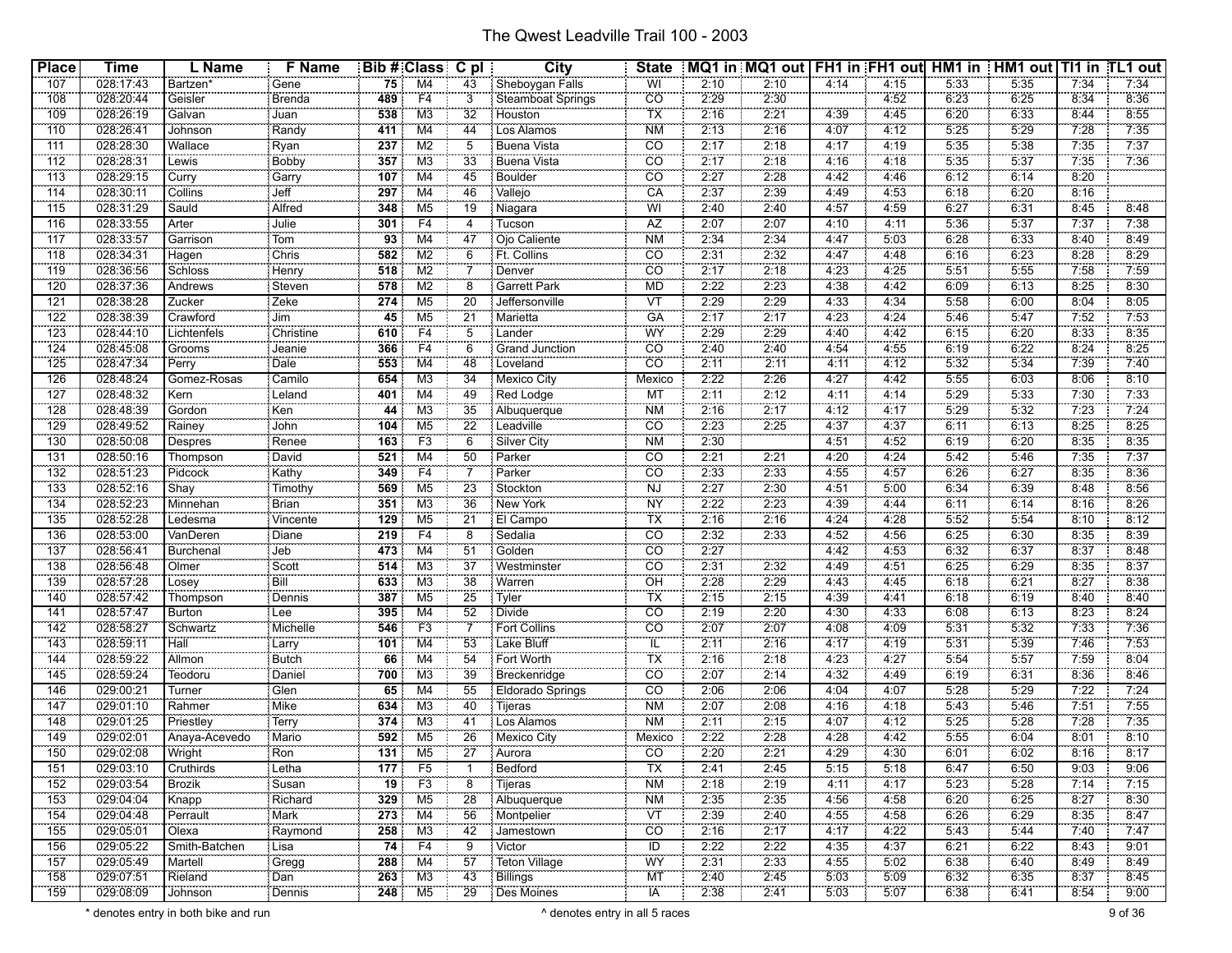# The Qwest Leadville Trail 100 - 2003

| Place | Time | L Name | F Name | Bib # | Class | C pl | City | State | MQ1 in | MQ1 out | FH1 in | FH1 out | HM1 in | HM1 out | TI1 in | TL1 out |
|---|---|---|---|---|---|---|---|---|---|---|---|---|---|---|---|---|
| 107 | 028:17:43 | Bartzen* | Gene | 75 | M4 | 43 | Sheboygan Falls | WI | 2:10 | 2:10 | 4:14 | 4:15 | 5:33 | 5:35 | 7:34 | 7:34 |
| 108 | 028:20:44 | Geisler | Brenda | 489 | F4 | 3 | Steamboat Springs | CO | 2:29 | 2:30 | | 4:52 | 6:23 | 6:25 | 8:34 | 8:36 |
| 109 | 028:26:19 | Galvan | Juan | 538 | M3 | 32 | Houston | TX | 2:16 | 2:21 | 4:39 | 4:45 | 6:20 | 6:33 | 8:44 | 8:55 |
| 110 | 028:26:41 | Johnson | Randy | 411 | M4 | 44 | Los Alamos | NM | 2:13 | 2:16 | 4:07 | 4:12 | 5:25 | 5:29 | 7:28 | 7:35 |
| 111 | 028:28:30 | Wallace | Ryan | 237 | M2 | 5 | Buena Vista | CO | 2:17 | 2:18 | 4:17 | 4:19 | 5:35 | 5:38 | 7:35 | 7:37 |
| 112 | 028:28:31 | Lewis | Bobby | 357 | M3 | 33 | Buena Vista | CO | 2:17 | 2:18 | 4:16 | 4:18 | 5:35 | 5:37 | 7:35 | 7:36 |
| 113 | 028:29:15 | Curry | Garry | 107 | M4 | 45 | Boulder | CO | 2:27 | 2:28 | 4:42 | 4:46 | 6:12 | 6:14 | 8:20 | |
| 114 | 028:30:11 | Collins | Jeff | 297 | M4 | 46 | Vallejo | CA | 2:37 | 2:39 | 4:49 | 4:53 | 6:18 | 6:20 | 8:16 | |
| 115 | 028:31:29 | Sauld | Alfred | 348 | M5 | 19 | Niagara | WI | 2:40 | 2:40 | 4:57 | 4:59 | 6:27 | 6:31 | 8:45 | 8:48 |
| 116 | 028:33:55 | Arter | Julie | 301 | F4 | 4 | Tucson | AZ | 2:07 | 2:07 | 4:10 | 4:11 | 5:36 | 5:37 | 7:37 | 7:38 |
| 117 | 028:33:57 | Garrison | Tom | 93 | M4 | 47 | Ojo Caliente | NM | 2:34 | 2:34 | 4:47 | 5:03 | 6:28 | 6:33 | 8:40 | 8:49 |
| 118 | 028:34:31 | Hagen | Chris | 582 | M2 | 6 | Ft. Collins | CO | 2:31 | 2:32 | 4:47 | 4:48 | 6:16 | 6:23 | 8:28 | 8:29 |
| 119 | 028:36:56 | Schloss | Henry | 518 | M2 | 7 | Denver | CO | 2:17 | 2:18 | 4:23 | 4:25 | 5:51 | 5:55 | 7:58 | 7:59 |
| 120 | 028:37:36 | Andrews | Steven | 578 | M2 | 8 | Garrett Park | MD | 2:22 | 2:23 | 4:38 | 4:42 | 6:09 | 6:13 | 8:25 | 8:30 |
| 121 | 028:38:28 | Zucker | Zeke | 274 | M5 | 20 | Jeffersonville | VT | 2:29 | 2:29 | 4:33 | 4:34 | 5:58 | 6:00 | 8:04 | 8:05 |
| 122 | 028:38:39 | Crawford | Jim | 45 | M5 | 21 | Marietta | GA | 2:17 | 2:17 | 4:23 | 4:24 | 5:46 | 5:47 | 7:52 | 7:53 |
| 123 | 028:44:10 | Lichtenfels | Christine | 610 | F4 | 5 | Lander | WY | 2:29 | 2:29 | 4:40 | 4:42 | 6:15 | 6:20 | 8:33 | 8:35 |
| 124 | 028:45:08 | Grooms | Jeanie | 366 | F4 | 6 | Grand Junction | CO | 2:40 | 2:40 | 4:54 | 4:55 | 6:19 | 6:22 | 8:24 | 8:25 |
| 125 | 028:47:34 | Perry | Dale | 553 | M4 | 48 | Loveland | CO | 2:11 | 2:11 | 4:11 | 4:12 | 5:32 | 5:34 | 7:39 | 7:40 |
| 126 | 028:48:24 | Gomez-Rosas | Camilo | 654 | M3 | 34 | Mexico City | Mexico | 2:22 | 2:26 | 4:27 | 4:42 | 5:55 | 6:03 | 8:06 | 8:10 |
| 127 | 028:48:32 | Kern | Leland | 401 | M4 | 49 | Red Lodge | MT | 2:11 | 2:12 | 4:11 | 4:14 | 5:29 | 5:33 | 7:30 | 7:33 |
| 128 | 028:48:39 | Gordon | Ken | 44 | M3 | 35 | Albuquerque | NM | 2:16 | 2:17 | 4:12 | 4:17 | 5:29 | 5:32 | 7:23 | 7:24 |
| 129 | 028:49:52 | Rainey | John | 104 | M5 | 22 | Leadville | CO | 2:23 | 2:25 | 4:37 | 4:37 | 6:11 | 6:13 | 8:25 | 8:25 |
| 130 | 028:50:08 | Despres | Renee | 163 | F3 | 6 | Silver City | NM | 2:30 | | 4:51 | 4:52 | 6:19 | 6:20 | 8:35 | 8:35 |
| 131 | 028:50:16 | Thompson | David | 521 | M4 | 50 | Parker | CO | 2:21 | 2:21 | 4:20 | 4:24 | 5:42 | 5:46 | 7:35 | 7:37 |
| 132 | 028:51:23 | Pidcock | Kathy | 349 | F4 | 7 | Parker | CO | 2:33 | 2:33 | 4:55 | 4:57 | 6:26 | 6:27 | 8:35 | 8:36 |
| 133 | 028:52:16 | Shay | Timothy | 569 | M5 | 23 | Stockton | NJ | 2:27 | 2:30 | 4:51 | 5:00 | 6:34 | 6:39 | 8:48 | 8:56 |
| 134 | 028:52:23 | Minnehan | Brian | 351 | M3 | 36 | New York | NY | 2:22 | 2:23 | 4:39 | 4:44 | 6:11 | 6:14 | 8:16 | 8:26 |
| 135 | 028:52:28 | Ledesma | Vincente | 129 | M5 | 21 | El Campo | TX | 2:16 | 2:16 | 4:24 | 4:28 | 5:52 | 5:54 | 8:10 | 8:12 |
| 136 | 028:53:00 | VanDeren | Diane | 219 | F4 | 8 | Sedalia | CO | 2:32 | 2:33 | 4:52 | 4:56 | 6:25 | 6:30 | 8:35 | 8:39 |
| 137 | 028:56:41 | Burchenal | Jeb | 473 | M4 | 51 | Golden | CO | 2:27 | | 4:42 | 4:53 | 6:32 | 6:37 | 8:37 | 8:48 |
| 138 | 028:56:48 | Olmer | Scott | 514 | M3 | 37 | Westminster | CO | 2:31 | 2:32 | 4:49 | 4:51 | 6:25 | 6:29 | 8:35 | 8:37 |
| 139 | 028:57:28 | Losey | Bill | 633 | M3 | 38 | Warren | OH | 2:28 | 2:29 | 4:43 | 4:45 | 6:18 | 6:21 | 8:27 | 8:38 |
| 140 | 028:57:42 | Thompson | Dennis | 387 | M5 | 25 | Tyler | TX | 2:15 | 2:15 | 4:39 | 4:41 | 6:18 | 6:19 | 8:40 | 8:40 |
| 141 | 028:57:47 | Burton | Lee | 395 | M4 | 52 | Divide | CO | 2:19 | 2:20 | 4:30 | 4:33 | 6:08 | 6:13 | 8:23 | 8:24 |
| 142 | 028:58:27 | Schwartz | Michelle | 546 | F3 | 7 | Fort Collins | CO | 2:07 | 2:07 | 4:08 | 4:09 | 5:31 | 5:32 | 7:33 | 7:36 |
| 143 | 028:59:11 | Hall | Larry | 101 | M4 | 53 | Lake Bluff | IL | 2:11 | 2:16 | 4:17 | 4:19 | 5:31 | 5:39 | 7:46 | 7:53 |
| 144 | 028:59:22 | Allmon | Butch | 66 | M4 | 54 | Fort Worth | TX | 2:16 | 2:18 | 4:23 | 4:27 | 5:54 | 5:57 | 7:59 | 8:04 |
| 145 | 028:59:24 | Teodoru | Daniel | 700 | M3 | 39 | Breckenridge | CO | 2:07 | 2:14 | 4:32 | 4:49 | 6:19 | 6:31 | 8:36 | 8:46 |
| 146 | 029:00:21 | Turner | Glen | 65 | M4 | 55 | Eldorado Springs | CO | 2:06 | 2:06 | 4:04 | 4:07 | 5:28 | 5:29 | 7:22 | 7:24 |
| 147 | 029:01:10 | Rahmer | Mike | 634 | M3 | 40 | Tijeras | NM | 2:07 | 2:08 | 4:16 | 4:18 | 5:43 | 5:46 | 7:51 | 7:55 |
| 148 | 029:01:25 | Priestley | Terry | 374 | M3 | 41 | Los Alamos | NM | 2:11 | 2:15 | 4:07 | 4:12 | 5:25 | 5:28 | 7:28 | 7:35 |
| 149 | 029:02:01 | Anaya-Acevedo | Mario | 592 | M5 | 26 | Mexico City | Mexico | 2:22 | 2:28 | 4:28 | 4:42 | 5:55 | 6:04 | 8:01 | 8:10 |
| 150 | 029:02:08 | Wright | Ron | 131 | M5 | 27 | Aurora | CO | 2:20 | 2:21 | 4:29 | 4:30 | 6:01 | 6:02 | 8:16 | 8:17 |
| 151 | 029:03:10 | Cruthirds | Letha | 177 | F5 | 1 | Bedford | TX | 2:41 | 2:45 | 5:15 | 5:18 | 6:47 | 6:50 | 9:03 | 9:06 |
| 152 | 029:03:54 | Brozik | Susan | 19 | F3 | 8 | Tijeras | NM | 2:18 | 2:19 | 4:11 | 4:17 | 5:23 | 5:28 | 7:14 | 7:15 |
| 153 | 029:04:04 | Knapp | Richard | 329 | M5 | 28 | Albuquerque | NM | 2:35 | 2:35 | 4:56 | 4:58 | 6:20 | 6:25 | 8:27 | 8:30 |
| 154 | 029:04:48 | Perrault | Mark | 273 | M4 | 56 | Montpelier | VT | 2:39 | 2:40 | 4:55 | 4:58 | 6:26 | 6:29 | 8:35 | 8:47 |
| 155 | 029:05:01 | Olexa | Raymond | 258 | M3 | 42 | Jamestown | CO | 2:16 | 2:17 | 4:17 | 4:22 | 5:43 | 5:44 | 7:40 | 7:47 |
| 156 | 029:05:22 | Smith-Batchen | Lisa | 74 | F4 | 9 | Victor | ID | 2:22 | 2:22 | 4:35 | 4:37 | 6:21 | 6:22 | 8:43 | 9:01 |
| 157 | 029:05:49 | Martell | Gregg | 288 | M4 | 57 | Teton Village | WY | 2:31 | 2:33 | 4:55 | 5:02 | 6:38 | 6:40 | 8:49 | 8:49 |
| 158 | 029:07:51 | Rieland | Dan | 263 | M3 | 43 | Billings | MT | 2:40 | 2:45 | 5:03 | 5:09 | 6:32 | 6:35 | 8:37 | 8:45 |
| 159 | 029:08:09 | Johnson | Dennis | 248 | M5 | 29 | Des Moines | IA | 2:38 | 2:41 | 5:03 | 5:07 | 6:38 | 6:41 | 8:54 | 9:00 |

* denotes entry in both bike and run

^ denotes entry in all 5 races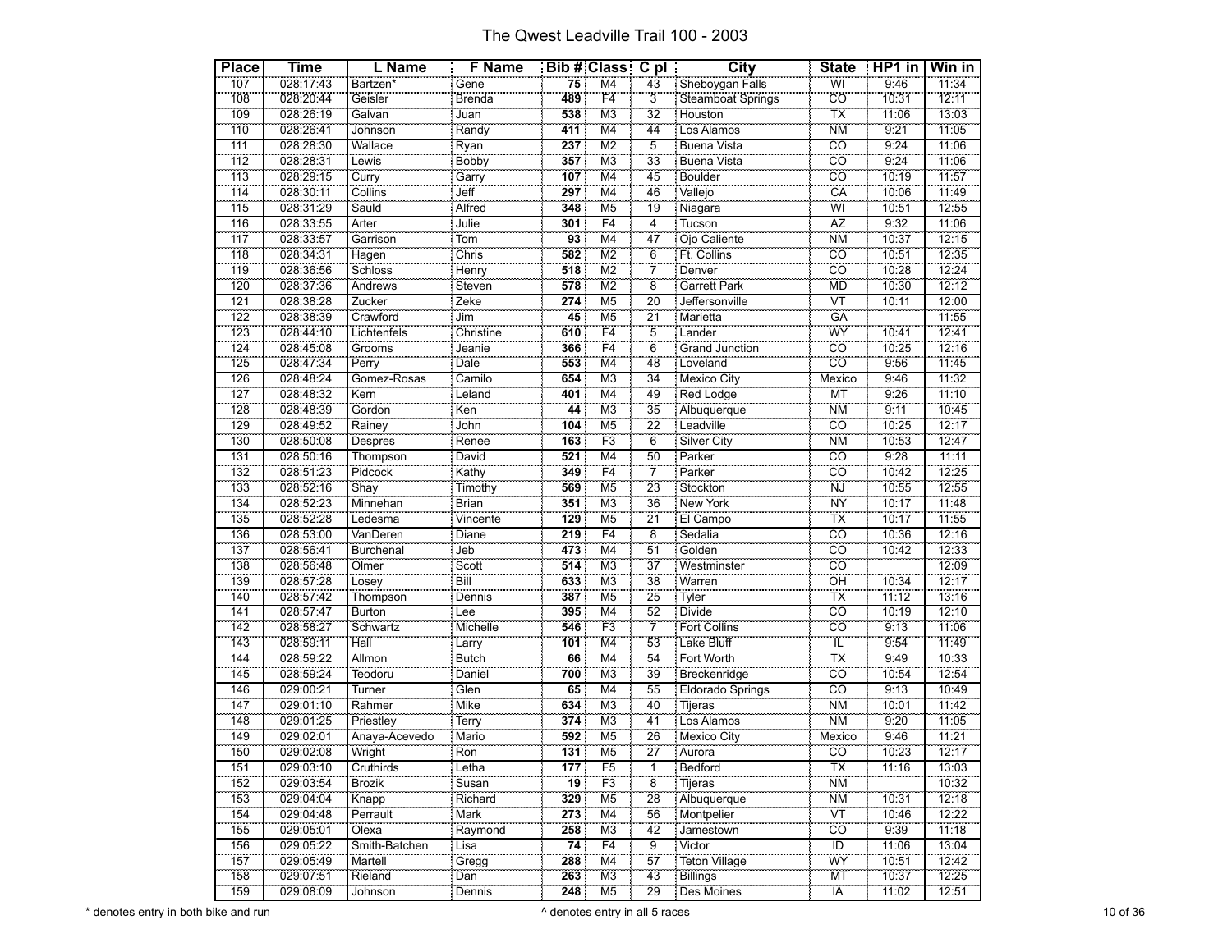# The Qwest Leadville Trail 100 - 2003

| Place | Time | L Name | F Name | Bib # | Class | C pl | City | State | HP1 in | Win in |
|---|---|---|---|---|---|---|---|---|---|---|
| 107 | 028:17:43 | Bartzen* | Gene | 75 | M4 | 43 | Sheboygan Falls | WI | 9:46 | 11:34 |
| 108 | 028:20:44 | Geisler | Brenda | 489 | F4 | 3 | Steamboat Springs | CO | 10:31 | 12:11 |
| 109 | 028:26:19 | Galvan | Juan | 538 | M3 | 32 | Houston | TX | 11:06 | 13:03 |
| 110 | 028:26:41 | Johnson | Randy | 411 | M4 | 44 | Los Alamos | NM | 9:21 | 11:05 |
| 111 | 028:28:30 | Wallace | Ryan | 237 | M2 | 5 | Buena Vista | CO | 9:24 | 11:06 |
| 112 | 028:28:31 | Lewis | Bobby | 357 | M3 | 33 | Buena Vista | CO | 9:24 | 11:06 |
| 113 | 028:29:15 | Curry | Garry | 107 | M4 | 45 | Boulder | CO | 10:19 | 11:57 |
| 114 | 028:30:11 | Collins | Jeff | 297 | M4 | 46 | Vallejo | CA | 10:06 | 11:49 |
| 115 | 028:31:29 | Sauld | Alfred | 348 | M5 | 19 | Niagara | WI | 10:51 | 12:55 |
| 116 | 028:33:55 | Arter | Julie | 301 | F4 | 4 | Tucson | AZ | 9:32 | 11:06 |
| 117 | 028:33:57 | Garrison | Tom | 93 | M4 | 47 | Ojo Caliente | NM | 10:37 | 12:15 |
| 118 | 028:34:31 | Hagen | Chris | 582 | M2 | 6 | Ft. Collins | CO | 10:51 | 12:35 |
| 119 | 028:36:56 | Schloss | Henry | 518 | M2 | 7 | Denver | CO | 10:28 | 12:24 |
| 120 | 028:37:36 | Andrews | Steven | 578 | M2 | 8 | Garrett Park | MD | 10:30 | 12:12 |
| 121 | 028:38:28 | Zucker | Zeke | 274 | M5 | 20 | Jeffersonville | VT | 10:11 | 12:00 |
| 122 | 028:38:39 | Crawford | Jim | 45 | M5 | 21 | Marietta | GA | | 11:55 |
| 123 | 028:44:10 | Lichtenfels | Christine | 610 | F4 | 5 | Lander | WY | 10:41 | 12:41 |
| 124 | 028:45:08 | Grooms | Jeanie | 366 | F4 | 6 | Grand Junction | CO | 10:25 | 12:16 |
| 125 | 028:47:34 | Perry | Dale | 553 | M4 | 48 | Loveland | CO | 9:56 | 11:45 |
| 126 | 028:48:24 | Gomez-Rosas | Camilo | 654 | M3 | 34 | Mexico City | Mexico | 9:46 | 11:32 |
| 127 | 028:48:32 | Kern | Leland | 401 | M4 | 49 | Red Lodge | MT | 9:26 | 11:10 |
| 128 | 028:48:39 | Gordon | Ken | 44 | M3 | 35 | Albuquerque | NM | 9:11 | 10:45 |
| 129 | 028:49:52 | Rainey | John | 104 | M5 | 22 | Leadville | CO | 10:25 | 12:17 |
| 130 | 028:50:08 | Despres | Renee | 163 | F3 | 6 | Silver City | NM | 10:53 | 12:47 |
| 131 | 028:50:16 | Thompson | David | 521 | M4 | 50 | Parker | CO | 9:28 | 11:11 |
| 132 | 028:51:23 | Pidcock | Kathy | 349 | F4 | 7 | Parker | CO | 10:42 | 12:25 |
| 133 | 028:52:16 | Shay | Timothy | 569 | M5 | 23 | Stockton | NJ | 10:55 | 12:55 |
| 134 | 028:52:23 | Minnehan | Brian | 351 | M3 | 36 | New York | NY | 10:17 | 11:48 |
| 135 | 028:52:28 | Ledesma | Vincente | 129 | M5 | 21 | El Campo | TX | 10:17 | 11:55 |
| 136 | 028:53:00 | VanDeren | Diane | 219 | F4 | 8 | Sedalia | CO | 10:36 | 12:16 |
| 137 | 028:56:41 | Burchenal | Jeb | 473 | M4 | 51 | Golden | CO | 10:42 | 12:33 |
| 138 | 028:56:48 | Olmer | Scott | 514 | M3 | 37 | Westminster | CO | | 12:09 |
| 139 | 028:57:28 | Losey | Bill | 633 | M3 | 38 | Warren | OH | 10:34 | 12:17 |
| 140 | 028:57:42 | Thompson | Dennis | 387 | M5 | 25 | Tyler | TX | 11:12 | 13:16 |
| 141 | 028:57:47 | Burton | Lee | 395 | M4 | 52 | Divide | CO | 10:19 | 12:10 |
| 142 | 028:58:27 | Schwartz | Michelle | 546 | F3 | 7 | Fort Collins | CO | 9:13 | 11:06 |
| 143 | 028:59:11 | Hall | Larry | 101 | M4 | 53 | Lake Bluff | IL | 9:54 | 11:49 |
| 144 | 028:59:22 | Allmon | Butch | 66 | M4 | 54 | Fort Worth | TX | 9:49 | 10:33 |
| 145 | 028:59:24 | Teodoru | Daniel | 700 | M3 | 39 | Breckenridge | CO | 10:54 | 12:54 |
| 146 | 029:00:21 | Turner | Glen | 65 | M4 | 55 | Eldorado Springs | CO | 9:13 | 10:49 |
| 147 | 029:01:10 | Rahmer | Mike | 634 | M3 | 40 | Tijeras | NM | 10:01 | 11:42 |
| 148 | 029:01:25 | Priestley | Terry | 374 | M3 | 41 | Los Alamos | NM | 9:20 | 11:05 |
| 149 | 029:02:01 | Anaya-Acevedo | Mario | 592 | M5 | 26 | Mexico City | Mexico | 9:46 | 11:21 |
| 150 | 029:02:08 | Wright | Ron | 131 | M5 | 27 | Aurora | CO | 10:23 | 12:17 |
| 151 | 029:03:10 | Cruthirds | Letha | 177 | F5 | 1 | Bedford | TX | 11:16 | 13:03 |
| 152 | 029:03:54 | Brozik | Susan | 19 | F3 | 8 | Tijeras | NM | | 10:32 |
| 153 | 029:04:04 | Knapp | Richard | 329 | M5 | 28 | Albuquerque | NM | 10:31 | 12:18 |
| 154 | 029:04:48 | Perrault | Mark | 273 | M4 | 56 | Montpelier | VT | 10:46 | 12:22 |
| 155 | 029:05:01 | Olexa | Raymond | 258 | M3 | 42 | Jamestown | CO | 9:39 | 11:18 |
| 156 | 029:05:22 | Smith-Batchen | Lisa | 74 | F4 | 9 | Victor | ID | 11:06 | 13:04 |
| 157 | 029:05:49 | Martell | Gregg | 288 | M4 | 57 | Teton Village | WY | 10:51 | 12:42 |
| 158 | 029:07:51 | Rieland | Dan | 263 | M3 | 43 | Billings | MT | 10:37 | 12:25 |
| 159 | 029:08:09 | Johnson | Dennis | 248 | M5 | 29 | Des Moines | IA | 11:02 | 12:51 |

\* denotes entry in both bike and run

^ denotes entry in all 5 races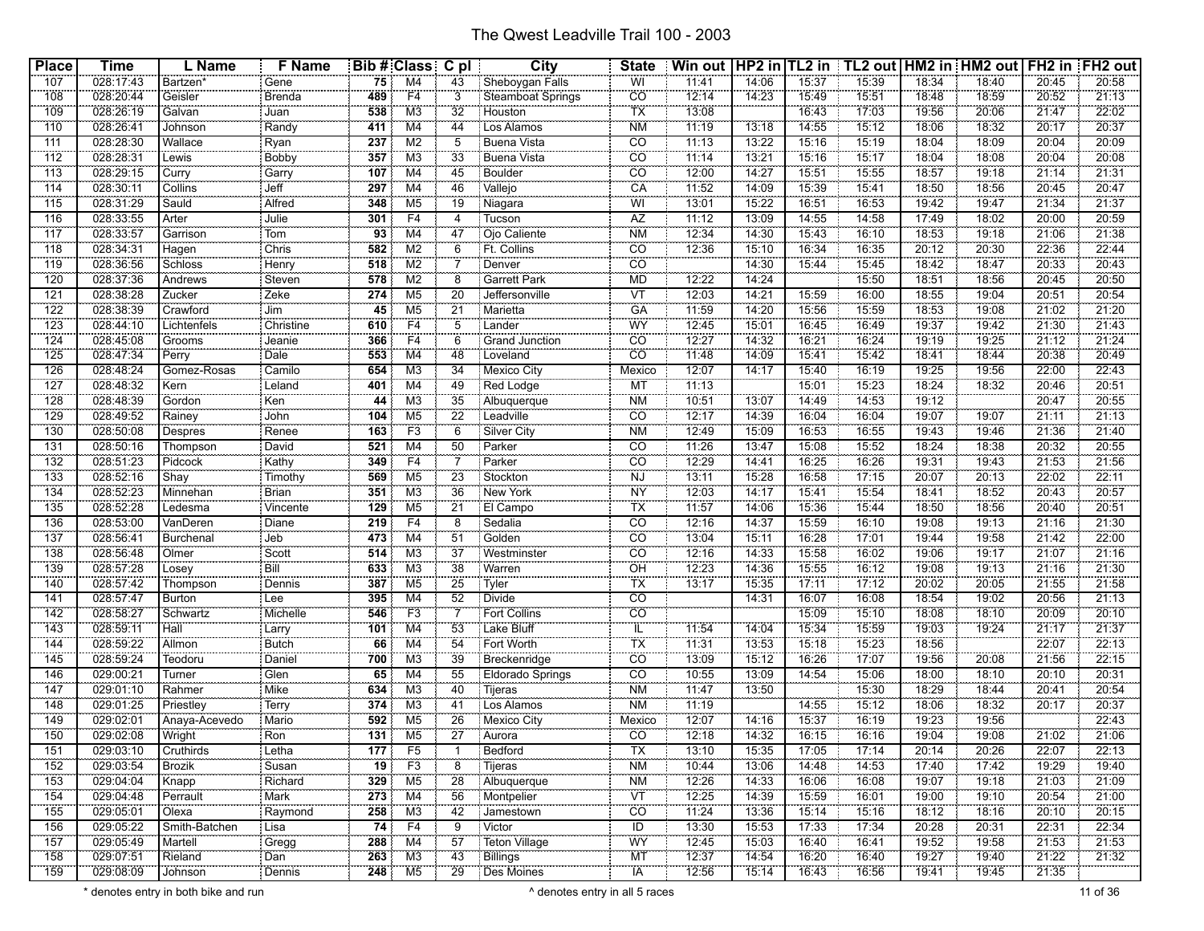| Place | Time | L Name | F Name | Bib # | Class | C pl | City | State | Win out | HP2 in | TL2 in | TL2 out | HM2 in | HM2 out | FH2 in | FH2 out |
|---|---|---|---|---|---|---|---|---|---|---|---|---|---|---|---|---|
| 107 | 028:17:43 | Bartzen* | Gene | 75 | M4 | 43 | Sheboygan Falls | WI | 11:41 | 14:06 | 15:37 | 15:39 | 18:34 | 18:40 | 20:45 | 20:58 |
| 108 | 028:20:44 | Geisler | Brenda | 489 | F4 | 3 | Steamboat Springs | CO | 12:14 | 14:23 | 15:49 | 15:51 | 18:48 | 18:59 | 20:52 | 21:13 |
| 109 | 028:26:19 | Galvan | Juan | 538 | M3 | 32 | Houston | TX | 13:08 | | 16:43 | 17:03 | 19:56 | 20:06 | 21:47 | 22:02 |
| 110 | 028:26:41 | Johnson | Randy | 411 | M4 | 44 | Los Alamos | NM | 11:19 | 13:18 | 14:55 | 15:12 | 18:06 | 18:32 | 20:17 | 20:37 |
| 111 | 028:28:30 | Wallace | Ryan | 237 | M2 | 5 | Buena Vista | CO | 11:13 | 13:22 | 15:16 | 15:19 | 18:04 | 18:09 | 20:04 | 20:09 |
| 112 | 028:28:31 | Lewis | Bobby | 357 | M3 | 33 | Buena Vista | CO | 11:14 | 13:21 | 15:16 | 15:17 | 18:04 | 18:08 | 20:04 | 20:08 |
| 113 | 028:29:15 | Curry | Garry | 107 | M4 | 45 | Boulder | CO | 12:00 | 14:27 | 15:51 | 15:55 | 18:57 | 19:18 | 21:14 | 21:31 |
| 114 | 028:30:11 | Collins | Jeff | 297 | M4 | 46 | Vallejo | CA | 11:52 | 14:09 | 15:39 | 15:41 | 18:50 | 18:56 | 20:45 | 20:47 |
| 115 | 028:31:29 | Sauld | Alfred | 348 | M5 | 19 | Niagara | WI | 13:01 | 15:22 | 16:51 | 16:53 | 19:42 | 19:47 | 21:34 | 21:37 |
| 116 | 028:33:55 | Arter | Julie | 301 | F4 | 4 | Tucson | AZ | 11:12 | 13:09 | 14:55 | 14:58 | 17:49 | 18:02 | 20:00 | 20:59 |
| 117 | 028:33:57 | Garrison | Tom | 93 | M4 | 47 | Ojo Caliente | NM | 12:34 | 14:30 | 15:43 | 16:10 | 18:53 | 19:18 | 21:06 | 21:38 |
| 118 | 028:34:31 | Hagen | Chris | 582 | M2 | 6 | Ft. Collins | CO | 12:36 | 15:10 | 16:34 | 16:35 | 20:12 | 20:30 | 22:36 | 22:44 |
| 119 | 028:36:56 | Schloss | Henry | 518 | M2 | 7 | Denver | CO | | 14:30 | 15:44 | 15:45 | 18:42 | 18:47 | 20:33 | 20:43 |
| 120 | 028:37:36 | Andrews | Steven | 578 | M2 | 8 | Garrett Park | MD | 12:22 | 14:24 | | 15:50 | 18:51 | 18:56 | 20:45 | 20:50 |
| 121 | 028:38:28 | Zucker | Zeke | 274 | M5 | 20 | Jeffersonville | VT | 12:03 | 14:21 | 15:59 | 16:00 | 18:55 | 19:04 | 20:51 | 20:54 |
| 122 | 028:38:39 | Crawford | Jim | 45 | M5 | 21 | Marietta | GA | 11:59 | 14:20 | 15:56 | 15:59 | 18:53 | 19:08 | 21:02 | 21:20 |
| 123 | 028:44:10 | Lichtenfels | Christine | 610 | F4 | 5 | Lander | WY | 12:45 | 15:01 | 16:45 | 16:49 | 19:37 | 19:42 | 21:30 | 21:43 |
| 124 | 028:45:08 | Grooms | Jeanie | 366 | F4 | 6 | Grand Junction | CO | 12:27 | 14:32 | 16:21 | 16:24 | 19:19 | 19:25 | 21:12 | 21:24 |
| 125 | 028:47:34 | Perry | Dale | 553 | M4 | 48 | Loveland | CO | 11:48 | 14:09 | 15:41 | 15:42 | 18:41 | 18:44 | 20:38 | 20:49 |
| 126 | 028:48:24 | Gomez-Rosas | Camilo | 654 | M3 | 34 | Mexico City | Mexico | 12:07 | 14:17 | 15:40 | 16:19 | 19:25 | 19:56 | 22:00 | 22:43 |
| 127 | 028:48:32 | Kern | Leland | 401 | M4 | 49 | Red Lodge | MT | 11:13 | | 15:01 | 15:23 | 18:24 | 18:32 | 20:46 | 20:51 |
| 128 | 028:48:39 | Gordon | Ken | 44 | M3 | 35 | Albuquerque | NM | 10:51 | 13:07 | 14:49 | 14:53 | 19:12 | | 20:47 | 20:55 |
| 129 | 028:49:52 | Rainey | John | 104 | M5 | 22 | Leadville | CO | 12:17 | 14:39 | 16:04 | 16:04 | 19:07 | 19:07 | 21:11 | 21:13 |
| 130 | 028:50:08 | Despres | Renee | 163 | F3 | 6 | Silver City | NM | 12:49 | 15:09 | 16:53 | 16:55 | 19:43 | 19:46 | 21:36 | 21:40 |
| 131 | 028:50:16 | Thompson | David | 521 | M4 | 50 | Parker | CO | 11:26 | 13:47 | 15:08 | 15:52 | 18:24 | 18:38 | 20:32 | 20:55 |
| 132 | 028:51:23 | Pidcock | Kathy | 349 | F4 | 7 | Parker | CO | 12:29 | 14:41 | 16:25 | 16:26 | 19:31 | 19:43 | 21:53 | 21:56 |
| 133 | 028:52:16 | Shay | Timothy | 569 | M5 | 23 | Stockton | NJ | 13:11 | 15:28 | 16:58 | 17:15 | 20:07 | 20:13 | 22:02 | 22:11 |
| 134 | 028:52:23 | Minnehan | Brian | 351 | M3 | 36 | New York | NY | 12:03 | 14:17 | 15:41 | 15:54 | 18:41 | 18:52 | 20:43 | 20:57 |
| 135 | 028:52:28 | Ledesma | Vincente | 129 | M5 | 21 | El Campo | TX | 11:57 | 14:06 | 15:36 | 15:44 | 18:50 | 18:56 | 20:40 | 20:51 |
| 136 | 028:53:00 | VanDeren | Diane | 219 | F4 | 8 | Sedalia | CO | 12:16 | 14:37 | 15:59 | 16:10 | 19:08 | 19:13 | 21:16 | 21:30 |
| 137 | 028:56:41 | Burchenal | Jeb | 473 | M4 | 51 | Golden | CO | 13:04 | 15:11 | 16:28 | 17:01 | 19:44 | 19:58 | 21:42 | 22:00 |
| 138 | 028:56:48 | Olmer | Scott | 514 | M3 | 37 | Westminster | CO | 12:16 | 14:33 | 15:58 | 16:02 | 19:06 | 19:17 | 21:07 | 21:16 |
| 139 | 028:57:28 | Losey | Bill | 633 | M3 | 38 | Warren | OH | 12:23 | 14:36 | 15:55 | 16:12 | 19:08 | 19:13 | 21:16 | 21:30 |
| 140 | 028:57:42 | Thompson | Dennis | 387 | M5 | 25 | Tyler | TX | 13:17 | 15:35 | 17:11 | 17:12 | 20:02 | 20:05 | 21:55 | 21:58 |
| 141 | 028:57:47 | Burton | Lee | 395 | M4 | 52 | Divide | CO | | 14:31 | 16:07 | 16:08 | 18:54 | 19:02 | 20:56 | 21:13 |
| 142 | 028:58:27 | Schwartz | Michelle | 546 | F3 | 7 | Fort Collins | CO | | | 15:09 | 15:10 | 18:08 | 18:10 | 20:09 | 20:10 |
| 143 | 028:59:11 | Hall | Larry | 101 | M4 | 53 | Lake Bluff | IL | 11:54 | 14:04 | 15:34 | 15:59 | 19:03 | 19:24 | 21:17 | 21:37 |
| 144 | 028:59:22 | Allmon | Butch | 66 | M4 | 54 | Fort Worth | TX | 11:31 | 13:53 | 15:18 | 15:23 | 18:56 | | 22:07 | 22:13 |
| 145 | 028:59:24 | Teodoru | Daniel | 700 | M3 | 39 | Breckenridge | CO | 13:09 | 15:12 | 16:26 | 17:07 | 19:56 | 20:08 | 21:56 | 22:15 |
| 146 | 029:00:21 | Turner | Glen | 65 | M4 | 55 | Eldorado Springs | CO | 10:55 | 13:09 | 14:54 | 15:06 | 18:00 | 18:10 | 20:10 | 20:31 |
| 147 | 029:01:10 | Rahmer | Mike | 634 | M3 | 40 | Tijeras | NM | 11:47 | 13:50 | | 15:30 | 18:29 | 18:44 | 20:41 | 20:54 |
| 148 | 029:01:25 | Priestley | Terry | 374 | M3 | 41 | Los Alamos | NM | 11:19 | | 14:55 | 15:12 | 18:06 | 18:32 | 20:17 | 20:37 |
| 149 | 029:02:01 | Anaya-Acevedo | Mario | 592 | M5 | 26 | Mexico City | Mexico | 12:07 | 14:16 | 15:37 | 16:19 | 19:23 | 19:56 | | 22:43 |
| 150 | 029:02:08 | Wright | Ron | 131 | M5 | 27 | Aurora | CO | 12:18 | 14:32 | 16:15 | 16:16 | 19:04 | 19:08 | 21:02 | 21:06 |
| 151 | 029:03:10 | Cruthirds | Letha | 177 | F5 | 1 | Bedford | TX | 13:10 | 15:35 | 17:05 | 17:14 | 20:14 | 20:26 | 22:07 | 22:13 |
| 152 | 029:03:54 | Brozik | Susan | 19 | F3 | 8 | Tijeras | NM | 10:44 | 13:06 | 14:48 | 14:53 | 17:40 | 17:42 | 19:29 | 19:40 |
| 153 | 029:04:04 | Knapp | Richard | 329 | M5 | 28 | Albuquerque | NM | 12:26 | 14:33 | 16:06 | 16:08 | 19:07 | 19:18 | 21:03 | 21:09 |
| 154 | 029:04:48 | Perrault | Mark | 273 | M4 | 56 | Montpelier | VT | 12:25 | 14:39 | 15:59 | 16:01 | 19:00 | 19:10 | 20:54 | 21:00 |
| 155 | 029:05:01 | Olexa | Raymond | 258 | M3 | 42 | Jamestown | CO | 11:24 | 13:36 | 15:14 | 15:16 | 18:12 | 18:16 | 20:10 | 20:15 |
| 156 | 029:05:22 | Smith-Batchen | Lisa | 74 | F4 | 9 | Victor | ID | 13:30 | 15:53 | 17:33 | 17:34 | 20:28 | 20:31 | 22:31 | 22:34 |
| 157 | 029:05:49 | Martell | Gregg | 288 | M4 | 57 | Teton Village | WY | 12:45 | 15:03 | 16:40 | 16:41 | 19:52 | 19:58 | 21:53 | 21:53 |
| 158 | 029:07:51 | Rieland | Dan | 263 | M3 | 43 | Billings | MT | 12:37 | 14:54 | 16:20 | 16:40 | 19:27 | 19:40 | 21:22 | 21:32 |
| 159 | 029:08:09 | Johnson | Dennis | 248 | M5 | 29 | Des Moines | IA | 12:56 | 15:14 | 16:43 | 16:56 | 19:41 | 19:45 | 21:35 | |

* denotes entry in both bike and run

^ denotes entry in all 5 races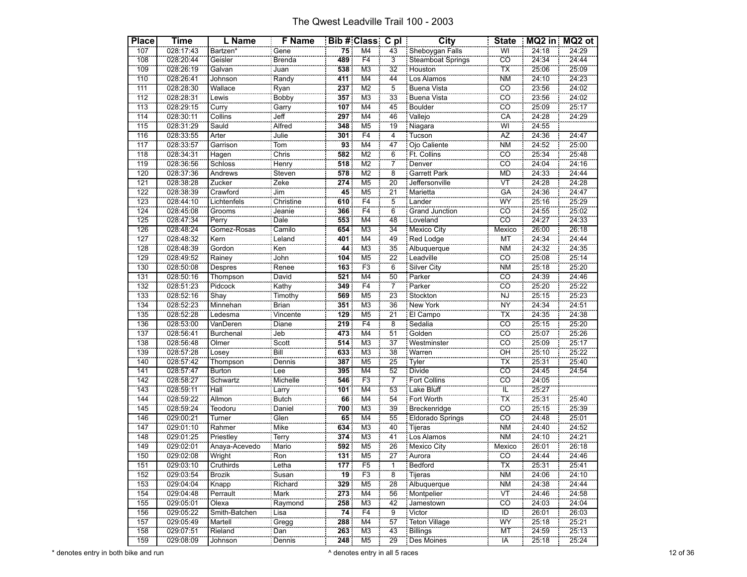# The Qwest Leadville Trail 100 - 2003

| Place | Time | L Name | F Name | Bib # | Class | C pl | City | State | MQ2 in | MQ2 ot |
|---|---|---|---|---|---|---|---|---|---|---|
| 107 | 028:17:43 | Bartzen* | Gene | 75 | M4 | 43 | Sheboygan Falls | WI | 24:18 | 24:29 |
| 108 | 028:20:44 | Geisler | Brenda | 489 | F4 | 3 | Steamboat Springs | CO | 24:34 | 24:44 |
| 109 | 028:26:19 | Galvan | Juan | 538 | M3 | 32 | Houston | TX | 25:06 | 25:09 |
| 110 | 028:26:41 | Johnson | Randy | 411 | M4 | 44 | Los Alamos | NM | 24:10 | 24:23 |
| 111 | 028:28:30 | Wallace | Ryan | 237 | M2 | 5 | Buena Vista | CO | 23:56 | 24:02 |
| 112 | 028:28:31 | Lewis | Bobby | 357 | M3 | 33 | Buena Vista | CO | 23:56 | 24:02 |
| 113 | 028:29:15 | Curry | Garry | 107 | M4 | 45 | Boulder | CO | 25:09 | 25:17 |
| 114 | 028:30:11 | Collins | Jeff | 297 | M4 | 46 | Vallejo | CA | 24:28 | 24:29 |
| 115 | 028:31:29 | Sauld | Alfred | 348 | M5 | 19 | Niagara | WI | 24:55 | |
| 116 | 028:33:55 | Arter | Julie | 301 | F4 | 4 | Tucson | AZ | 24:36 | 24:47 |
| 117 | 028:33:57 | Garrison | Tom | 93 | M4 | 47 | Ojo Caliente | NM | 24:52 | 25:00 |
| 118 | 028:34:31 | Hagen | Chris | 582 | M2 | 6 | Ft. Collins | CO | 25:34 | 25:48 |
| 119 | 028:36:56 | Schloss | Henry | 518 | M2 | 7 | Denver | CO | 24:04 | 24:16 |
| 120 | 028:37:36 | Andrews | Steven | 578 | M2 | 8 | Garrett Park | MD | 24:33 | 24:44 |
| 121 | 028:38:28 | Zucker | Zeke | 274 | M5 | 20 | Jeffersonville | VT | 24:28 | 24:28 |
| 122 | 028:38:39 | Crawford | Jim | 45 | M5 | 21 | Marietta | GA | 24:36 | 24:47 |
| 123 | 028:44:10 | Lichtenfels | Christine | 610 | F4 | 5 | Lander | WY | 25:16 | 25:29 |
| 124 | 028:45:08 | Grooms | Jeanie | 366 | F4 | 6 | Grand Junction | CO | 24:55 | 25:02 |
| 125 | 028:47:34 | Perry | Dale | 553 | M4 | 48 | Loveland | CO | 24:27 | 24:33 |
| 126 | 028:48:24 | Gomez-Rosas | Camilo | 654 | M3 | 34 | Mexico City | Mexico | 26:00 | 26:18 |
| 127 | 028:48:32 | Kern | Leland | 401 | M4 | 49 | Red Lodge | MT | 24:34 | 24:44 |
| 128 | 028:48:39 | Gordon | Ken | 44 | M3 | 35 | Albuquerque | NM | 24:32 | 24:35 |
| 129 | 028:49:52 | Rainey | John | 104 | M5 | 22 | Leadville | CO | 25:08 | 25:14 |
| 130 | 028:50:08 | Despres | Renee | 163 | F3 | 6 | Silver City | NM | 25:18 | 25:20 |
| 131 | 028:50:16 | Thompson | David | 521 | M4 | 50 | Parker | CO | 24:39 | 24:46 |
| 132 | 028:51:23 | Pidcock | Kathy | 349 | F4 | 7 | Parker | CO | 25:20 | 25:22 |
| 133 | 028:52:16 | Shay | Timothy | 569 | M5 | 23 | Stockton | NJ | 25:15 | 25:23 |
| 134 | 028:52:23 | Minnehan | Brian | 351 | M3 | 36 | New York | NY | 24:34 | 24:51 |
| 135 | 028:52:28 | Ledesma | Vincente | 129 | M5 | 21 | El Campo | TX | 24:35 | 24:38 |
| 136 | 028:53:00 | VanDeren | Diane | 219 | F4 | 8 | Sedalia | CO | 25:15 | 25:20 |
| 137 | 028:56:41 | Burchenal | Jeb | 473 | M4 | 51 | Golden | CO | 25:07 | 25:26 |
| 138 | 028:56:48 | Olmer | Scott | 514 | M3 | 37 | Westminster | CO | 25:09 | 25:17 |
| 139 | 028:57:28 | Losey | Bill | 633 | M3 | 38 | Warren | OH | 25:10 | 25:22 |
| 140 | 028:57:42 | Thompson | Dennis | 387 | M5 | 25 | Tyler | TX | 25:31 | 25:40 |
| 141 | 028:57:47 | Burton | Lee | 395 | M4 | 52 | Divide | CO | 24:45 | 24:54 |
| 142 | 028:58:27 | Schwartz | Michelle | 546 | F3 | 7 | Fort Collins | CO | 24:05 | |
| 143 | 028:59:11 | Hall | Larry | 101 | M4 | 53 | Lake Bluff | IL | 25:27 | |
| 144 | 028:59:22 | Allmon | Butch | 66 | M4 | 54 | Fort Worth | TX | 25:31 | 25:40 |
| 145 | 028:59:24 | Teodoru | Daniel | 700 | M3 | 39 | Breckenridge | CO | 25:15 | 25:39 |
| 146 | 029:00:21 | Turner | Glen | 65 | M4 | 55 | Eldorado Springs | CO | 24:48 | 25:01 |
| 147 | 029:01:10 | Rahmer | Mike | 634 | M3 | 40 | Tijeras | NM | 24:40 | 24:52 |
| 148 | 029:01:25 | Priestley | Terry | 374 | M3 | 41 | Los Alamos | NM | 24:10 | 24:21 |
| 149 | 029:02:01 | Anaya-Acevedo | Mario | 592 | M5 | 26 | Mexico City | Mexico | 26:01 | 26:18 |
| 150 | 029:02:08 | Wright | Ron | 131 | M5 | 27 | Aurora | CO | 24:44 | 24:46 |
| 151 | 029:03:10 | Cruthirds | Letha | 177 | F5 | 1 | Bedford | TX | 25:31 | 25:41 |
| 152 | 029:03:54 | Brozik | Susan | 19 | F3 | 8 | Tijeras | NM | 24:06 | 24:10 |
| 153 | 029:04:04 | Knapp | Richard | 329 | M5 | 28 | Albuquerque | NM | 24:38 | 24:44 |
| 154 | 029:04:48 | Perrault | Mark | 273 | M4 | 56 | Montpelier | VT | 24:46 | 24:58 |
| 155 | 029:05:01 | Olexa | Raymond | 258 | M3 | 42 | Jamestown | CO | 24:03 | 24:04 |
| 156 | 029:05:22 | Smith-Batchen | Lisa | 74 | F4 | 9 | Victor | ID | 26:01 | 26:03 |
| 157 | 029:05:49 | Martell | Gregg | 288 | M4 | 57 | Teton Village | WY | 25:18 | 25:21 |
| 158 | 029:07:51 | Rieland | Dan | 263 | M3 | 43 | Billings | MT | 24:59 | 25:13 |
| 159 | 029:08:09 | Johnson | Dennis | 248 | M5 | 29 | Des Moines | IA | 25:18 | 25:24 |

* denotes entry in both bike and run

^ denotes entry in all 5 races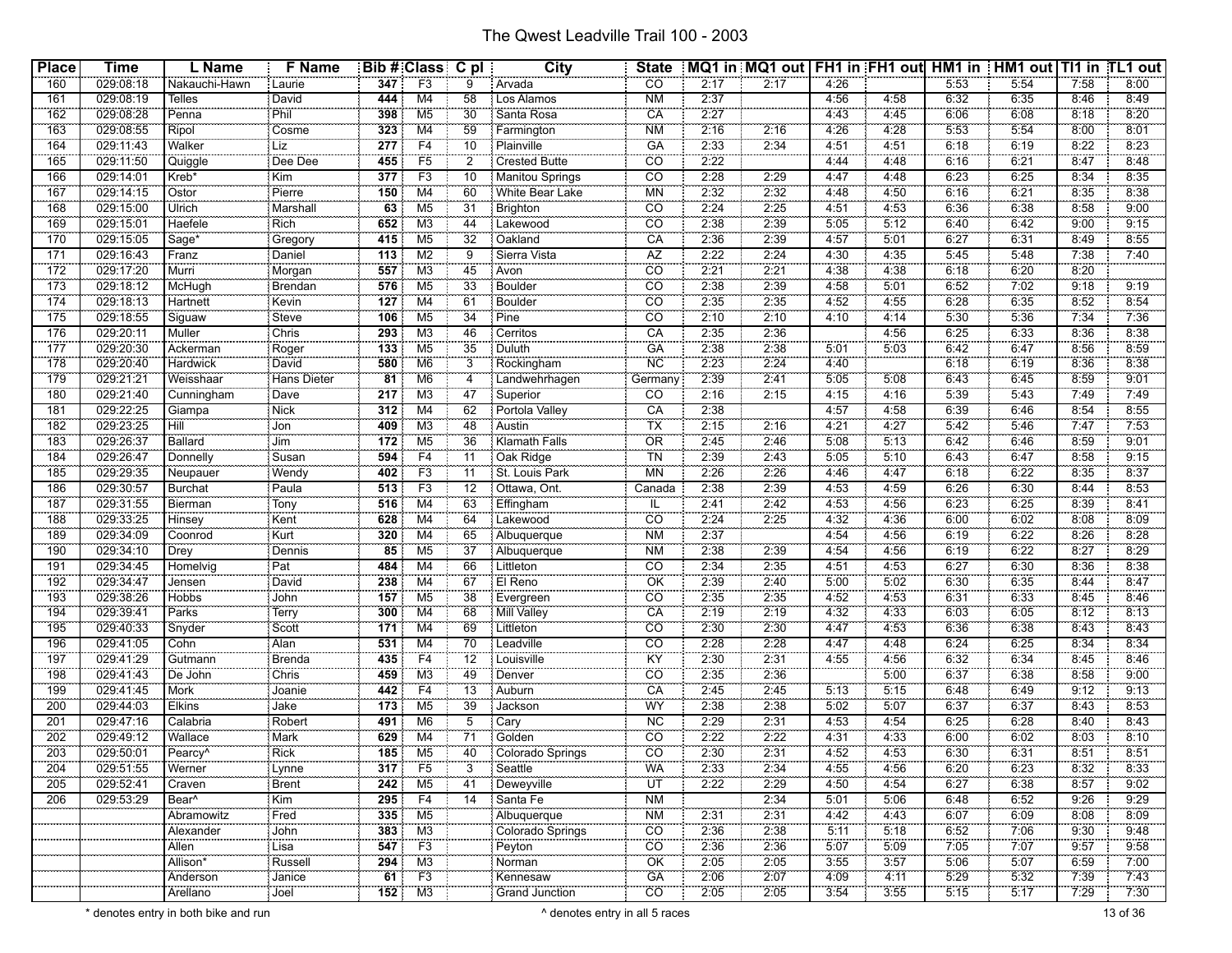# The Qwest Leadville Trail 100 - 2003

| Place | Time | L Name | F Name | Bib # | Class | C pl | City | State | MQ1 in | MQ1 out | FH1 in | FH1 out | HM1 in | HM1 out | TI1 in | TL1 out |
|---|---|---|---|---|---|---|---|---|---|---|---|---|---|---|---|---|
| 160 | 029:08:18 | Nakauchi-Hawn | Laurie | 347 | F3 | 9 | Arvada | CO | 2:17 | 2:17 | 4:26 | | 5:53 | 5:54 | 7:58 | 8:00 |
| 161 | 029:08:19 | Telles | David | 444 | M4 | 58 | Los Alamos | NM | 2:37 | | 4:56 | 4:58 | 6:32 | 6:35 | 8:46 | 8:49 |
| 162 | 029:08:28 | Penna | Phil | 398 | M5 | 30 | Santa Rosa | CA | 2:27 | | 4:43 | 4:45 | 6:06 | 6:08 | 8:18 | 8:20 |
| 163 | 029:08:55 | Ripol | Cosme | 323 | M4 | 59 | Farmington | NM | 2:16 | 2:16 | 4:26 | 4:28 | 5:53 | 5:54 | 8:00 | 8:01 |
| 164 | 029:11:43 | Walker | Liz | 277 | F4 | 10 | Plainville | GA | 2:33 | 2:34 | 4:51 | 4:51 | 6:18 | 6:19 | 8:22 | 8:23 |
| 165 | 029:11:50 | Quiggle | Dee Dee | 455 | F5 | 2 | Crested Butte | CO | 2:22 | | 4:44 | 4:48 | 6:16 | 6:21 | 8:47 | 8:48 |
| 166 | 029:14:01 | Kreb* | Kim | 377 | F3 | 10 | Manitou Springs | CO | 2:28 | 2:29 | 4:47 | 4:48 | 6:23 | 6:25 | 8:34 | 8:35 |
| 167 | 029:14:15 | Ostor | Pierre | 150 | M4 | 60 | White Bear Lake | MN | 2:32 | 2:32 | 4:48 | 4:50 | 6:16 | 6:21 | 8:35 | 8:38 |
| 168 | 029:15:00 | Ulrich | Marshall | 63 | M5 | 31 | Brighton | CO | 2:24 | 2:25 | 4:51 | 4:53 | 6:36 | 6:38 | 8:58 | 9:00 |
| 169 | 029:15:01 | Haefele | Rich | 652 | M3 | 44 | Lakewood | CO | 2:38 | 2:39 | 5:05 | 5:12 | 6:40 | 6:42 | 9:00 | 9:15 |
| 170 | 029:15:05 | Sage* | Gregory | 415 | M5 | 32 | Oakland | CA | 2:36 | 2:39 | 4:57 | 5:01 | 6:27 | 6:31 | 8:49 | 8:55 |
| 171 | 029:16:43 | Franz | Daniel | 113 | M2 | 9 | Sierra Vista | AZ | 2:22 | 2:24 | 4:30 | 4:35 | 5:45 | 5:48 | 7:38 | 7:40 |
| 172 | 029:17:20 | Murri | Morgan | 557 | M3 | 45 | Avon | CO | 2:21 | 2:21 | 4:38 | 4:38 | 6:18 | 6:20 | 8:20 | |
| 173 | 029:18:12 | McHugh | Brendan | 576 | M5 | 33 | Boulder | CO | 2:38 | 2:39 | 4:58 | 5:01 | 6:52 | 7:02 | 9:18 | 9:19 |
| 174 | 029:18:13 | Hartnett | Kevin | 127 | M4 | 61 | Boulder | CO | 2:35 | 2:35 | 4:52 | 4:55 | 6:28 | 6:35 | 8:52 | 8:54 |
| 175 | 029:18:55 | Siguaw | Steve | 106 | M5 | 34 | Pine | CO | 2:10 | 2:10 | 4:10 | 4:14 | 5:30 | 5:36 | 7:34 | 7:36 |
| 176 | 029:20:11 | Muller | Chris | 293 | M3 | 46 | Cerritos | CA | 2:35 | 2:36 | | 4:56 | 6:25 | 6:33 | 8:36 | 8:38 |
| 177 | 029:20:30 | Ackerman | Roger | 133 | M5 | 35 | Duluth | GA | 2:38 | 2:38 | 5:01 | 5:03 | 6:42 | 6:47 | 8:56 | 8:59 |
| 178 | 029:20:40 | Hardwick | David | 580 | M6 | 3 | Rockingham | NC | 2:23 | 2:24 | 4:40 | | 6:18 | 6:19 | 8:36 | 8:38 |
| 179 | 029:21:21 | Weisshaar | Hans Dieter | 81 | M6 | 4 | Landwehrhagen | Germany | 2:39 | 2:41 | 5:05 | 5:08 | 6:43 | 6:45 | 8:59 | 9:01 |
| 180 | 029:21:40 | Cunningham | Dave | 217 | M3 | 47 | Superior | CO | 2:16 | 2:15 | 4:15 | 4:16 | 5:39 | 5:43 | 7:49 | 7:49 |
| 181 | 029:22:25 | Giampa | Nick | 312 | M4 | 62 | Portola Valley | CA | 2:38 | | 4:57 | 4:58 | 6:39 | 6:46 | 8:54 | 8:55 |
| 182 | 029:23:25 | Hill | Jon | 409 | M3 | 48 | Austin | TX | 2:15 | 2:16 | 4:21 | 4:27 | 5:42 | 5:46 | 7:47 | 7:53 |
| 183 | 029:26:37 | Ballard | Jim | 172 | M5 | 36 | Klamath Falls | OR | 2:45 | 2:46 | 5:08 | 5:13 | 6:42 | 6:46 | 8:59 | 9:01 |
| 184 | 029:26:47 | Donnelly | Susan | 594 | F4 | 11 | Oak Ridge | TN | 2:39 | 2:43 | 5:05 | 5:10 | 6:43 | 6:47 | 8:58 | 9:15 |
| 185 | 029:29:35 | Neupauer | Wendy | 402 | F3 | 11 | St. Louis Park | MN | 2:26 | 2:26 | 4:46 | 4:47 | 6:18 | 6:22 | 8:35 | 8:37 |
| 186 | 029:30:57 | Burchat | Paula | 513 | F3 | 12 | Ottawa, Ont. | Canada | 2:38 | 2:39 | 4:53 | 4:59 | 6:26 | 6:30 | 8:44 | 8:53 |
| 187 | 029:31:55 | Bierman | Tony | 516 | M4 | 63 | Effingham | IL | 2:41 | 2:42 | 4:53 | 4:56 | 6:23 | 6:25 | 8:39 | 8:41 |
| 188 | 029:33:25 | Hinsey | Kent | 628 | M4 | 64 | Lakewood | CO | 2:24 | 2:25 | 4:32 | 4:36 | 6:00 | 6:02 | 8:08 | 8:09 |
| 189 | 029:34:09 | Coonrod | Kurt | 320 | M4 | 65 | Albuquerque | NM | 2:37 | | 4:54 | 4:56 | 6:19 | 6:22 | 8:26 | 8:28 |
| 190 | 029:34:10 | Drey | Dennis | 85 | M5 | 37 | Albuquerque | NM | 2:38 | 2:39 | 4:54 | 4:56 | 6:19 | 6:22 | 8:27 | 8:29 |
| 191 | 029:34:45 | Homelvig | Pat | 484 | M4 | 66 | Littleton | CO | 2:34 | 2:35 | 4:51 | 4:53 | 6:27 | 6:30 | 8:36 | 8:38 |
| 192 | 029:34:47 | Jensen | David | 238 | M4 | 67 | El Reno | OK | 2:39 | 2:40 | 5:00 | 5:02 | 6:30 | 6:35 | 8:44 | 8:47 |
| 193 | 029:38:26 | Hobbs | John | 157 | M5 | 38 | Evergreen | CO | 2:35 | 2:35 | 4:52 | 4:53 | 6:31 | 6:33 | 8:45 | 8:46 |
| 194 | 029:39:41 | Parks | Terry | 300 | M4 | 68 | Mill Valley | CA | 2:19 | 2:19 | 4:32 | 4:33 | 6:03 | 6:05 | 8:12 | 8:13 |
| 195 | 029:40:33 | Snyder | Scott | 171 | M4 | 69 | Littleton | CO | 2:30 | 2:30 | 4:47 | 4:53 | 6:36 | 6:38 | 8:43 | 8:43 |
| 196 | 029:41:05 | Cohn | Alan | 531 | M4 | 70 | Leadville | CO | 2:28 | 2:28 | 4:47 | 4:48 | 6:24 | 6:25 | 8:34 | 8:34 |
| 197 | 029:41:29 | Gutmann | Brenda | 435 | F4 | 12 | Louisville | KY | 2:30 | 2:31 | 4:55 | 4:56 | 6:32 | 6:34 | 8:45 | 8:46 |
| 198 | 029:41:43 | De John | Chris | 459 | M3 | 49 | Denver | CO | 2:35 | 2:36 | | 5:00 | 6:37 | 6:38 | 8:58 | 9:00 |
| 199 | 029:41:45 | Mork | Joanie | 442 | F4 | 13 | Auburn | CA | 2:45 | 2:45 | 5:13 | 5:15 | 6:48 | 6:49 | 9:12 | 9:13 |
| 200 | 029:44:03 | Elkins | Jake | 173 | M5 | 39 | Jackson | WY | 2:38 | 2:38 | 5:02 | 5:07 | 6:37 | 6:37 | 8:43 | 8:53 |
| 201 | 029:47:16 | Calabria | Robert | 491 | M6 | 5 | Cary | NC | 2:29 | 2:31 | 4:53 | 4:54 | 6:25 | 6:28 | 8:40 | 8:43 |
| 202 | 029:49:12 | Wallace | Mark | 629 | M4 | 71 | Golden | CO | 2:22 | 2:22 | 4:31 | 4:33 | 6:00 | 6:02 | 8:03 | 8:10 |
| 203 | 029:50:01 | Pearcy^ | Rick | 185 | M5 | 40 | Colorado Springs | CO | 2:30 | 2:31 | 4:52 | 4:53 | 6:30 | 6:31 | 8:51 | 8:51 |
| 204 | 029:51:55 | Werner | Lynne | 317 | F5 | 3 | Seattle | WA | 2:33 | 2:34 | 4:55 | 4:56 | 6:20 | 6:23 | 8:32 | 8:33 |
| 205 | 029:52:41 | Craven | Brent | 242 | M5 | 41 | Deweyville | UT | 2:22 | 2:29 | 4:50 | 4:54 | 6:27 | 6:38 | 8:57 | 9:02 |
| 206 | 029:53:29 | Bear^ | Kim | 295 | F4 | 14 | Santa Fe | NM | | 2:34 | 5:01 | 5:06 | 6:48 | 6:52 | 9:26 | 9:29 |
| | | Abramowitz | Fred | 335 | M5 | | Albuquerque | NM | 2:31 | 2:31 | 4:42 | 4:43 | 6:07 | 6:09 | 8:08 | 8:09 |
| | | Alexander | John | 383 | M3 | | Colorado Springs | CO | 2:36 | 2:38 | 5:11 | 5:18 | 6:52 | 7:06 | 9:30 | 9:48 |
| | | Allen | Lisa | 547 | F3 | | Peyton | CO | 2:36 | 2:36 | 5:07 | 5:09 | 7:05 | 7:07 | 9:57 | 9:58 |
| | | Allison* | Russell | 294 | M3 | | Norman | OK | 2:05 | 2:05 | 3:55 | 3:57 | 5:06 | 5:07 | 6:59 | 7:00 |
| | | Anderson | Janice | 61 | F3 | | Kennesaw | GA | 2:06 | 2:07 | 4:09 | 4:11 | 5:29 | 5:32 | 7:39 | 7:43 |
| | | Arellano | Joel | 152 | M3 | | Grand Junction | CO | 2:05 | 2:05 | 3:54 | 3:55 | 5:15 | 5:17 | 7:29 | 7:30 |

\* denotes entry in both bike and run

^ denotes entry in all 5 races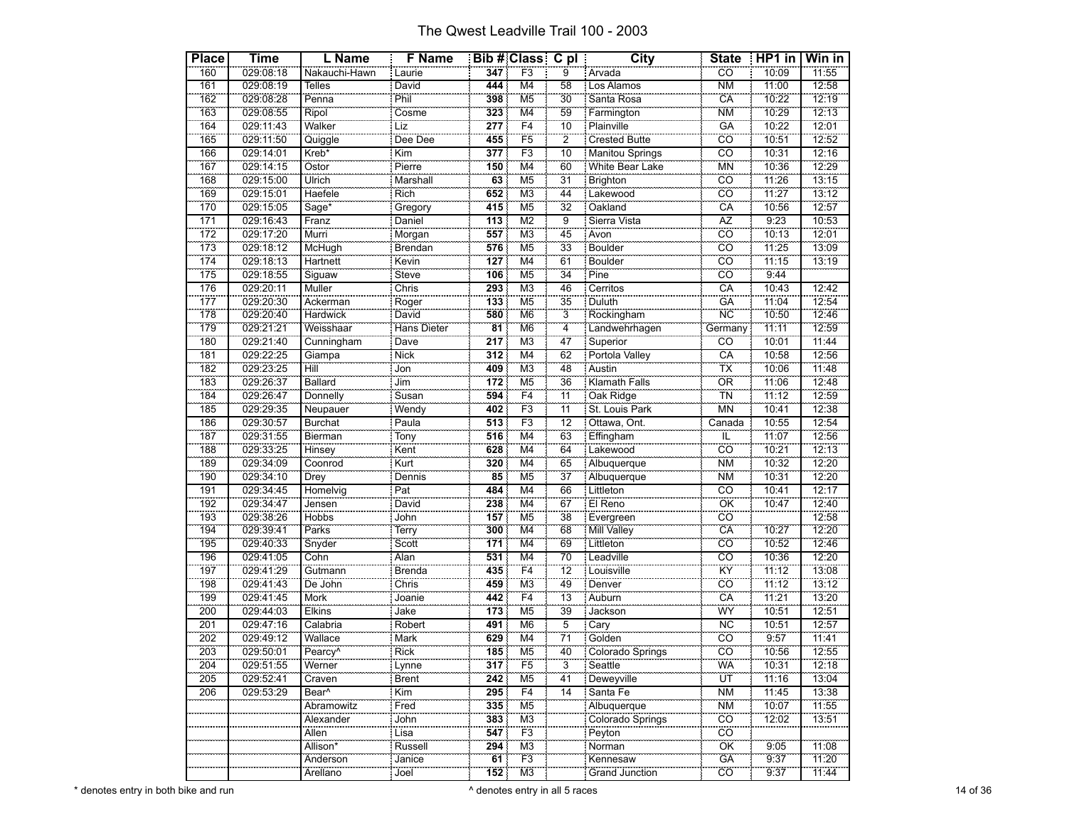# The Qwest Leadville Trail 100 - 2003

| Place | Time | L Name | F Name | Bib # | Class | C pl | City | State | HP1 in | Win in |
|---|---|---|---|---|---|---|---|---|---|---|
| 160 | 029:08:18 | Nakauchi-Hawn | Laurie | 347 | F3 | 9 | Arvada | CO | 10:09 | 11:55 |
| 161 | 029:08:19 | Telles | David | 444 | M4 | 58 | Los Alamos | NM | 11:00 | 12:58 |
| 162 | 029:08:28 | Penna | Phil | 398 | M5 | 30 | Santa Rosa | CA | 10:22 | 12:19 |
| 163 | 029:08:55 | Ripol | Cosme | 323 | M4 | 59 | Farmington | NM | 10:29 | 12:13 |
| 164 | 029:11:43 | Walker | Liz | 277 | F4 | 10 | Plainville | GA | 10:22 | 12:01 |
| 165 | 029:11:50 | Quiggle | Dee Dee | 455 | F5 | 2 | Crested Butte | CO | 10:51 | 12:52 |
| 166 | 029:14:01 | Kreb* | Kim | 377 | F3 | 10 | Manitou Springs | CO | 10:31 | 12:16 |
| 167 | 029:14:15 | Ostor | Pierre | 150 | M4 | 60 | White Bear Lake | MN | 10:36 | 12:29 |
| 168 | 029:15:00 | Ulrich | Marshall | 63 | M5 | 31 | Brighton | CO | 11:26 | 13:15 |
| 169 | 029:15:01 | Haefele | Rich | 652 | M3 | 44 | Lakewood | CO | 11:27 | 13:12 |
| 170 | 029:15:05 | Sage* | Gregory | 415 | M5 | 32 | Oakland | CA | 10:56 | 12:57 |
| 171 | 029:16:43 | Franz | Daniel | 113 | M2 | 9 | Sierra Vista | AZ | 9:23 | 10:53 |
| 172 | 029:17:20 | Murri | Morgan | 557 | M3 | 45 | Avon | CO | 10:13 | 12:01 |
| 173 | 029:18:12 | McHugh | Brendan | 576 | M5 | 33 | Boulder | CO | 11:25 | 13:09 |
| 174 | 029:18:13 | Hartnett | Kevin | 127 | M4 | 61 | Boulder | CO | 11:15 | 13:19 |
| 175 | 029:18:55 | Siguaw | Steve | 106 | M5 | 34 | Pine | CO | 9:44 | |
| 176 | 029:20:11 | Muller | Chris | 293 | M3 | 46 | Cerritos | CA | 10:43 | 12:42 |
| 177 | 029:20:30 | Ackerman | Roger | 133 | M5 | 35 | Duluth | GA | 11:04 | 12:54 |
| 178 | 029:20:40 | Hardwick | David | 580 | M6 | 3 | Rockingham | NC | 10:50 | 12:46 |
| 179 | 029:21:21 | Weisshaar | Hans Dieter | 81 | M6 | 4 | Landwehrhagen | Germany | 11:11 | 12:59 |
| 180 | 029:21:40 | Cunningham | Dave | 217 | M3 | 47 | Superior | CO | 10:01 | 11:44 |
| 181 | 029:22:25 | Giampa | Nick | 312 | M4 | 62 | Portola Valley | CA | 10:58 | 12:56 |
| 182 | 029:23:25 | Hill | Jon | 409 | M3 | 48 | Austin | TX | 10:06 | 11:48 |
| 183 | 029:26:37 | Ballard | Jim | 172 | M5 | 36 | Klamath Falls | OR | 11:06 | 12:48 |
| 184 | 029:26:47 | Donnelly | Susan | 594 | F4 | 11 | Oak Ridge | TN | 11:12 | 12:59 |
| 185 | 029:29:35 | Neupauer | Wendy | 402 | F3 | 11 | St. Louis Park | MN | 10:41 | 12:38 |
| 186 | 029:30:57 | Burchat | Paula | 513 | F3 | 12 | Ottawa, Ont. | Canada | 10:55 | 12:54 |
| 187 | 029:31:55 | Bierman | Tony | 516 | M4 | 63 | Effingham | IL | 11:07 | 12:56 |
| 188 | 029:33:25 | Hinsey | Kent | 628 | M4 | 64 | Lakewood | CO | 10:21 | 12:13 |
| 189 | 029:34:09 | Coonrod | Kurt | 320 | M4 | 65 | Albuquerque | NM | 10:32 | 12:20 |
| 190 | 029:34:10 | Drey | Dennis | 85 | M5 | 37 | Albuquerque | NM | 10:31 | 12:20 |
| 191 | 029:34:45 | Homelvig | Pat | 484 | M4 | 66 | Littleton | CO | 10:41 | 12:17 |
| 192 | 029:34:47 | Jensen | David | 238 | M4 | 67 | El Reno | OK | 10:47 | 12:40 |
| 193 | 029:38:26 | Hobbs | John | 157 | M5 | 38 | Evergreen | CO | | 12:58 |
| 194 | 029:39:41 | Parks | Terry | 300 | M4 | 68 | Mill Valley | CA | 10:27 | 12:20 |
| 195 | 029:40:33 | Snyder | Scott | 171 | M4 | 69 | Littleton | CO | 10:52 | 12:46 |
| 196 | 029:41:05 | Cohn | Alan | 531 | M4 | 70 | Leadville | CO | 10:36 | 12:20 |
| 197 | 029:41:29 | Gutmann | Brenda | 435 | F4 | 12 | Louisville | KY | 11:12 | 13:08 |
| 198 | 029:41:43 | De John | Chris | 459 | M3 | 49 | Denver | CO | 11:12 | 13:12 |
| 199 | 029:41:45 | Mork | Joanie | 442 | F4 | 13 | Auburn | CA | 11:21 | 13:20 |
| 200 | 029:44:03 | Elkins | Jake | 173 | M5 | 39 | Jackson | WY | 10:51 | 12:51 |
| 201 | 029:47:16 | Calabria | Robert | 491 | M6 | 5 | Cary | NC | 10:51 | 12:57 |
| 202 | 029:49:12 | Wallace | Mark | 629 | M4 | 71 | Golden | CO | 9:57 | 11:41 |
| 203 | 029:50:01 | Pearcy^ | Rick | 185 | M5 | 40 | Colorado Springs | CO | 10:56 | 12:55 |
| 204 | 029:51:55 | Werner | Lynne | 317 | F5 | 3 | Seattle | WA | 10:31 | 12:18 |
| 205 | 029:52:41 | Craven | Brent | 242 | M5 | 41 | Deweyville | UT | 11:16 | 13:04 |
| 206 | 029:53:29 | Bear^ | Kim | 295 | F4 | 14 | Santa Fe | NM | 11:45 | 13:38 |
| | | Abramowitz | Fred | 335 | M5 | | Albuquerque | NM | 10:07 | 11:55 |
| | | Alexander | John | 383 | M3 | | Colorado Springs | CO | 12:02 | 13:51 |
| | | Allen | Lisa | 547 | F3 | | Peyton | CO | | |
| | | Allison* | Russell | 294 | M3 | | Norman | OK | 9:05 | 11:08 |
| | | Anderson | Janice | 61 | F3 | | Kennesaw | GA | 9:37 | 11:20 |
| | | Arellano | Joel | 152 | M3 | | Grand Junction | CO | 9:37 | 11:44 |

\* denotes entry in both bike and run

^ denotes entry in all 5 races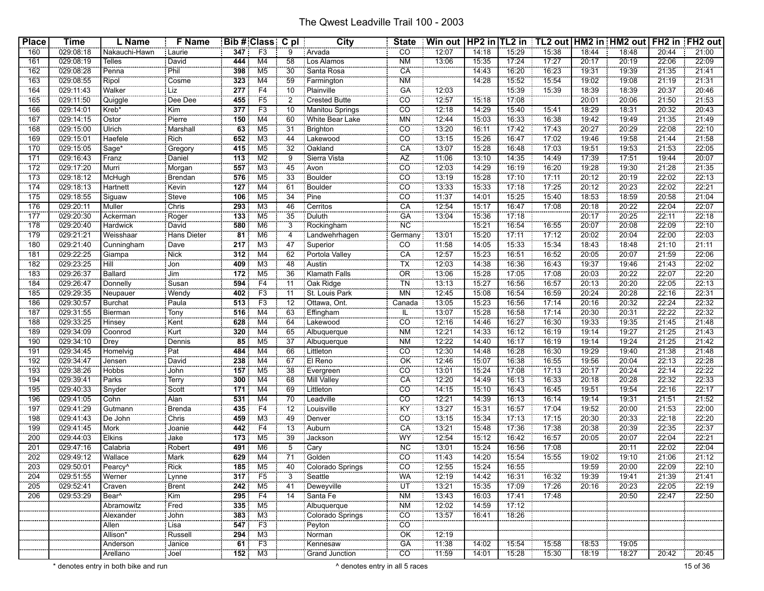# The Qwest Leadville Trail 100 - 2003

| Place | Time | L Name | F Name | Bib # | Class | C pl | City | State | Win out | HP2 in | TL2 in | TL2 out | HM2 in | HM2 out | FH2 in | FH2 out |
|---|---|---|---|---|---|---|---|---|---|---|---|---|---|---|---|---|
| 160 | 029:08:18 | Nakauchi-Hawn | Laurie | 347 | F3 | 9 | Arvada | CO | 12:07 | 14:18 | 15:29 | 15:38 | 18:44 | 18:48 | 20:44 | 21:00 |
| 161 | 029:08:19 | Telles | David | 444 | M4 | 58 | Los Alamos | NM | 13:06 | 15:35 | 17:24 | 17:27 | 20:17 | 20:19 | 22:06 | 22:09 |
| 162 | 029:08:28 | Penna | Phil | 398 | M5 | 30 | Santa Rosa | CA | | 14:43 | 16:20 | 16:23 | 19:31 | 19:39 | 21:35 | 21:41 |
| 163 | 029:08:55 | Ripol | Cosme | 323 | M4 | 59 | Farmington | NM | | 14:28 | 15:52 | 15:54 | 19:02 | 19:08 | 21:19 | 21:31 |
| 164 | 029:11:43 | Walker | Liz | 277 | F4 | 10 | Plainville | GA | 12:03 | | 15:39 | 15:39 | 18:39 | 18:39 | 20:37 | 20:46 |
| 165 | 029:11:50 | Quiggle | Dee Dee | 455 | F5 | 2 | Crested Butte | CO | 12:57 | 15:18 | 17:08 | | 20:01 | 20:06 | 21:50 | 21:53 |
| 166 | 029:14:01 | Kreb* | Kim | 377 | F3 | 10 | Manitou Springs | CO | 12:18 | 14:29 | 15:40 | 15:41 | 18:29 | 18:31 | 20:32 | 20:43 |
| 167 | 029:14:15 | Ostor | Pierre | 150 | M4 | 60 | White Bear Lake | MN | 12:44 | 15:03 | 16:33 | 16:38 | 19:42 | 19:49 | 21:35 | 21:49 |
| 168 | 029:15:00 | Ulrich | Marshall | 63 | M5 | 31 | Brighton | CO | 13:20 | 16:11 | 17:42 | 17:43 | 20:27 | 20:29 | 22:08 | 22:10 |
| 169 | 029:15:01 | Haefele | Rich | 652 | M3 | 44 | Lakewood | CO | 13:15 | 15:26 | 16:47 | 17:02 | 19:46 | 19:58 | 21:44 | 21:58 |
| 170 | 029:15:05 | Sage* | Gregory | 415 | M5 | 32 | Oakland | CA | 13:07 | 15:28 | 16:48 | 17:03 | 19:51 | 19:53 | 21:53 | 22:05 |
| 171 | 029:16:43 | Franz | Daniel | 113 | M2 | 9 | Sierra Vista | AZ | 11:06 | 13:10 | 14:35 | 14:49 | 17:39 | 17:51 | 19:44 | 20:07 |
| 172 | 029:17:20 | Murri | Morgan | 557 | M3 | 45 | Avon | CO | 12:03 | 14:29 | 16:19 | 16:20 | 19:28 | 19:30 | 21:28 | 21:35 |
| 173 | 029:18:12 | McHugh | Brendan | 576 | M5 | 33 | Boulder | CO | 13:19 | 15:28 | 17:10 | 17:11 | 20:12 | 20:19 | 22:02 | 22:13 |
| 174 | 029:18:13 | Hartnett | Kevin | 127 | M4 | 61 | Boulder | CO | 13:33 | 15:33 | 17:18 | 17:25 | 20:12 | 20:23 | 22:02 | 22:21 |
| 175 | 029:18:55 | Siguaw | Steve | 106 | M5 | 34 | Pine | CO | 11:37 | 14:01 | 15:25 | 15:40 | 18:53 | 18:59 | 20:58 | 21:04 |
| 176 | 029:20:11 | Muller | Chris | 293 | M3 | 46 | Cerritos | CA | 12:54 | 15:17 | 16:47 | 17:08 | 20:18 | 20:22 | 22:04 | 22:07 |
| 177 | 029:20:30 | Ackerman | Roger | 133 | M5 | 35 | Duluth | GA | 13:04 | 15:36 | 17:18 | | 20:17 | 20:25 | 22:11 | 22:18 |
| 178 | 029:20:40 | Hardwick | David | 580 | M6 | 3 | Rockingham | NC | | 15:21 | 16:54 | 16:55 | 20:07 | 20:08 | 22:09 | 22:10 |
| 179 | 029:21:21 | Weisshaar | Hans Dieter | 81 | M6 | 4 | Landwehrhagen | Germany | 13:01 | 15:20 | 17:11 | 17:12 | 20:02 | 20:04 | 22:00 | 22:03 |
| 180 | 029:21:40 | Cunningham | Dave | 217 | M3 | 47 | Superior | CO | 11:58 | 14:05 | 15:33 | 15:34 | 18:43 | 18:48 | 21:10 | 21:11 |
| 181 | 029:22:25 | Giampa | Nick | 312 | M4 | 62 | Portola Valley | CA | 12:57 | 15:23 | 16:51 | 16:52 | 20:05 | 20:07 | 21:59 | 22:06 |
| 182 | 029:23:25 | Hill | Jon | 409 | M3 | 48 | Austin | TX | 12:03 | 14:38 | 16:36 | 16:43 | 19:37 | 19:46 | 21:43 | 22:02 |
| 183 | 029:26:37 | Ballard | Jim | 172 | M5 | 36 | Klamath Falls | OR | 13:06 | 15:28 | 17:05 | 17:08 | 20:03 | 20:22 | 22:07 | 22:20 |
| 184 | 029:26:47 | Donnelly | Susan | 594 | F4 | 11 | Oak Ridge | TN | 13:13 | 15:27 | 16:56 | 16:57 | 20:13 | 20:20 | 22:05 | 22:13 |
| 185 | 029:29:35 | Neupauer | Wendy | 402 | F3 | 11 | St. Louis Park | MN | 12:45 | 15:08 | 16:54 | 16:59 | 20:24 | 20:28 | 22:16 | 22:31 |
| 186 | 029:30:57 | Burchat | Paula | 513 | F3 | 12 | Ottawa, Ont. | Canada | 13:05 | 15:23 | 16:56 | 17:14 | 20:16 | 20:32 | 22:24 | 22:32 |
| 187 | 029:31:55 | Bierman | Tony | 516 | M4 | 63 | Effingham | IL | 13:07 | 15:28 | 16:58 | 17:14 | 20:30 | 20:31 | 22:22 | 22:32 |
| 188 | 029:33:25 | Hinsey | Kent | 628 | M4 | 64 | Lakewood | CO | 12:16 | 14:46 | 16:27 | 16:30 | 19:33 | 19:35 | 21:45 | 21:48 |
| 189 | 029:34:09 | Coonrod | Kurt | 320 | M4 | 65 | Albuquerque | NM | 12:21 | 14:33 | 16:12 | 16:19 | 19:14 | 19:27 | 21:25 | 21:43 |
| 190 | 029:34:10 | Drey | Dennis | 85 | M5 | 37 | Albuquerque | NM | 12:22 | 14:40 | 16:17 | 16:19 | 19:14 | 19:24 | 21:25 | 21:42 |
| 191 | 029:34:45 | Homelvig | Pat | 484 | M4 | 66 | Littleton | CO | 12:30 | 14:48 | 16:28 | 16:30 | 19:29 | 19:40 | 21:38 | 21:48 |
| 192 | 029:34:47 | Jensen | David | 238 | M4 | 67 | El Reno | OK | 12:46 | 15:07 | 16:38 | 16:55 | 19:56 | 20:04 | 22:13 | 22:28 |
| 193 | 029:38:26 | Hobbs | John | 157 | M5 | 38 | Evergreen | CO | 13:01 | 15:24 | 17:08 | 17:13 | 20:17 | 20:24 | 22:14 | 22:22 |
| 194 | 029:39:41 | Parks | Terry | 300 | M4 | 68 | Mill Valley | CA | 12:20 | 14:49 | 16:13 | 16:33 | 20:18 | 20:28 | 22:32 | 22:33 |
| 195 | 029:40:33 | Snyder | Scott | 171 | M4 | 69 | Littleton | CO | 14:15 | 15:10 | 16:43 | 16:45 | 19:51 | 19:54 | 22:16 | 22:17 |
| 196 | 029:41:05 | Cohn | Alan | 531 | M4 | 70 | Leadville | CO | 12:21 | 14:39 | 16:13 | 16:14 | 19:14 | 19:31 | 21:51 | 21:52 |
| 197 | 029:41:29 | Gutmann | Brenda | 435 | F4 | 12 | Louisville | KY | 13:27 | 15:31 | 16:57 | 17:04 | 19:52 | 20:00 | 21:53 | 22:00 |
| 198 | 029:41:43 | De John | Chris | 459 | M3 | 49 | Denver | CO | 13:15 | 15:34 | 17:13 | 17:15 | 20:30 | 20:33 | 22:18 | 22:20 |
| 199 | 029:41:45 | Mork | Joanie | 442 | F4 | 13 | Auburn | CA | 13:21 | 15:48 | 17:36 | 17:38 | 20:38 | 20:39 | 22:35 | 22:37 |
| 200 | 029:44:03 | Elkins | Jake | 173 | M5 | 39 | Jackson | WY | 12:54 | 15:12 | 16:42 | 16:57 | 20:05 | 20:07 | 22:04 | 22:21 |
| 201 | 029:47:16 | Calabria | Robert | 491 | M6 | 5 | Cary | NC | 13:01 | 15:24 | 16:56 | 17:08 | | 20:11 | 22:02 | 22:04 |
| 202 | 029:49:12 | Wallace | Mark | 629 | M4 | 71 | Golden | CO | 11:43 | 14:20 | 15:54 | 15:55 | 19:02 | 19:10 | 21:06 | 21:12 |
| 203 | 029:50:01 | Pearcy^ | Rick | 185 | M5 | 40 | Colorado Springs | CO | 12:55 | 15:24 | 16:55 | | 19:59 | 20:00 | 22:09 | 22:10 |
| 204 | 029:51:55 | Werner | Lynne | 317 | F5 | 3 | Seattle | WA | 12:19 | 14:42 | 16:31 | 16:32 | 19:39 | 19:41 | 21:39 | 21:41 |
| 205 | 029:52:41 | Craven | Brent | 242 | M5 | 41 | Deweyville | UT | 13:21 | 15:35 | 17:09 | 17:26 | 20:16 | 20:23 | 22:05 | 22:19 |
| 206 | 029:53:29 | Bear^ | Kim | 295 | F4 | 14 | Santa Fe | NM | 13:43 | 16:03 | 17:41 | 17:48 | | 20:50 | 22:47 | 22:50 |
| | | Abramowitz | Fred | 335 | M5 | | Albuquerque | NM | 12:02 | 14:59 | 17:12 | | | | | |
| | | Alexander | John | 383 | M3 | | Colorado Springs | CO | 13:57 | 16:41 | 18:26 | | | | | |
| | | Allen | Lisa | 547 | F3 | | Peyton | CO | | | | | | | | |
| | | Allison* | Russell | 294 | M3 | | Norman | OK | 12:19 | | | | | | | |
| | | Anderson | Janice | 61 | F3 | | Kennesaw | GA | 11:38 | 14:02 | 15:54 | 15:58 | 18:53 | 19:05 | | |
| | | Arellano | Joel | 152 | M3 | | Grand Junction | CO | 11:59 | 14:01 | 15:28 | 15:30 | 18:19 | 18:27 | 20:42 | 20:45 |

* denotes entry in both bike and run

^ denotes entry in all 5 races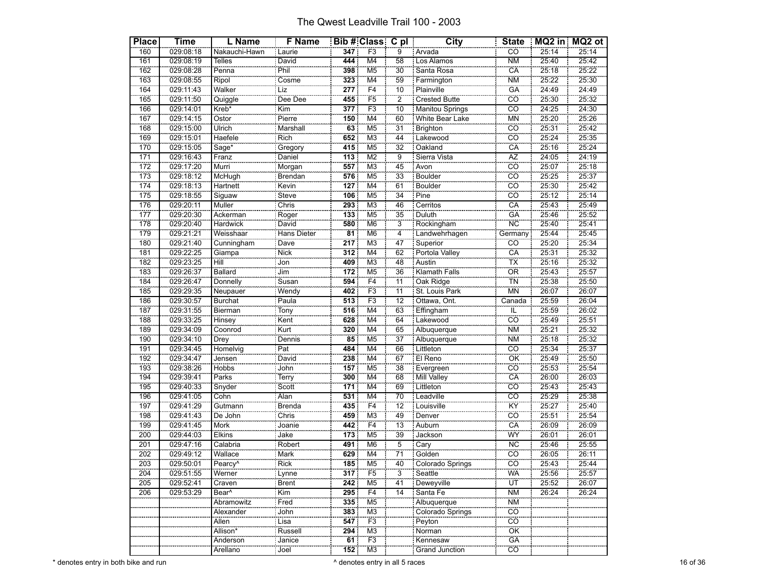# The Qwest Leadville Trail 100 - 2003

| Place | Time | L Name | F Name | Bib # | Class | C pl | City | State | MQ2 in | MQ2 ot |
|---|---|---|---|---|---|---|---|---|---|---|
| 160 | 029:08:18 | Nakauchi-Hawn | Laurie | 347 | F3 | 9 | Arvada | CO | 25:14 | 25:14 |
| 161 | 029:08:19 | Telles | David | 444 | M4 | 58 | Los Alamos | NM | 25:40 | 25:42 |
| 162 | 029:08:28 | Penna | Phil | 398 | M5 | 30 | Santa Rosa | CA | 25:18 | 25:22 |
| 163 | 029:08:55 | Ripol | Cosme | 323 | M4 | 59 | Farmington | NM | 25:22 | 25:30 |
| 164 | 029:11:43 | Walker | Liz | 277 | F4 | 10 | Plainville | GA | 24:49 | 24:49 |
| 165 | 029:11:50 | Quiggle | Dee Dee | 455 | F5 | 2 | Crested Butte | CO | 25:30 | 25:32 |
| 166 | 029:14:01 | Kreb* | Kim | 377 | F3 | 10 | Manitou Springs | CO | 24:25 | 24:30 |
| 167 | 029:14:15 | Ostor | Pierre | 150 | M4 | 60 | White Bear Lake | MN | 25:20 | 25:26 |
| 168 | 029:15:00 | Ulrich | Marshall | 63 | M5 | 31 | Brighton | CO | 25:31 | 25:42 |
| 169 | 029:15:01 | Haefele | Rich | 652 | M3 | 44 | Lakewood | CO | 25:24 | 25:35 |
| 170 | 029:15:05 | Sage* | Gregory | 415 | M5 | 32 | Oakland | CA | 25:16 | 25:24 |
| 171 | 029:16:43 | Franz | Daniel | 113 | M2 | 9 | Sierra Vista | AZ | 24:05 | 24:19 |
| 172 | 029:17:20 | Murri | Morgan | 557 | M3 | 45 | Avon | CO | 25:07 | 25:18 |
| 173 | 029:18:12 | McHugh | Brendan | 576 | M5 | 33 | Boulder | CO | 25:25 | 25:37 |
| 174 | 029:18:13 | Hartnett | Kevin | 127 | M4 | 61 | Boulder | CO | 25:30 | 25:42 |
| 175 | 029:18:55 | Siguaw | Steve | 106 | M5 | 34 | Pine | CO | 25:12 | 25:14 |
| 176 | 029:20:11 | Muller | Chris | 293 | M3 | 46 | Cerritos | CA | 25:43 | 25:49 |
| 177 | 029:20:30 | Ackerman | Roger | 133 | M5 | 35 | Duluth | GA | 25:46 | 25:52 |
| 178 | 029:20:40 | Hardwick | David | 580 | M6 | 3 | Rockingham | NC | 25:40 | 25:41 |
| 179 | 029:21:21 | Weisshaar | Hans Dieter | 81 | M6 | 4 | Landwehrhagen | Germany | 25:44 | 25:45 |
| 180 | 029:21:40 | Cunningham | Dave | 217 | M3 | 47 | Superior | CO | 25:20 | 25:34 |
| 181 | 029:22:25 | Giampa | Nick | 312 | M4 | 62 | Portola Valley | CA | 25:31 | 25:32 |
| 182 | 029:23:25 | Hill | Jon | 409 | M3 | 48 | Austin | TX | 25:16 | 25:32 |
| 183 | 029:26:37 | Ballard | Jim | 172 | M5 | 36 | Klamath Falls | OR | 25:43 | 25:57 |
| 184 | 029:26:47 | Donnelly | Susan | 594 | F4 | 11 | Oak Ridge | TN | 25:38 | 25:50 |
| 185 | 029:29:35 | Neupauer | Wendy | 402 | F3 | 11 | St. Louis Park | MN | 26:07 | 26:07 |
| 186 | 029:30:57 | Burchat | Paula | 513 | F3 | 12 | Ottawa, Ont. | Canada | 25:59 | 26:04 |
| 187 | 029:31:55 | Bierman | Tony | 516 | M4 | 63 | Effingham | IL | 25:59 | 26:02 |
| 188 | 029:33:25 | Hinsey | Kent | 628 | M4 | 64 | Lakewood | CO | 25:49 | 25:51 |
| 189 | 029:34:09 | Coonrod | Kurt | 320 | M4 | 65 | Albuquerque | NM | 25:21 | 25:32 |
| 190 | 029:34:10 | Drey | Dennis | 85 | M5 | 37 | Albuquerque | NM | 25:18 | 25:32 |
| 191 | 029:34:45 | Homelvig | Pat | 484 | M4 | 66 | Littleton | CO | 25:34 | 25:37 |
| 192 | 029:34:47 | Jensen | David | 238 | M4 | 67 | El Reno | OK | 25:49 | 25:50 |
| 193 | 029:38:26 | Hobbs | John | 157 | M5 | 38 | Evergreen | CO | 25:53 | 25:54 |
| 194 | 029:39:41 | Parks | Terry | 300 | M4 | 68 | Mill Valley | CA | 26:00 | 26:03 |
| 195 | 029:40:33 | Snyder | Scott | 171 | M4 | 69 | Littleton | CO | 25:43 | 25:43 |
| 196 | 029:41:05 | Cohn | Alan | 531 | M4 | 70 | Leadville | CO | 25:29 | 25:38 |
| 197 | 029:41:29 | Gutmann | Brenda | 435 | F4 | 12 | Louisville | KY | 25:27 | 25:40 |
| 198 | 029:41:43 | De John | Chris | 459 | M3 | 49 | Denver | CO | 25:51 | 25:54 |
| 199 | 029:41:45 | Mork | Joanie | 442 | F4 | 13 | Auburn | CA | 26:09 | 26:09 |
| 200 | 029:44:03 | Elkins | Jake | 173 | M5 | 39 | Jackson | WY | 26:01 | 26:01 |
| 201 | 029:47:16 | Calabria | Robert | 491 | M6 | 5 | Cary | NC | 25:46 | 25:55 |
| 202 | 029:49:12 | Wallace | Mark | 629 | M4 | 71 | Golden | CO | 26:05 | 26:11 |
| 203 | 029:50:01 | Pearcy^ | Rick | 185 | M5 | 40 | Colorado Springs | CO | 25:43 | 25:44 |
| 204 | 029:51:55 | Werner | Lynne | 317 | F5 | 3 | Seattle | WA | 25:56 | 25:57 |
| 205 | 029:52:41 | Craven | Brent | 242 | M5 | 41 | Deweyville | UT | 25:52 | 26:07 |
| 206 | 029:53:29 | Bear^ | Kim | 295 | F4 | 14 | Santa Fe | NM | 26:24 | 26:24 |
| | | Abramowitz | Fred | 335 | M5 | | Albuquerque | NM | | |
| | | Alexander | John | 383 | M3 | | Colorado Springs | CO | | |
| | | Allen | Lisa | 547 | F3 | | Peyton | CO | | |
| | | Allison* | Russell | 294 | M3 | | Norman | OK | | |
| | | Anderson | Janice | 61 | F3 | | Kennesaw | GA | | |
| | | Arellano | Joel | 152 | M3 | | Grand Junction | CO | | |

\* denotes entry in both bike and run

^ denotes entry in all 5 races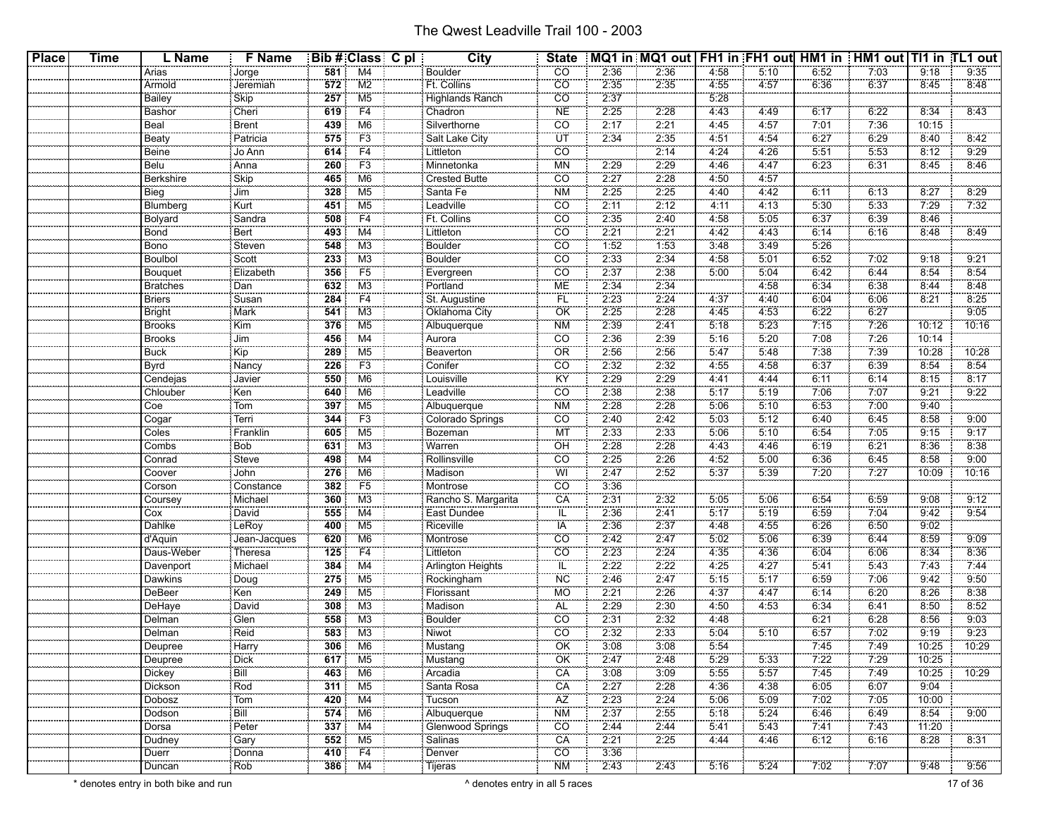# The Qwest Leadville Trail 100 - 2003

| Place | Time | L Name | F Name | Bib # | Class | C pl | City | State | MQ1 in | MQ1 out | FH1 in | FH1 out | HM1 in | HM1 out | TI1 in | TL1 out |
|---|---|---|---|---|---|---|---|---|---|---|---|---|---|---|---|---|
| | | Arias | Jorge | 581 | M4 | | Boulder | CO | 2:36 | 2:36 | 4:58 | 5:10 | 6:52 | 7:03 | 9:18 | 9:35 |
| | | Armold | Jeremiah | 572 | M2 | | Ft. Collins | CO | 2:35 | 2:35 | 4:55 | 4:57 | 6:36 | 6:37 | 8:45 | 8:48 |
| | | Bailey | Skip | 257 | M5 | | Highlands Ranch | CO | 2:37 | | 5:28 | | | | | |
| | | Bashor | Cheri | 619 | F4 | | Chadron | NE | 2:25 | 2:28 | 4:43 | 4:49 | 6:17 | 6:22 | 8:34 | 8:43 |
| | | Beal | Brent | 439 | M6 | | Silverthorne | CO | 2:17 | 2:21 | 4:45 | 4:57 | 7:01 | 7:36 | 10:15 | |
| | | Beaty | Patricia | 575 | F3 | | Salt Lake City | UT | 2:34 | 2:35 | 4:51 | 4:54 | 6:27 | 6:29 | 8:40 | 8:42 |
| | | Beine | Jo Ann | 614 | F4 | | Littleton | CO | | 2:14 | 4:24 | 4:26 | 5:51 | 5:53 | 8:12 | 9:29 |
| | | Belu | Anna | 260 | F3 | | Minnetonka | MN | 2:29 | 2:29 | 4:46 | 4:47 | 6:23 | 6:31 | 8:45 | 8:46 |
| | | Berkshire | Skip | 465 | M6 | | Crested Butte | CO | 2:27 | 2:28 | 4:50 | 4:57 | | | | |
| | | Bieg | Jim | 328 | M5 | | Santa Fe | NM | 2:25 | 2:25 | 4:40 | 4:42 | 6:11 | 6:13 | 8:27 | 8:29 |
| | | Blumberg | Kurt | 451 | M5 | | Leadville | CO | 2:11 | 2:12 | 4:11 | 4:13 | 5:30 | 5:33 | 7:29 | 7:32 |
| | | Bolyard | Sandra | 508 | F4 | | Ft. Collins | CO | 2:35 | 2:40 | 4:58 | 5:05 | 6:37 | 6:39 | 8:46 | |
| | | Bond | Bert | 493 | M4 | | Littleton | CO | 2:21 | 2:21 | 4:42 | 4:43 | 6:14 | 6:16 | 8:48 | 8:49 |
| | | Bono | Steven | 548 | M3 | | Boulder | CO | 1:52 | 1:53 | 3:48 | 3:49 | 5:26 | | | |
| | | Boulbol | Scott | 233 | M3 | | Boulder | CO | 2:33 | 2:34 | 4:58 | 5:01 | 6:52 | 7:02 | 9:18 | 9:21 |
| | | Bouquet | Elizabeth | 356 | F5 | | Evergreen | CO | 2:37 | 2:38 | 5:00 | 5:04 | 6:42 | 6:44 | 8:54 | 8:54 |
| | | Bratches | Dan | 632 | M3 | | Portland | ME | 2:34 | 2:34 | | 4:58 | 6:34 | 6:38 | 8:44 | 8:48 |
| | | Briers | Susan | 284 | F4 | | St. Augustine | FL | 2:23 | 2:24 | 4:37 | 4:40 | 6:04 | 6:06 | 8:21 | 8:25 |
| | | Bright | Mark | 541 | M3 | | Oklahoma City | OK | 2:25 | 2:28 | 4:45 | 4:53 | 6:22 | 6:27 | | 9:05 |
| | | Brooks | Kim | 376 | M5 | | Albuquerque | NM | 2:39 | 2:41 | 5:18 | 5:23 | 7:15 | 7:26 | 10:12 | 10:16 |
| | | Brooks | Jim | 456 | M4 | | Aurora | CO | 2:36 | 2:39 | 5:16 | 5:20 | 7:08 | 7:26 | 10:14 | |
| | | Buck | Kip | 289 | M5 | | Beaverton | OR | 2:56 | 2:56 | 5:47 | 5:48 | 7:38 | 7:39 | 10:28 | 10:28 |
| | | Byrd | Nancy | 226 | F3 | | Conifer | CO | 2:32 | 2:32 | 4:55 | 4:58 | 6:37 | 6:39 | 8:54 | 8:54 |
| | | Cendejas | Javier | 550 | M6 | | Louisville | KY | 2:29 | 2:29 | 4:41 | 4:44 | 6:11 | 6:14 | 8:15 | 8:17 |
| | | Chlouber | Ken | 640 | M6 | | Leadville | CO | 2:38 | 2:38 | 5:17 | 5:19 | 7:06 | 7:07 | 9:21 | 9:22 |
| | | Coe | Tom | 397 | M5 | | Albuquerque | NM | 2:28 | 2:28 | 5:06 | 5:10 | 6:53 | 7:00 | 9:40 | |
| | | Cogar | Terri | 344 | F3 | | Colorado Springs | CO | 2:40 | 2:42 | 5:03 | 5:12 | 6:40 | 6:45 | 8:58 | 9:00 |
| | | Coles | Franklin | 605 | M5 | | Bozeman | MT | 2:33 | 2:33 | 5:06 | 5:10 | 6:54 | 7:05 | 9:15 | 9:17 |
| | | Combs | Bob | 631 | M3 | | Warren | OH | 2:28 | 2:28 | 4:43 | 4:46 | 6:19 | 6:21 | 8:36 | 8:38 |
| | | Conrad | Steve | 498 | M4 | | Rollinsville | CO | 2:25 | 2:26 | 4:52 | 5:00 | 6:36 | 6:45 | 8:58 | 9:00 |
| | | Coover | John | 276 | M6 | | Madison | WI | 2:47 | 2:52 | 5:37 | 5:39 | 7:20 | 7:27 | 10:09 | 10:16 |
| | | Corson | Constance | 382 | F5 | | Montrose | CO | 3:36 | | | | | | | |
| | | Coursey | Michael | 360 | M3 | | Rancho S. Margarita | CA | 2:31 | 2:32 | 5:05 | 5:06 | 6:54 | 6:59 | 9:08 | 9:12 |
| | | Cox | David | 555 | M4 | | East Dundee | IL | 2:36 | 2:41 | 5:17 | 5:19 | 6:59 | 7:04 | 9:42 | 9:54 |
| | | Dahlke | LeRoy | 400 | M5 | | Riceville | IA | 2:36 | 2:37 | 4:48 | 4:55 | 6:26 | 6:50 | 9:02 | |
| | | d'Aquin | Jean-Jacques | 620 | M6 | | Montrose | CO | 2:42 | 2:47 | 5:02 | 5:06 | 6:39 | 6:44 | 8:59 | 9:09 |
| | | Daus-Weber | Theresa | 125 | F4 | | Littleton | CO | 2:23 | 2:24 | 4:35 | 4:36 | 6:04 | 6:06 | 8:34 | 8:36 |
| | | Davenport | Michael | 384 | M4 | | Arlington Heights | IL | 2:22 | 2:22 | 4:25 | 4:27 | 5:41 | 5:43 | 7:43 | 7:44 |
| | | Dawkins | Doug | 275 | M5 | | Rockingham | NC | 2:46 | 2:47 | 5:15 | 5:17 | 6:59 | 7:06 | 9:42 | 9:50 |
| | | DeBeer | Ken | 249 | M5 | | Florissant | MO | 2:21 | 2:26 | 4:37 | 4:47 | 6:14 | 6:20 | 8:26 | 8:38 |
| | | DeHaye | David | 308 | M3 | | Madison | AL | 2:29 | 2:30 | 4:50 | 4:53 | 6:34 | 6:41 | 8:50 | 8:52 |
| | | Delman | Glen | 558 | M3 | | Boulder | CO | 2:31 | 2:32 | 4:48 | | 6:21 | 6:28 | 8:56 | 9:03 |
| | | Delman | Reid | 583 | M3 | | Niwot | CO | 2:32 | 2:33 | 5:04 | 5:10 | 6:57 | 7:02 | 9:19 | 9:23 |
| | | Deupree | Harry | 306 | M6 | | Mustang | OK | 3:08 | 3:08 | 5:54 | | 7:45 | 7:49 | 10:25 | 10:29 |
| | | Deupree | Dick | 617 | M5 | | Mustang | OK | 2:47 | 2:48 | 5:29 | 5:33 | 7:22 | 7:29 | 10:25 | |
| | | Dickey | Bill | 463 | M6 | | Arcadia | CA | 3:08 | 3:09 | 5:55 | 5:57 | 7:45 | 7:49 | 10:25 | 10:29 |
| | | Dickson | Rod | 311 | M5 | | Santa Rosa | CA | 2:27 | 2:28 | 4:36 | 4:38 | 6:05 | 6:07 | 9:04 | |
| | | Dobosz | Tom | 420 | M4 | | Tucson | AZ | 2:23 | 2:24 | 5:06 | 5:09 | 7:02 | 7:05 | 10:00 | |
| | | Dodson | Bill | 574 | M6 | | Albuquerque | NM | 2:37 | 2:55 | 5:18 | 5:24 | 6:46 | 6:49 | 8:54 | 9:00 |
| | | Dorsa | Peter | 337 | M4 | | Glenwood Springs | CO | 2:44 | 2:44 | 5:41 | 5:43 | 7:41 | 7:43 | 11:20 | |
| | | Dudney | Gary | 552 | M5 | | Salinas | CA | 2:21 | 2:25 | 4:44 | 4:46 | 6:12 | 6:16 | 8:28 | 8:31 |
| | | Duerr | Donna | 410 | F4 | | Denver | CO | 3:36 | | | | | | | |
| | | Duncan | Rob | 386 | M4 | | Tijeras | NM | 2:43 | 2:43 | 5:16 | 5:24 | 7:02 | 7:07 | 9:48 | 9:56 |

\* denotes entry in both bike and run

^ denotes entry in all 5 races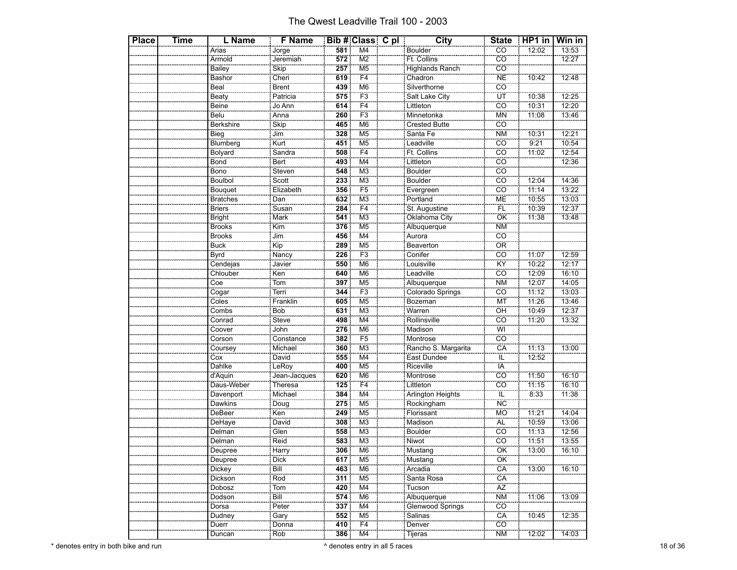# The Qwest Leadville Trail 100 - 2003

| Place | Time | L Name | F Name | Bib # | Class | C pl | City | State | HP1 in | Win in |
|---|---|---|---|---|---|---|---|---|---|---|
| | | Arias | Jorge | 581 | M4 | | Boulder | CO | 12:02 | 13:53 |
| | | Armold | Jeremiah | 572 | M2 | | Ft. Collins | CO | | 12:27 |
| | | Bailey | Skip | 257 | M5 | | Highlands Ranch | CO | | |
| | | Bashor | Cheri | 619 | F4 | | Chadron | NE | 10:42 | 12:48 |
| | | Beal | Brent | 439 | M6 | | Silverthorne | CO | | |
| | | Beaty | Patricia | 575 | F3 | | Salt Lake City | UT | 10:38 | 12:25 |
| | | Beine | Jo Ann | 614 | F4 | | Littleton | CO | 10:31 | 12:20 |
| | | Belu | Anna | 260 | F3 | | Minnetonka | MN | 11:08 | 13:46 |
| | | Berkshire | Skip | 465 | M6 | | Crested Butte | CO | | |
| | | Bieg | Jim | 328 | M5 | | Santa Fe | NM | 10:31 | 12:21 |
| | | Blumberg | Kurt | 451 | M5 | | Leadville | CO | 9:21 | 10:54 |
| | | Bolyard | Sandra | 508 | F4 | | Ft. Collins | CO | 11:02 | 12:54 |
| | | Bond | Bert | 493 | M4 | | Littleton | CO | | 12:36 |
| | | Bono | Steven | 548 | M3 | | Boulder | CO | | |
| | | Boulbol | Scott | 233 | M3 | | Boulder | CO | 12:04 | 14:36 |
| | | Bouquet | Elizabeth | 356 | F5 | | Evergreen | CO | 11:14 | 13:22 |
| | | Bratches | Dan | 632 | M3 | | Portland | ME | 10:55 | 13:03 |
| | | Briers | Susan | 284 | F4 | | St. Augustine | FL | 10:39 | 12:37 |
| | | Bright | Mark | 541 | M3 | | Oklahoma City | OK | 11:38 | 13:48 |
| | | Brooks | Kim | 376 | M5 | | Albuquerque | NM | | |
| | | Brooks | Jim | 456 | M4 | | Aurora | CO | | |
| | | Buck | Kip | 289 | M5 | | Beaverton | OR | | |
| | | Byrd | Nancy | 226 | F3 | | Conifer | CO | 11:07 | 12:59 |
| | | Cendejas | Javier | 550 | M6 | | Louisville | KY | 10:22 | 12:17 |
| | | Chlouber | Ken | 640 | M6 | | Leadville | CO | 12:09 | 16:10 |
| | | Coe | Tom | 397 | M5 | | Albuquerque | NM | 12:07 | 14:05 |
| | | Cogar | Terri | 344 | F3 | | Colorado Springs | CO | 11:12 | 13:03 |
| | | Coles | Franklin | 605 | M5 | | Bozeman | MT | 11:26 | 13:46 |
| | | Combs | Bob | 631 | M3 | | Warren | OH | 10:49 | 12:37 |
| | | Conrad | Steve | 498 | M4 | | Rollinsville | CO | 11:20 | 13:32 |
| | | Coover | John | 276 | M6 | | Madison | WI | | |
| | | Corson | Constance | 382 | F5 | | Montrose | CO | | |
| | | Coursey | Michael | 360 | M3 | | Rancho S. Margarita | CA | 11:13 | 13:00 |
| | | Cox | David | 555 | M4 | | East Dundee | IL | 12:52 | |
| | | Dahlke | LeRoy | 400 | M5 | | Riceville | IA | | |
| | | d'Aquin | Jean-Jacques | 620 | M6 | | Montrose | CO | 11:50 | 16:10 |
| | | Daus-Weber | Theresa | 125 | F4 | | Littleton | CO | 11:15 | 16:10 |
| | | Davenport | Michael | 384 | M4 | | Arlington Heights | IL | 8:33 | 11:38 |
| | | Dawkins | Doug | 275 | M5 | | Rockingham | NC | | |
| | | DeBeer | Ken | 249 | M5 | | Florissant | MO | 11:21 | 14:04 |
| | | DeHaye | David | 308 | M3 | | Madison | AL | 10:59 | 13:06 |
| | | Delman | Glen | 558 | M3 | | Boulder | CO | 11:13 | 12:56 |
| | | Delman | Reid | 583 | M3 | | Niwot | CO | 11:51 | 13:55 |
| | | Deupree | Harry | 306 | M6 | | Mustang | OK | 13:00 | 16:10 |
| | | Deupree | Dick | 617 | M5 | | Mustang | OK | | |
| | | Dickey | Bill | 463 | M6 | | Arcadia | CA | 13:00 | 16:10 |
| | | Dickson | Rod | 311 | M5 | | Santa Rosa | CA | | |
| | | Dobosz | Tom | 420 | M4 | | Tucson | AZ | | |
| | | Dodson | Bill | 574 | M6 | | Albuquerque | NM | 11:06 | 13:09 |
| | | Dorsa | Peter | 337 | M4 | | Glenwood Springs | CO | | |
| | | Dudney | Gary | 552 | M5 | | Salinas | CA | 10:45 | 12:35 |
| | | Duerr | Donna | 410 | F4 | | Denver | CO | | |
| | | Duncan | Rob | 386 | M4 | | Tijeras | NM | 12:02 | 14:03 |

\* denotes entry in both bike and run

^ denotes entry in all 5 races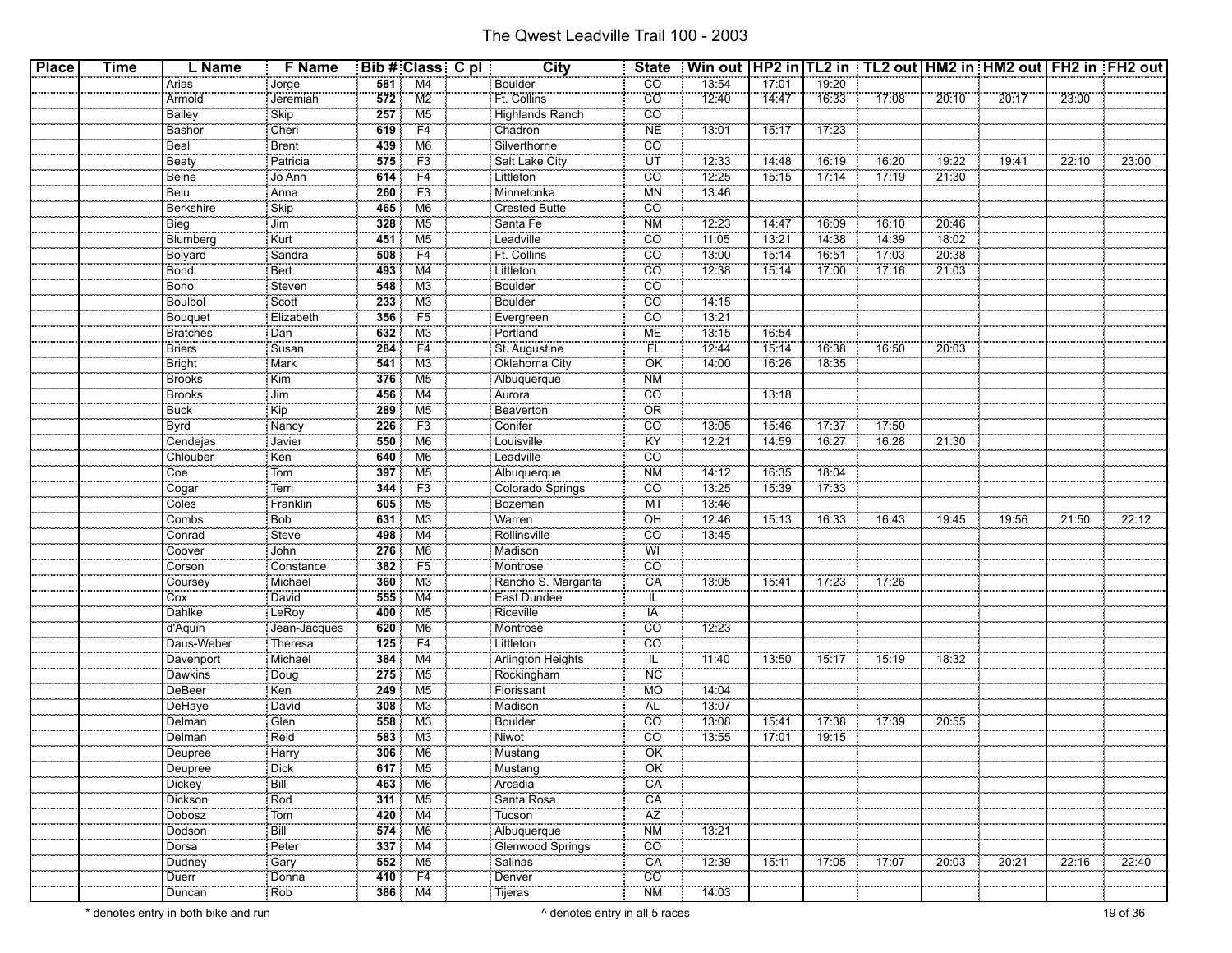# The Qwest Leadville Trail 100 - 2003

| Place | Time | L Name | F Name | Bib # | Class | C pl | City | State | Win out | HP2 in | TL2 in | TL2 out | HM2 in | HM2 out | FH2 in | FH2 out |
|---|---|---|---|---|---|---|---|---|---|---|---|---|---|---|---|---|
| | | Arias | Jorge | 581 | M4 | | Boulder | CO | 13:54 | 17:01 | 19:20 | | | | | |
| | | Arnold | Jeremiah | 572 | M2 | | Ft. Collins | CO | 12:40 | 14:47 | 16:33 | 17:08 | 20:10 | 20:17 | 23:00 | |
| | | Bailey | Skip | 257 | M5 | | Highlands Ranch | CO | | | | | | | | |
| | | Bashor | Cheri | 619 | F4 | | Chadron | NE | 13:01 | 15:17 | 17:23 | | | | | |
| | | Beal | Brent | 439 | M6 | | Silverthorne | CO | | | | | | | | |
| | | Beaty | Patricia | 575 | F3 | | Salt Lake City | UT | 12:33 | 14:48 | 16:19 | 16:20 | 19:22 | 19:41 | 22:10 | 23:00 |
| | | Beine | Jo Ann | 614 | F4 | | Littleton | CO | 12:25 | 15:15 | 17:14 | 17:19 | 21:30 | | | |
| | | Belu | Anna | 260 | F3 | | Minnetonka | MN | 13:46 | | | | | | | |
| | | Berkshire | Skip | 465 | M6 | | Crested Butte | CO | | | | | | | | |
| | | Bieg | Jim | 328 | M5 | | Santa Fe | NM | 12:23 | 14:47 | 16:09 | 16:10 | 20:46 | | | |
| | | Blumberg | Kurt | 451 | M5 | | Leadville | CO | 11:05 | 13:21 | 14:38 | 14:39 | 18:02 | | | |
| | | Bolyard | Sandra | 508 | F4 | | Ft. Collins | CO | 13:00 | 15:14 | 16:51 | 17:03 | 20:38 | | | |
| | | Bond | Bert | 493 | M4 | | Littleton | CO | 12:38 | 15:14 | 17:00 | 17:16 | 21:03 | | | |
| | | Bono | Steven | 548 | M3 | | Boulder | CO | | | | | | | | |
| | | Boulbol | Scott | 233 | M3 | | Boulder | CO | 14:15 | | | | | | | |
| | | Bouquet | Elizabeth | 356 | F5 | | Evergreen | CO | 13:21 | | | | | | | |
| | | Bratches | Dan | 632 | M3 | | Portland | ME | 13:15 | 16:54 | | | | | | |
| | | Briers | Susan | 284 | F4 | | St. Augustine | FL | 12:44 | 15:14 | 16:38 | 16:50 | 20:03 | | | |
| | | Bright | Mark | 541 | M3 | | Oklahoma City | OK | 14:00 | 16:26 | 18:35 | | | | | |
| | | Brooks | Kim | 376 | M5 | | Albuquerque | NM | | | | | | | | |
| | | Brooks | Jim | 456 | M4 | | Aurora | CO | | 13:18 | | | | | | |
| | | Buck | Kip | 289 | M5 | | Beaverton | OR | | | | | | | | |
| | | Byrd | Nancy | 226 | F3 | | Conifer | CO | 13:05 | 15:46 | 17:37 | 17:50 | | | | |
| | | Cendejas | Javier | 550 | M6 | | Louisville | KY | 12:21 | 14:59 | 16:27 | 16:28 | 21:30 | | | |
| | | Chlouber | Ken | 640 | M6 | | Leadville | CO | | | | | | | | |
| | | Coe | Tom | 397 | M5 | | Albuquerque | NM | 14:12 | 16:35 | 18:04 | | | | | |
| | | Cogar | Terri | 344 | F3 | | Colorado Springs | CO | 13:25 | 15:39 | 17:33 | | | | | |
| | | Coles | Franklin | 605 | M5 | | Bozeman | MT | 13:46 | | | | | | | |
| | | Combs | Bob | 631 | M3 | | Warren | OH | 12:46 | 15:13 | 16:33 | 16:43 | 19:45 | 19:56 | 21:50 | 22:12 |
| | | Conrad | Steve | 498 | M4 | | Rollinsville | CO | 13:45 | | | | | | | |
| | | Coover | John | 276 | M6 | | Madison | WI | | | | | | | | |
| | | Corson | Constance | 382 | F5 | | Montrose | CO | | | | | | | | |
| | | Coursey | Michael | 360 | M3 | | Rancho S. Margarita | CA | 13:05 | 15:41 | 17:23 | 17:26 | | | | |
| | | Cox | David | 555 | M4 | | East Dundee | IL | | | | | | | | |
| | | Dahlke | LeRoy | 400 | M5 | | Riceville | IA | | | | | | | | |
| | | d'Aquin | Jean-Jacques | 620 | M6 | | Montrose | CO | 12:23 | | | | | | | |
| | | Daus-Weber | Theresa | 125 | F4 | | Littleton | CO | | | | | | | | |
| | | Davenport | Michael | 384 | M4 | | Arlington Heights | IL | 11:40 | 13:50 | 15:17 | 15:19 | 18:32 | | | |
| | | Dawkins | Doug | 275 | M5 | | Rockingham | NC | | | | | | | | |
| | | DeBeer | Ken | 249 | M5 | | Florissant | MO | 14:04 | | | | | | | |
| | | DeHaye | David | 308 | M3 | | Madison | AL | 13:07 | | | | | | | |
| | | Delman | Glen | 558 | M3 | | Boulder | CO | 13:08 | 15:41 | 17:38 | 17:39 | 20:55 | | | |
| | | Delman | Reid | 583 | M3 | | Niwot | CO | 13:55 | 17:01 | 19:15 | | | | | |
| | | Deupree | Harry | 306 | M6 | | Mustang | OK | | | | | | | | |
| | | Deupree | Dick | 617 | M5 | | Mustang | OK | | | | | | | | |
| | | Dickey | Bill | 463 | M6 | | Arcadia | CA | | | | | | | | |
| | | Dickson | Rod | 311 | M5 | | Santa Rosa | CA | | | | | | | | |
| | | Dobosz | Tom | 420 | M4 | | Tucson | AZ | | | | | | | | |
| | | Dodson | Bill | 574 | M6 | | Albuquerque | NM | 13:21 | | | | | | | |
| | | Dorsa | Peter | 337 | M4 | | Glenwood Springs | CO | | | | | | | | |
| | | Dudney | Gary | 552 | M5 | | Salinas | CA | 12:39 | 15:11 | 17:05 | 17:07 | 20:03 | 20:21 | 22:16 | 22:40 |
| | | Duerr | Donna | 410 | F4 | | Denver | CO | | | | | | | | |
| | | Duncan | Rob | 386 | M4 | | Tijeras | NM | 14:03 | | | | | | | |

* denotes entry in both bike and run

^ denotes entry in all 5 races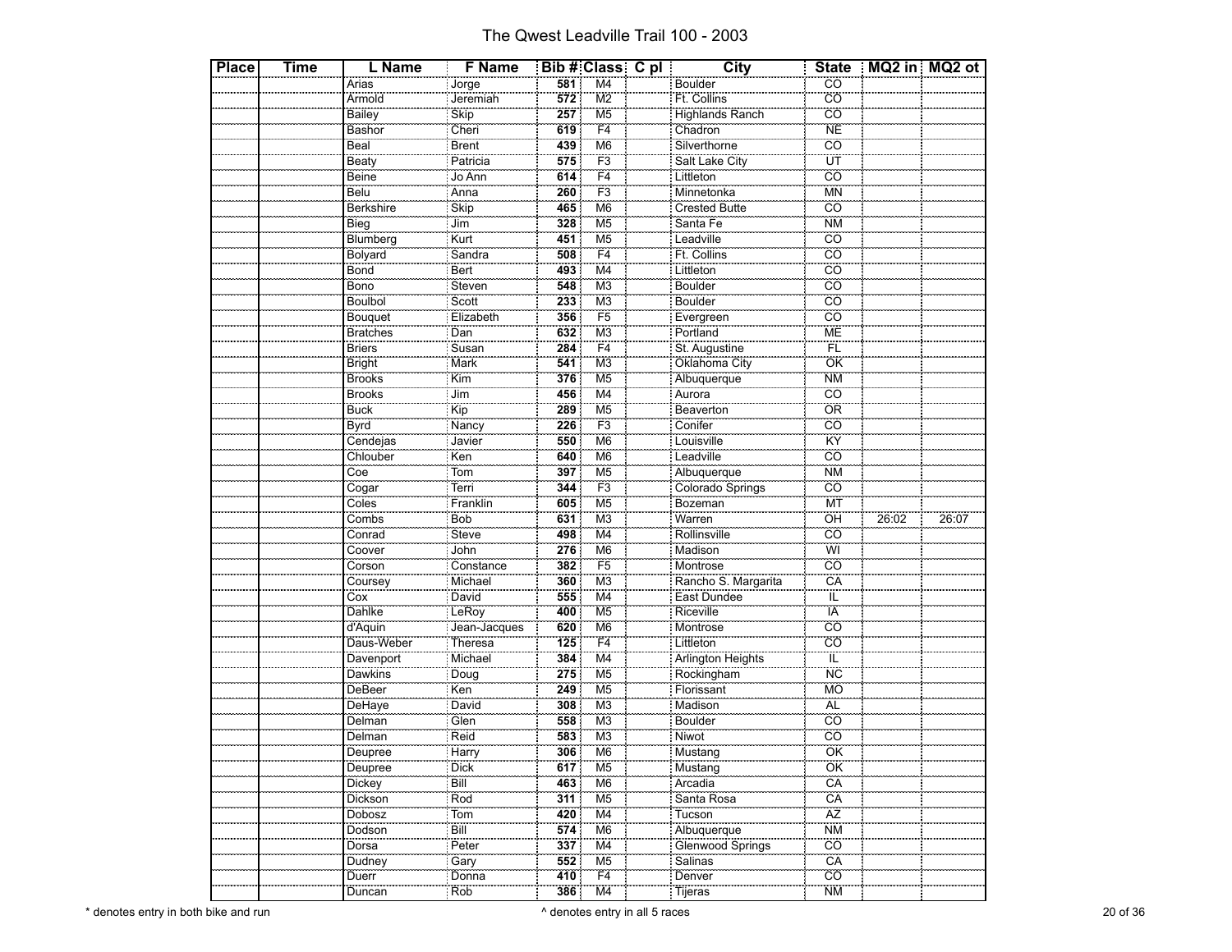# The Qwest Leadville Trail 100 - 2003

| Place | Time | L Name | F Name | Bib # | Class | C pl | City | State | MQ2 in | MQ2 ot |
|---|---|---|---|---|---|---|---|---|---|---|
| | | Arias | Jorge | 581 | M4 | | Boulder | CO | | |
| | | Armold | Jeremiah | 572 | M2 | | Ft. Collins | CO | | |
| | | Bailey | Skip | 257 | M5 | | Highlands Ranch | CO | | |
| | | Bashor | Cheri | 619 | F4 | | Chadron | NE | | |
| | | Beal | Brent | 439 | M6 | | Silverthorne | CO | | |
| | | Beaty | Patricia | 575 | F3 | | Salt Lake City | UT | | |
| | | Beine | Jo Ann | 614 | F4 | | Littleton | CO | | |
| | | Belu | Anna | 260 | F3 | | Minnetonka | MN | | |
| | | Berkshire | Skip | 465 | M6 | | Crested Butte | CO | | |
| | | Bieg | Jim | 328 | M5 | | Santa Fe | NM | | |
| | | Blumberg | Kurt | 451 | M5 | | Leadville | CO | | |
| | | Bolyard | Sandra | 508 | F4 | | Ft. Collins | CO | | |
| | | Bond | Bert | 493 | M4 | | Littleton | CO | | |
| | | Bono | Steven | 548 | M3 | | Boulder | CO | | |
| | | Boulbol | Scott | 233 | M3 | | Boulder | CO | | |
| | | Bouquet | Elizabeth | 356 | F5 | | Evergreen | CO | | |
| | | Bratches | Dan | 632 | M3 | | Portland | ME | | |
| | | Briers | Susan | 284 | F4 | | St. Augustine | FL | | |
| | | Bright | Mark | 541 | M3 | | Oklahoma City | OK | | |
| | | Brooks | Kim | 376 | M5 | | Albuquerque | NM | | |
| | | Brooks | Jim | 456 | M4 | | Aurora | CO | | |
| | | Buck | Kip | 289 | M5 | | Beaverton | OR | | |
| | | Byrd | Nancy | 226 | F3 | | Conifer | CO | | |
| | | Cendejas | Javier | 550 | M6 | | Louisville | KY | | |
| | | Chlouber | Ken | 640 | M6 | | Leadville | CO | | |
| | | Coe | Tom | 397 | M5 | | Albuquerque | NM | | |
| | | Cogar | Terri | 344 | F3 | | Colorado Springs | CO | | |
| | | Coles | Franklin | 605 | M5 | | Bozeman | MT | | |
| | | Combs | Bob | 631 | M3 | | Warren | OH | 26:02 | 26:07 |
| | | Conrad | Steve | 498 | M4 | | Rollinsville | CO | | |
| | | Coover | John | 276 | M6 | | Madison | WI | | |
| | | Corson | Constance | 382 | F5 | | Montrose | CO | | |
| | | Coursey | Michael | 360 | M3 | | Rancho S. Margarita | CA | | |
| | | Cox | David | 555 | M4 | | East Dundee | IL | | |
| | | Dahlke | LeRoy | 400 | M5 | | Riceville | IA | | |
| | | d'Aquin | Jean-Jacques | 620 | M6 | | Montrose | CO | | |
| | | Daus-Weber | Theresa | 125 | F4 | | Littleton | CO | | |
| | | Davenport | Michael | 384 | M4 | | Arlington Heights | IL | | |
| | | Dawkins | Doug | 275 | M5 | | Rockingham | NC | | |
| | | DeBeer | Ken | 249 | M5 | | Florissant | MO | | |
| | | DeHaye | David | 308 | M3 | | Madison | AL | | |
| | | Delman | Glen | 558 | M3 | | Boulder | CO | | |
| | | Delman | Reid | 583 | M3 | | Niwot | CO | | |
| | | Deupree | Harry | 306 | M6 | | Mustang | OK | | |
| | | Deupree | Dick | 617 | M5 | | Mustang | OK | | |
| | | Dickey | Bill | 463 | M6 | | Arcadia | CA | | |
| | | Dickson | Rod | 311 | M5 | | Santa Rosa | CA | | |
| | | Dobosz | Tom | 420 | M4 | | Tucson | AZ | | |
| | | Dodson | Bill | 574 | M6 | | Albuquerque | NM | | |
| | | Dorsa | Peter | 337 | M4 | | Glenwood Springs | CO | | |
| | | Dudney | Gary | 552 | M5 | | Salinas | CA | | |
| | | Duerr | Donna | 410 | F4 | | Denver | CO | | |
| | | Duncan | Rob | 386 | M4 | | Tijeras | NM | | |

* denotes entry in both bike and run

^ denotes entry in all 5 races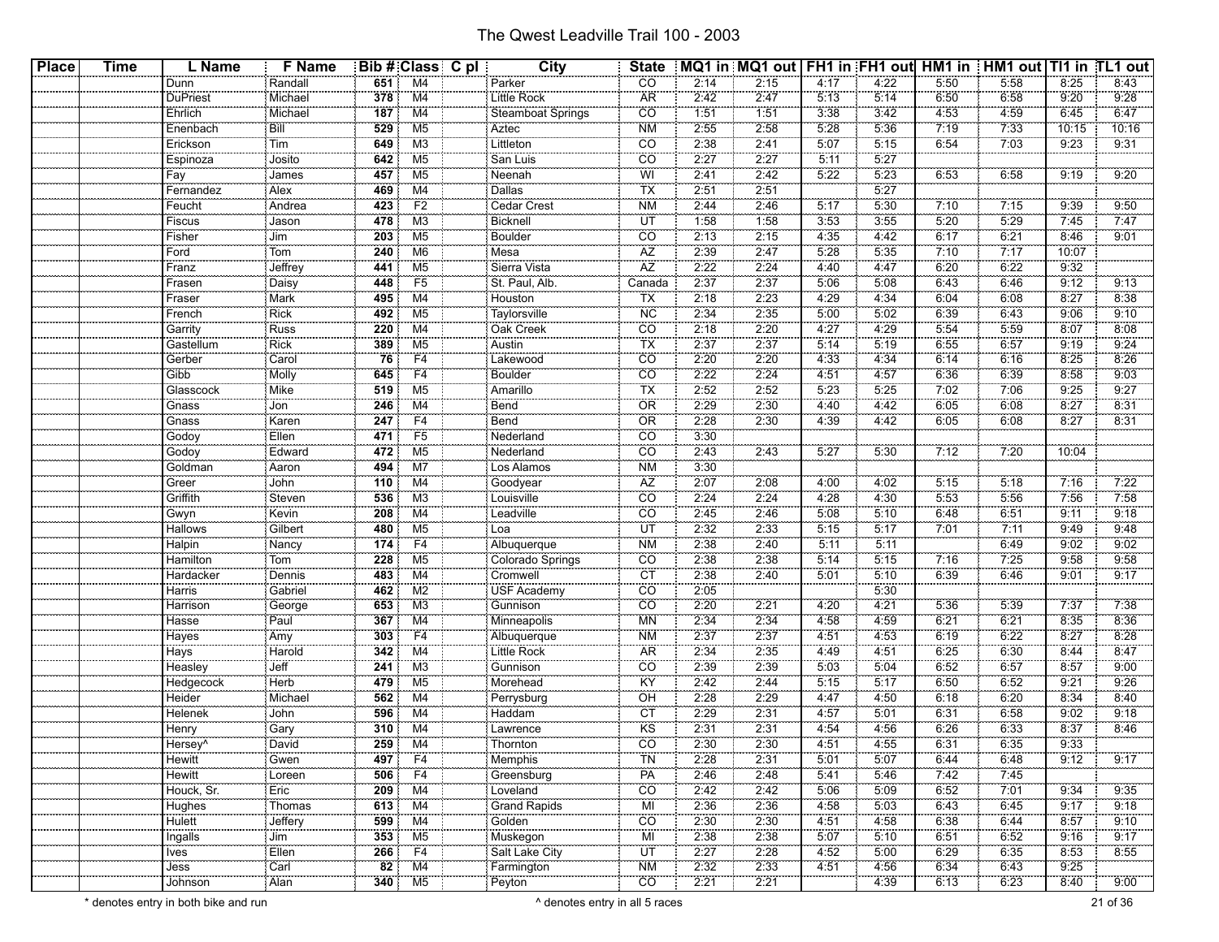# The Qwest Leadville Trail 100 - 2003

| Place | Time | L Name | F Name | Bib # | Class | C pl | City | State | MQ1 in | MQ1 out | FH1 in | FH1 out | HM1 in | HM1 out | TI1 in | TL1 out |
|---|---|---|---|---|---|---|---|---|---|---|---|---|---|---|---|---|
| | | Dunn | Randall | **651** | M4 | | Parker | CO | 2:14 | 2:15 | 4:17 | 4:22 | 5:50 | 5:58 | 8:25 | 8:43 |
| | | DuPriest | Michael | **378** | M4 | | Little Rock | AR | 2:42 | 2:47 | 5:13 | 5:14 | 6:50 | 6:58 | 9:20 | 9:28 |
| | | Ehrlich | Michael | **187** | M4 | | Steamboat Springs | CO | 1:51 | 1:51 | 3:38 | 3:42 | 4:53 | 4:59 | 6:45 | 6:47 |
| | | Enenbach | Bill | **529** | M5 | | Aztec | NM | 2:55 | 2:58 | 5:28 | 5:36 | 7:19 | 7:33 | 10:15 | 10:16 |
| | | Erickson | Tim | **649** | M3 | | Littleton | CO | 2:38 | 2:41 | 5:07 | 5:15 | 6:54 | 7:03 | 9:23 | 9:31 |
| | | Espinoza | Josito | **642** | M5 | | San Luis | CO | 2:27 | 2:27 | 5:11 | 5:27 | | | | |
| | | Fay | James | **457** | M5 | | Neenah | WI | 2:41 | 2:42 | 5:22 | 5:23 | 6:53 | 6:58 | 9:19 | 9:20 |
| | | Fernandez | Alex | **469** | M4 | | Dallas | TX | 2:51 | 2:51 | | 5:27 | | | | |
| | | Feucht | Andrea | **423** | F2 | | Cedar Crest | NM | 2:44 | 2:46 | 5:17 | 5:30 | 7:10 | 7:15 | 9:39 | 9:50 |
| | | Fiscus | Jason | **478** | M3 | | Bicknell | UT | 1:58 | 1:58 | 3:53 | 3:55 | 5:20 | 5:29 | 7:45 | 7:47 |
| | | Fisher | Jim | **203** | M5 | | Boulder | CO | 2:13 | 2:15 | 4:35 | 4:42 | 6:17 | 6:21 | 8:46 | 9:01 |
| | | Ford | Tom | **240** | M6 | | Mesa | AZ | 2:39 | 2:47 | 5:28 | 5:35 | 7:10 | 7:17 | 10:07 | |
| | | Franz | Jeffrey | **441** | M5 | | Sierra Vista | AZ | 2:22 | 2:24 | 4:40 | 4:47 | 6:20 | 6:22 | 9:32 | |
| | | Frasen | Daisy | **448** | F5 | | St. Paul, Alb. | Canada | 2:37 | 2:37 | 5:06 | 5:08 | 6:43 | 6:46 | 9:12 | 9:13 |
| | | Fraser | Mark | **495** | M4 | | Houston | TX | 2:18 | 2:23 | 4:29 | 4:34 | 6:04 | 6:08 | 8:27 | 8:38 |
| | | French | Rick | **492** | M5 | | Taylorsville | NC | 2:34 | 2:35 | 5:00 | 5:02 | 6:39 | 6:43 | 9:06 | 9:10 |
| | | Garrity | Russ | **220** | M4 | | Oak Creek | CO | 2:18 | 2:20 | 4:27 | 4:29 | 5:54 | 5:59 | 8:07 | 8:08 |
| | | Gastellum | Rick | **389** | M5 | | Austin | TX | 2:37 | 2:37 | 5:14 | 5:19 | 6:55 | 6:57 | 9:19 | 9:24 |
| | | Gerber | Carol | **76** | F4 | | Lakewood | CO | 2:20 | 2:20 | 4:33 | 4:34 | 6:14 | 6:16 | 8:25 | 8:26 |
| | | Gibb | Molly | **645** | F4 | | Boulder | CO | 2:22 | 2:24 | 4:51 | 4:57 | 6:36 | 6:39 | 8:58 | 9:03 |
| | | Glasscock | Mike | **519** | M5 | | Amarillo | TX | 2:52 | 2:52 | 5:23 | 5:25 | 7:02 | 7:06 | 9:25 | 9:27 |
| | | Gnass | Jon | **246** | M4 | | Bend | OR | 2:29 | 2:30 | 4:40 | 4:42 | 6:05 | 6:08 | 8:27 | 8:31 |
| | | Gnass | Karen | **247** | F4 | | Bend | OR | 2:28 | 2:30 | 4:39 | 4:42 | 6:05 | 6:08 | 8:27 | 8:31 |
| | | Godoy | Ellen | **471** | F5 | | Nederland | CO | 3:30 | | | | | | | |
| | | Godoy | Edward | **472** | M5 | | Nederland | CO | 2:43 | 2:43 | 5:27 | 5:30 | 7:12 | 7:20 | 10:04 | |
| | | Goldman | Aaron | **494** | M7 | | Los Alamos | NM | 3:30 | | | | | | | |
| | | Greer | John | **110** | M4 | | Goodyear | AZ | 2:07 | 2:08 | 4:00 | 4:02 | 5:15 | 5:18 | 7:16 | 7:22 |
| | | Griffith | Steven | **536** | M3 | | Louisville | CO | 2:24 | 2:24 | 4:28 | 4:30 | 5:53 | 5:56 | 7:56 | 7:58 |
| | | Gwyn | Kevin | **208** | M4 | | Leadville | CO | 2:45 | 2:46 | 5:08 | 5:10 | 6:48 | 6:51 | 9:11 | 9:18 |
| | | Hallows | Gilbert | **480** | M5 | | Loa | UT | 2:32 | 2:33 | 5:15 | 5:17 | 7:01 | 7:11 | 9:49 | 9:48 |
| | | Halpin | Nancy | **174** | F4 | | Albuquerque | NM | 2:38 | 2:40 | 5:11 | 5:11 | | 6:49 | 9:02 | 9:02 |
| | | Hamilton | Tom | **228** | M5 | | Colorado Springs | CO | 2:38 | 2:38 | 5:14 | 5:15 | 7:16 | 7:25 | 9:58 | 9:58 |
| | | Hardacker | Dennis | **483** | M4 | | Cromwell | CT | 2:38 | 2:40 | 5:01 | 5:10 | 6:39 | 6:46 | 9:01 | 9:17 |
| | | Harris | Gabriel | **462** | M2 | | USF Academy | CO | 2:05 | | | 5:30 | | | | |
| | | Harrison | George | **653** | M3 | | Gunnison | CO | 2:20 | 2:21 | 4:20 | 4:21 | 5:36 | 5:39 | 7:37 | 7:38 |
| | | Hasse | Paul | **367** | M4 | | Minneapolis | MN | 2:34 | 2:34 | 4:58 | 4:59 | 6:21 | 6:21 | 8:35 | 8:36 |
| | | Hayes | Amy | **303** | F4 | | Albuquerque | NM | 2:37 | 2:37 | 4:51 | 4:53 | 6:19 | 6:22 | 8:27 | 8:28 |
| | | Hays | Harold | **342** | M4 | | Little Rock | AR | 2:34 | 2:35 | 4:49 | 4:51 | 6:25 | 6:30 | 8:44 | 8:47 |
| | | Heasley | Jeff | **241** | M3 | | Gunnison | CO | 2:39 | 2:39 | 5:03 | 5:04 | 6:52 | 6:57 | 8:57 | 9:00 |
| | | Hedgecock | Herb | **479** | M5 | | Morehead | KY | 2:42 | 2:44 | 5:15 | 5:17 | 6:50 | 6:52 | 9:21 | 9:26 |
| | | Heider | Michael | **562** | M4 | | Perrysburg | OH | 2:28 | 2:29 | 4:47 | 4:50 | 6:18 | 6:20 | 8:34 | 8:40 |
| | | Helenek | John | **596** | M4 | | Haddam | CT | 2:29 | 2:31 | 4:57 | 5:01 | 6:31 | 6:58 | 9:02 | 9:18 |
| | | Henry | Gary | **310** | M4 | | Lawrence | KS | 2:31 | 2:31 | 4:54 | 4:56 | 6:26 | 6:33 | 8:37 | 8:46 |
| | | Hersey^ | David | **259** | M4 | | Thornton | CO | 2:30 | 2:30 | 4:51 | 4:55 | 6:31 | 6:35 | 9:33 | |
| | | Hewitt | Gwen | **497** | F4 | | Memphis | TN | 2:28 | 2:31 | 5:01 | 5:07 | 6:44 | 6:48 | 9:12 | 9:17 |
| | | Hewitt | Loreen | **506** | F4 | | Greensburg | PA | 2:46 | 2:48 | 5:41 | 5:46 | 7:42 | 7:45 | | |
| | | Houck, Sr. | Eric | **209** | M4 | | Loveland | CO | 2:42 | 2:42 | 5:06 | 5:09 | 6:52 | 7:01 | 9:34 | 9:35 |
| | | Hughes | Thomas | **613** | M4 | | Grand Rapids | MI | 2:36 | 2:36 | 4:58 | 5:03 | 6:43 | 6:45 | 9:17 | 9:18 |
| | | Hulett | Jeffery | **599** | M4 | | Golden | CO | 2:30 | 2:30 | 4:51 | 4:58 | 6:38 | 6:44 | 8:57 | 9:10 |
| | | Ingalls | Jim | **353** | M5 | | Muskegon | MI | 2:38 | 2:38 | 5:07 | 5:10 | 6:51 | 6:52 | 9:16 | 9:17 |
| | | Ives | Ellen | **266** | F4 | | Salt Lake City | UT | 2:27 | 2:28 | 4:52 | 5:00 | 6:29 | 6:35 | 8:53 | 8:55 |
| | | Jess | Carl | **82** | M4 | | Farmington | NM | 2:32 | 2:33 | 4:51 | 4:56 | 6:34 | 6:43 | 9:25 | |
| | | Johnson | Alan | **340** | M5 | | Peyton | CO | 2:21 | 2:21 | | 4:39 | 6:13 | 6:23 | 8:40 | 9:00 |

* denotes entry in both bike and run

^ denotes entry in all 5 races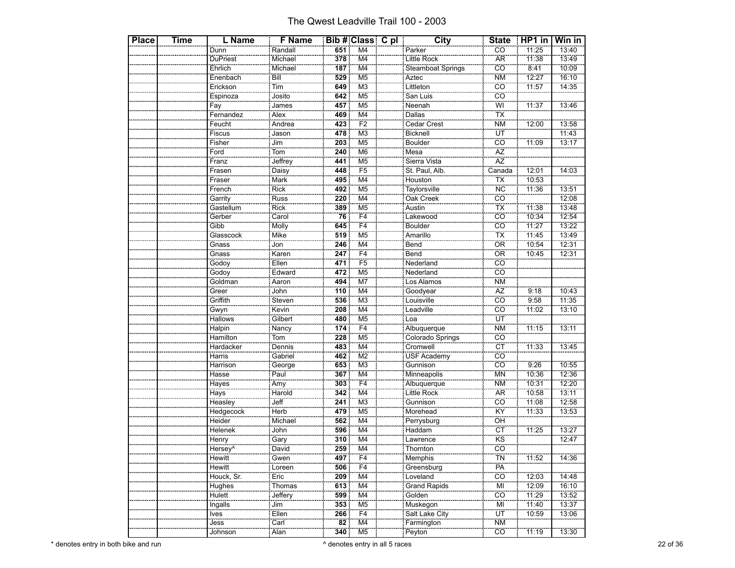# The Qwest Leadville Trail 100 - 2003

| Place | Time | L Name | F Name | Bib # | Class | C pl | City | State | HP1 in | Win in |
|---|---|---|---|---|---|---|---|---|---|---|
| | | Dunn | Randall | 651 | M4 | | Parker | CO | 11:25 | 13:40 |
| | | DuPriest | Michael | 378 | M4 | | Little Rock | AR | 11:38 | 13:49 |
| | | Ehrlich | Michael | 187 | M4 | | Steamboat Springs | CO | 8:41 | 10:09 |
| | | Enenbach | Bill | 529 | M5 | | Aztec | NM | 12:27 | 16:10 |
| | | Erickson | Tim | 649 | M3 | | Littleton | CO | 11:57 | 14:35 |
| | | Espinoza | Josito | 642 | M5 | | San Luis | CO | | |
| | | Fay | James | 457 | M5 | | Neenah | WI | 11:37 | 13:46 |
| | | Fernandez | Alex | 469 | M4 | | Dallas | TX | | |
| | | Feucht | Andrea | 423 | F2 | | Cedar Crest | NM | 12:00 | 13:58 |
| | | Fiscus | Jason | 478 | M3 | | Bicknell | UT | | 11:43 |
| | | Fisher | Jim | 203 | M5 | | Boulder | CO | 11:09 | 13:17 |
| | | Ford | Tom | 240 | M6 | | Mesa | AZ | | |
| | | Franz | Jeffrey | 441 | M5 | | Sierra Vista | AZ | | |
| | | Frasen | Daisy | 448 | F5 | | St. Paul, Alb. | Canada | 12:01 | 14:03 |
| | | Fraser | Mark | 495 | M4 | | Houston | TX | 10:53 | |
| | | French | Rick | 492 | M5 | | Taylorsville | NC | 11:36 | 13:51 |
| | | Garrity | Russ | 220 | M4 | | Oak Creek | CO | | 12:08 |
| | | Gastellum | Rick | 389 | M5 | | Austin | TX | 11:38 | 13:48 |
| | | Gerber | Carol | 76 | F4 | | Lakewood | CO | 10:34 | 12:54 |
| | | Gibb | Molly | 645 | F4 | | Boulder | CO | 11:27 | 13:22 |
| | | Glasscock | Mike | 519 | M5 | | Amarillo | TX | 11:45 | 13:49 |
| | | Gnass | Jon | 246 | M4 | | Bend | OR | 10:54 | 12:31 |
| | | Gnass | Karen | 247 | F4 | | Bend | OR | 10:45 | 12:31 |
| | | Godoy | Ellen | 471 | F5 | | Nederland | CO | | |
| | | Godoy | Edward | 472 | M5 | | Nederland | CO | | |
| | | Goldman | Aaron | 494 | M7 | | Los Alamos | NM | | |
| | | Greer | John | 110 | M4 | | Goodyear | AZ | 9:18 | 10:43 |
| | | Griffith | Steven | 536 | M3 | | Louisville | CO | 9:58 | 11:35 |
| | | Gwyn | Kevin | 208 | M4 | | Leadville | CO | 11:02 | 13:10 |
| | | Hallows | Gilbert | 480 | M5 | | Loa | UT | | |
| | | Halpin | Nancy | 174 | F4 | | Albuquerque | NM | 11:15 | 13:11 |
| | | Hamilton | Tom | 228 | M5 | | Colorado Springs | CO | | |
| | | Hardacker | Dennis | 483 | M4 | | Cromwell | CT | 11:33 | 13:45 |
| | | Harris | Gabriel | 462 | M2 | | USF Academy | CO | | |
| | | Harrison | George | 653 | M3 | | Gunnison | CO | 9:26 | 10:55 |
| | | Hasse | Paul | 367 | M4 | | Minneapolis | MN | 10:36 | 12:36 |
| | | Hayes | Amy | 303 | F4 | | Albuquerque | NM | 10:31 | 12:20 |
| | | Hays | Harold | 342 | M4 | | Little Rock | AR | 10:58 | 13:11 |
| | | Heasley | Jeff | 241 | M3 | | Gunnison | CO | 11:08 | 12:58 |
| | | Hedgecock | Herb | 479 | M5 | | Morehead | KY | 11:33 | 13:53 |
| | | Heider | Michael | 562 | M4 | | Perrysburg | OH | | |
| | | Helenek | John | 596 | M4 | | Haddam | CT | 11:25 | 13:27 |
| | | Henry | Gary | 310 | M4 | | Lawrence | KS | | 12:47 |
| | | Hersey^ | David | 259 | M4 | | Thornton | CO | | |
| | | Hewitt | Gwen | 497 | F4 | | Memphis | TN | 11:52 | 14:36 |
| | | Hewitt | Loreen | 506 | F4 | | Greensburg | PA | | |
| | | Houck, Sr. | Eric | 209 | M4 | | Loveland | CO | 12:03 | 14:48 |
| | | Hughes | Thomas | 613 | M4 | | Grand Rapids | MI | 12:09 | 16:10 |
| | | Hulett | Jeffery | 599 | M4 | | Golden | CO | 11:29 | 13:52 |
| | | Ingalls | Jim | 353 | M5 | | Muskegon | MI | 11:40 | 13:37 |
| | | Ives | Ellen | 266 | F4 | | Salt Lake City | UT | 10:59 | 13:06 |
| | | Jess | Carl | 82 | M4 | | Farmington | NM | | |
| | | Johnson | Alan | 340 | M5 | | Peyton | CO | 11:19 | 13:30 |

* denotes entry in both bike and run

^ denotes entry in all 5 races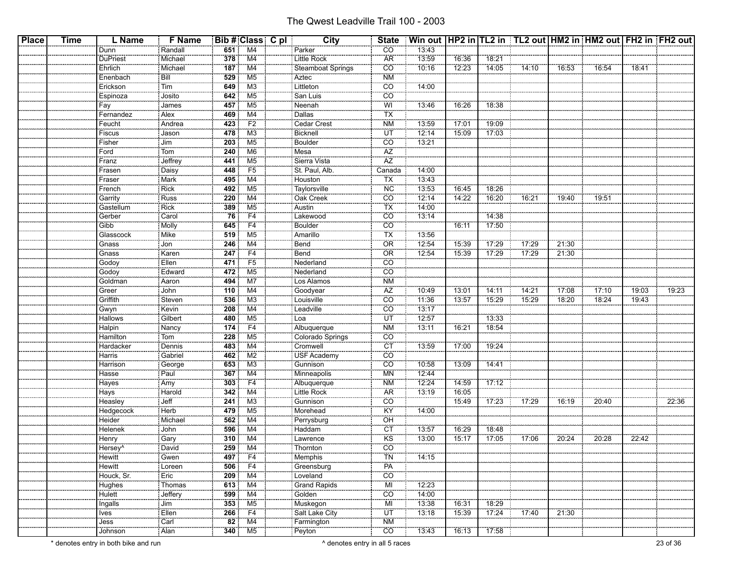# The Qwest Leadville Trail 100 - 2003

| Place | Time | L Name | F Name | Bib # | Class | C pl | City | State | Win out | HP2 in | TL2 in | TL2 out | HM2 in | HM2 out | FH2 in | FH2 out |
|---|---|---|---|---|---|---|---|---|---|---|---|---|---|---|---|---|
| | | Dunn | Randall | 651 | M4 | | Parker | CO | 13:43 | | | | | | | |
| | | DuPriest | Michael | 378 | M4 | | Little Rock | AR | 13:59 | 16:36 | 18:21 | | | | | |
| | | Ehrlich | Michael | 187 | M4 | | Steamboat Springs | CO | 10:16 | 12:23 | 14:05 | 14:10 | 16:53 | 16:54 | 18:41 | |
| | | Enenbach | Bill | 529 | M5 | | Aztec | NM | | | | | | | | |
| | | Erickson | Tim | 649 | M3 | | Littleton | CO | 14:00 | | | | | | | |
| | | Espinoza | Josito | 642 | M5 | | San Luis | CO | | | | | | | | |
| | | Fay | James | 457 | M5 | | Neenah | WI | 13:46 | 16:26 | 18:38 | | | | | |
| | | Fernandez | Alex | 469 | M4 | | Dallas | TX | | | | | | | | |
| | | Feucht | Andrea | 423 | F2 | | Cedar Crest | NM | 13:59 | 17:01 | 19:09 | | | | | |
| | | Fiscus | Jason | 478 | M3 | | Bicknell | UT | 12:14 | 15:09 | 17:03 | | | | | |
| | | Fisher | Jim | 203 | M5 | | Boulder | CO | 13:21 | | | | | | | |
| | | Ford | Tom | 240 | M6 | | Mesa | AZ | | | | | | | | |
| | | Franz | Jeffrey | 441 | M5 | | Sierra Vista | AZ | | | | | | | | |
| | | Frasen | Daisy | 448 | F5 | | St. Paul, Alb. | Canada | 14:00 | | | | | | | |
| | | Fraser | Mark | 495 | M4 | | Houston | TX | 13:43 | | | | | | | |
| | | French | Rick | 492 | M5 | | Taylorsville | NC | 13:53 | 16:45 | 18:26 | | | | | |
| | | Garrity | Russ | 220 | M4 | | Oak Creek | CO | 12:14 | 14:22 | 16:20 | 16:21 | 19:40 | 19:51 | | |
| | | Gastellum | Rick | 389 | M5 | | Austin | TX | 14:00 | | | | | | | |
| | | Gerber | Carol | 76 | F4 | | Lakewood | CO | 13:14 | | 14:38 | | | | | |
| | | Gibb | Molly | 645 | F4 | | Boulder | CO | | 16:11 | 17:50 | | | | | |
| | | Glasscock | Mike | 519 | M5 | | Amarillo | TX | 13:56 | | | | | | | |
| | | Gnass | Jon | 246 | M4 | | Bend | OR | 12:54 | 15:39 | 17:29 | 17:29 | 21:30 | | | |
| | | Gnass | Karen | 247 | F4 | | Bend | OR | 12:54 | 15:39 | 17:29 | 17:29 | 21:30 | | | |
| | | Godoy | Ellen | 471 | F5 | | Nederland | CO | | | | | | | | |
| | | Godoy | Edward | 472 | M5 | | Nederland | CO | | | | | | | | |
| | | Goldman | Aaron | 494 | M7 | | Los Alamos | NM | | | | | | | | |
| | | Greer | John | 110 | M4 | | Goodyear | AZ | 10:49 | 13:01 | 14:11 | 14:21 | 17:08 | 17:10 | 19:03 | 19:23 |
| | | Griffith | Steven | 536 | M3 | | Louisville | CO | 11:36 | 13:57 | 15:29 | 15:29 | 18:20 | 18:24 | 19:43 | |
| | | Gwyn | Kevin | 208 | M4 | | Leadville | CO | 13:17 | | | | | | | |
| | | Hallows | Gilbert | 480 | M5 | | Loa | UT | 12:57 | | 13:33 | | | | | |
| | | Halpin | Nancy | 174 | F4 | | Albuquerque | NM | 13:11 | 16:21 | 18:54 | | | | | |
| | | Hamilton | Tom | 228 | M5 | | Colorado Springs | CO | | | | | | | | |
| | | Hardacker | Dennis | 483 | M4 | | Cromwell | CT | 13:59 | 17:00 | 19:24 | | | | | |
| | | Harris | Gabriel | 462 | M2 | | USF Academy | CO | | | | | | | | |
| | | Harrison | George | 653 | M3 | | Gunnison | CO | 10:58 | 13:09 | 14:41 | | | | | |
| | | Hasse | Paul | 367 | M4 | | Minneapolis | MN | 12:44 | | | | | | | |
| | | Hayes | Amy | 303 | F4 | | Albuquerque | NM | 12:24 | 14:59 | 17:12 | | | | | |
| | | Hays | Harold | 342 | M4 | | Little Rock | AR | 13:19 | 16:05 | | | | | | |
| | | Heasley | Jeff | 241 | M3 | | Gunnison | CO | | 15:49 | 17:23 | 17:29 | 16:19 | 20:40 | | 22:36 |
| | | Hedgecock | Herb | 479 | M5 | | Morehead | KY | 14:00 | | | | | | | |
| | | Heider | Michael | 562 | M4 | | Perrysburg | OH | | | | | | | | |
| | | Helenek | John | 596 | M4 | | Haddam | CT | 13:57 | 16:29 | 18:48 | | | | | |
| | | Henry | Gary | 310 | M4 | | Lawrence | KS | 13:00 | 15:17 | 17:05 | 17:06 | 20:24 | 20:28 | 22:42 | |
| | | Hersey^ | David | 259 | M4 | | Thornton | CO | | | | | | | | |
| | | Hewitt | Gwen | 497 | F4 | | Memphis | TN | 14:15 | | | | | | | |
| | | Hewitt | Loreen | 506 | F4 | | Greensburg | PA | | | | | | | | |
| | | Houck, Sr. | Eric | 209 | M4 | | Loveland | CO | | | | | | | | |
| | | Hughes | Thomas | 613 | M4 | | Grand Rapids | MI | 12:23 | | | | | | | |
| | | Hulett | Jeffery | 599 | M4 | | Golden | CO | 14:00 | | | | | | | |
| | | Ingalls | Jim | 353 | M5 | | Muskegon | MI | 13:38 | 16:31 | 18:29 | | | | | |
| | | Ives | Ellen | 266 | F4 | | Salt Lake City | UT | 13:18 | 15:39 | 17:24 | 17:40 | 21:30 | | | |
| | | Jess | Carl | 82 | M4 | | Farmington | NM | | | | | | | | |
| | | Johnson | Alan | 340 | M5 | | Peyton | CO | 13:43 | 16:13 | 17:58 | | | | | |

\* denotes entry in both bike and run

^ denotes entry in all 5 races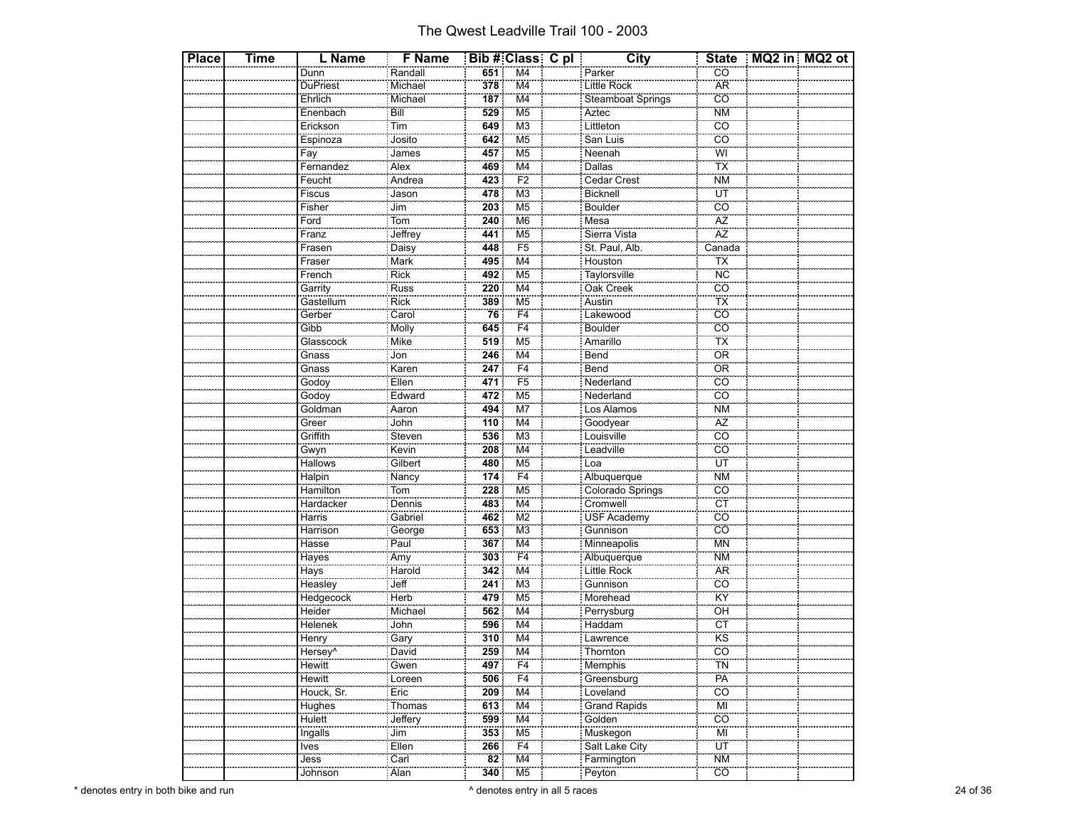# The Qwest Leadville Trail 100 - 2003

| Place | Time | L Name | F Name | Bib # | Class | C pl | City | State | MQ2 in | MQ2 ot |
|---|---|---|---|---|---|---|---|---|---|---|
| | | Dunn | Randall | 651 | M4 | | Parker | CO | | |
| | | DuPriest | Michael | 378 | M4 | | Little Rock | AR | | |
| | | Ehrlich | Michael | 187 | M4 | | Steamboat Springs | CO | | |
| | | Enenbach | Bill | 529 | M5 | | Aztec | NM | | |
| | | Erickson | Tim | 649 | M3 | | Littleton | CO | | |
| | | Espinoza | Josito | 642 | M5 | | San Luis | CO | | |
| | | Fay | James | 457 | M5 | | Neenah | WI | | |
| | | Fernandez | Alex | 469 | M4 | | Dallas | TX | | |
| | | Feucht | Andrea | 423 | F2 | | Cedar Crest | NM | | |
| | | Fiscus | Jason | 478 | M3 | | Bicknell | UT | | |
| | | Fisher | Jim | 203 | M5 | | Boulder | CO | | |
| | | Ford | Tom | 240 | M6 | | Mesa | AZ | | |
| | | Franz | Jeffrey | 441 | M5 | | Sierra Vista | AZ | | |
| | | Frasen | Daisy | 448 | F5 | | St. Paul, Alb. | Canada | | |
| | | Fraser | Mark | 495 | M4 | | Houston | TX | | |
| | | French | Rick | 492 | M5 | | Taylorsville | NC | | |
| | | Garrity | Russ | 220 | M4 | | Oak Creek | CO | | |
| | | Gastellum | Rick | 389 | M5 | | Austin | TX | | |
| | | Gerber | Carol | 76 | F4 | | Lakewood | CO | | |
| | | Gibb | Molly | 645 | F4 | | Boulder | CO | | |
| | | Glasscock | Mike | 519 | M5 | | Amarillo | TX | | |
| | | Gnass | Jon | 246 | M4 | | Bend | OR | | |
| | | Gnass | Karen | 247 | F4 | | Bend | OR | | |
| | | Godoy | Ellen | 471 | F5 | | Nederland | CO | | |
| | | Godoy | Edward | 472 | M5 | | Nederland | CO | | |
| | | Goldman | Aaron | 494 | M7 | | Los Alamos | NM | | |
| | | Greer | John | 110 | M4 | | Goodyear | AZ | | |
| | | Griffith | Steven | 536 | M3 | | Louisville | CO | | |
| | | Gwyn | Kevin | 208 | M4 | | Leadville | CO | | |
| | | Hallows | Gilbert | 480 | M5 | | Loa | UT | | |
| | | Halpin | Nancy | 174 | F4 | | Albuquerque | NM | | |
| | | Hamilton | Tom | 228 | M5 | | Colorado Springs | CO | | |
| | | Hardacker | Dennis | 483 | M4 | | Cromwell | CT | | |
| | | Harris | Gabriel | 462 | M2 | | USF Academy | CO | | |
| | | Harrison | George | 653 | M3 | | Gunnison | CO | | |
| | | Hasse | Paul | 367 | M4 | | Minneapolis | MN | | |
| | | Hayes | Amy | 303 | F4 | | Albuquerque | NM | | |
| | | Hays | Harold | 342 | M4 | | Little Rock | AR | | |
| | | Heasley | Jeff | 241 | M3 | | Gunnison | CO | | |
| | | Hedgecock | Herb | 479 | M5 | | Morehead | KY | | |
| | | Heider | Michael | 562 | M4 | | Perrysburg | OH | | |
| | | Helenek | John | 596 | M4 | | Haddam | CT | | |
| | | Henry | Gary | 310 | M4 | | Lawrence | KS | | |
| | | Hersey^ | David | 259 | M4 | | Thornton | CO | | |
| | | Hewitt | Gwen | 497 | F4 | | Memphis | TN | | |
| | | Hewitt | Loreen | 506 | F4 | | Greensburg | PA | | |
| | | Houck, Sr. | Eric | 209 | M4 | | Loveland | CO | | |
| | | Hughes | Thomas | 613 | M4 | | Grand Rapids | MI | | |
| | | Hulett | Jeffery | 599 | M4 | | Golden | CO | | |
| | | Ingalls | Jim | 353 | M5 | | Muskegon | MI | | |
| | | Ives | Ellen | 266 | F4 | | Salt Lake City | UT | | |
| | | Jess | Carl | 82 | M4 | | Farmington | NM | | |
| | | Johnson | Alan | 340 | M5 | | Peyton | CO | | |

\* denotes entry in both bike and run

^ denotes entry in all 5 races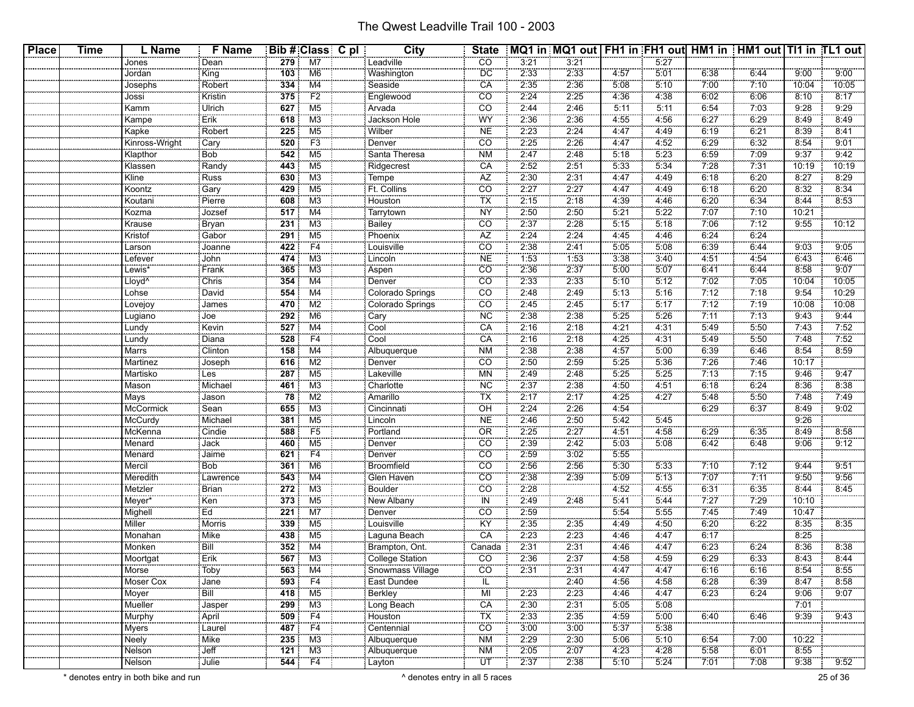# The Qwest Leadville Trail 100 - 2003

| Place | Time | L Name | F Name | Bib # | Class | C pl | City | State | MQ1 in | MQ1 out | FH1 in | FH1 out | HM1 in | HM1 out | TI1 in | TL1 out |
|---|---|---|---|---|---|---|---|---|---|---|---|---|---|---|---|---|
| | | Jones | Dean | 279 | M7 | | Leadville | CO | 3:21 | 3:21 | | 5:27 | | | | |
| | | Jordan | King | 103 | M6 | | Washington | DC | 2:33 | 2:33 | 4:57 | 5:01 | 6:38 | 6:44 | 9:00 | 9:00 |
| | | Josephs | Robert | 334 | M4 | | Seaside | CA | 2:35 | 2:36 | 5:08 | 5:10 | 7:00 | 7:10 | 10:04 | 10:05 |
| | | Jossi | Kristin | 375 | F2 | | Englewood | CO | 2:24 | 2:25 | 4:36 | 4:38 | 6:02 | 6:06 | 8:10 | 8:17 |
| | | Kamm | Ulrich | 627 | M5 | | Arvada | CO | 2:44 | 2:46 | 5:11 | 5:11 | 6:54 | 7:03 | 9:28 | 9:29 |
| | | Kampe | Erik | 618 | M3 | | Jackson Hole | WY | 2:36 | 2:36 | 4:55 | 4:56 | 6:27 | 6:29 | 8:49 | 8:49 |
| | | Kapke | Robert | 225 | M5 | | Wilber | NE | 2:23 | 2:24 | 4:47 | 4:49 | 6:19 | 6:21 | 8:39 | 8:41 |
| | | Kinross-Wright | Cary | 520 | F3 | | Denver | CO | 2:25 | 2:26 | 4:47 | 4:52 | 6:29 | 6:32 | 8:54 | 9:01 |
| | | Klapthor | Bob | 542 | M5 | | Santa Theresa | NM | 2:47 | 2:48 | 5:18 | 5:23 | 6:59 | 7:09 | 9:37 | 9:42 |
| | | Klassen | Randy | 443 | M5 | | Ridgecrest | CA | 2:52 | 2:51 | 5:33 | 5:34 | 7:28 | 7:31 | 10:19 | 10:19 |
| | | Kline | Russ | 630 | M3 | | Tempe | AZ | 2:30 | 2:31 | 4:47 | 4:49 | 6:18 | 6:20 | 8:27 | 8:29 |
| | | Koontz | Gary | 429 | M5 | | Ft. Collins | CO | 2:27 | 2:27 | 4:47 | 4:49 | 6:18 | 6:20 | 8:32 | 8:34 |
| | | Koutani | Pierre | 608 | M3 | | Houston | TX | 2:15 | 2:18 | 4:39 | 4:46 | 6:20 | 6:34 | 8:44 | 8:53 |
| | | Kozma | Jozsef | 517 | M4 | | Tarrytown | NY | 2:50 | 2:50 | 5:21 | 5:22 | 7:07 | 7:10 | 10:21 | |
| | | Krause | Bryan | 231 | M3 | | Bailey | CO | 2:37 | 2:28 | 5:15 | 5:18 | 7:06 | 7:12 | 9:55 | 10:12 |
| | | Kristof | Gabor | 291 | M5 | | Phoenix | AZ | 2:24 | 2:24 | 4:45 | 4:46 | 6:24 | 6:24 | | |
| | | Larson | Joanne | 422 | F4 | | Louisville | CO | 2:38 | 2:41 | 5:05 | 5:08 | 6:39 | 6:44 | 9:03 | 9:05 |
| | | Lefever | John | 474 | M3 | | Lincoln | NE | 1:53 | 1:53 | 3:38 | 3:40 | 4:51 | 4:54 | 6:43 | 6:46 |
| | | Lewis* | Frank | 365 | M3 | | Aspen | CO | 2:36 | 2:37 | 5:00 | 5:07 | 6:41 | 6:44 | 8:58 | 9:07 |
| | | Lloyd^ | Chris | 354 | M4 | | Denver | CO | 2:33 | 2:33 | 5:10 | 5:12 | 7:02 | 7:05 | 10:04 | 10:05 |
| | | Lohse | David | 554 | M4 | | Colorado Springs | CO | 2:48 | 2:49 | 5:13 | 5:16 | 7:12 | 7:18 | 9:54 | 10:29 |
| | | Lovejoy | James | 470 | M2 | | Colorado Springs | CO | 2:45 | 2:45 | 5:17 | 5:17 | 7:12 | 7:19 | 10:08 | 10:08 |
| | | Lugiano | Joe | 292 | M6 | | Cary | NC | 2:38 | 2:38 | 5:25 | 5:26 | 7:11 | 7:13 | 9:43 | 9:44 |
| | | Lundy | Kevin | 527 | M4 | | Cool | CA | 2:16 | 2:18 | 4:21 | 4:31 | 5:49 | 5:50 | 7:43 | 7:52 |
| | | Lundy | Diana | 528 | F4 | | Cool | CA | 2:16 | 2:18 | 4:25 | 4:31 | 5:49 | 5:50 | 7:48 | 7:52 |
| | | Marrs | Clinton | 158 | M4 | | Albuquerque | NM | 2:38 | 2:38 | 4:57 | 5:00 | 6:39 | 6:46 | 8:54 | 8:59 |
| | | Martinez | Joseph | 616 | M2 | | Denver | CO | 2:50 | 2:59 | 5:25 | 5:36 | 7:26 | 7:46 | 10:17 | |
| | | Martisko | Les | 287 | M5 | | Lakeville | MN | 2:49 | 2:48 | 5:25 | 5:25 | 7:13 | 7:15 | 9:46 | 9:47 |
| | | Mason | Michael | 461 | M3 | | Charlotte | NC | 2:37 | 2:38 | 4:50 | 4:51 | 6:18 | 6:24 | 8:36 | 8:38 |
| | | Mays | Jason | 78 | M2 | | Amarillo | TX | 2:17 | 2:17 | 4:25 | 4:27 | 5:48 | 5:50 | 7:48 | 7:49 |
| | | McCormick | Sean | 655 | M3 | | Cincinnati | OH | 2:24 | 2:26 | 4:54 | | 6:29 | 6:37 | 8:49 | 9:02 |
| | | McCurdy | Michael | 381 | M5 | | Lincoln | NE | 2:46 | 2:50 | 5:42 | 5:45 | | | 9:26 | |
| | | McKenna | Cindie | 588 | F5 | | Portland | OR | 2:25 | 2:27 | 4:51 | 4:58 | 6:29 | 6:35 | 8:49 | 8:58 |
| | | Menard | Jack | 460 | M5 | | Denver | CO | 2:39 | 2:42 | 5:03 | 5:08 | 6:42 | 6:48 | 9:06 | 9:12 |
| | | Menard | Jaime | 621 | F4 | | Denver | CO | 2:59 | 3:02 | 5:55 | | | | | |
| | | Mercil | Bob | 361 | M6 | | Broomfield | CO | 2:56 | 2:56 | 5:30 | 5:33 | 7:10 | 7:12 | 9:44 | 9:51 |
| | | Meredith | Lawrence | 543 | M4 | | Glen Haven | CO | 2:38 | 2:39 | 5:09 | 5:13 | 7:07 | 7:11 | 9:50 | 9:56 |
| | | Metzler | Brian | 272 | M3 | | Boulder | CO | 2:28 | | 4:52 | 4:55 | 6:31 | 6:35 | 8:44 | 8:45 |
| | | Meyer* | Ken | 373 | M5 | | New Albany | IN | 2:49 | 2:48 | 5:41 | 5:44 | 7:27 | 7:29 | 10:10 | |
| | | Mighell | Ed | 221 | M7 | | Denver | CO | 2:59 | | 5:54 | 5:55 | 7:45 | 7:49 | 10:47 | |
| | | Miller | Morris | 339 | M5 | | Louisville | KY | 2:35 | 2:35 | 4:49 | 4:50 | 6:20 | 6:22 | 8:35 | 8:35 |
| | | Monahan | Mike | 438 | M5 | | Laguna Beach | CA | 2:23 | 2:23 | 4:46 | 4:47 | 6:17 | | 8:25 | |
| | | Monken | Bill | 352 | M4 | | Brampton, Ont. | Canada | 2:31 | 2:31 | 4:46 | 4:47 | 6:23 | 6:24 | 8:36 | 8:38 |
| | | Moortgat | Erik | 567 | M3 | | College Station | CO | 2:36 | 2:37 | 4:58 | 4:59 | 6:29 | 6:33 | 8:43 | 8:44 |
| | | Morse | Toby | 563 | M4 | | Snowmass Village | CO | 2:31 | 2:31 | 4:47 | 4:47 | 6:16 | 6:16 | 8:54 | 8:55 |
| | | Moser Cox | Jane | 593 | F4 | | East Dundee | IL | | 2:40 | 4:56 | 4:58 | 6:28 | 6:39 | 8:47 | 8:58 |
| | | Moyer | Bill | 418 | M5 | | Berkley | MI | 2:23 | 2:23 | 4:46 | 4:47 | 6:23 | 6:24 | 9:06 | 9:07 |
| | | Mueller | Jasper | 299 | M3 | | Long Beach | CA | 2:30 | 2:31 | 5:05 | 5:08 | | | 7:01 | |
| | | Murphy | April | 509 | F4 | | Houston | TX | 2:33 | 2:35 | 4:59 | 5:00 | 6:40 | 6:46 | 9:39 | 9:43 |
| | | Myers | Laurel | 487 | F4 | | Centennial | CO | 3:00 | 3:00 | 5:37 | 5:38 | | | | |
| | | Neely | Mike | 235 | M3 | | Albuquerque | NM | 2:29 | 2:30 | 5:06 | 5:10 | 6:54 | 7:00 | 10:22 | |
| | | Nelson | Jeff | 121 | M3 | | Albuquerque | NM | 2:05 | 2:07 | 4:23 | 4:28 | 5:58 | 6:01 | 8:55 | |
| | | Nelson | Julie | 544 | F4 | | Layton | UT | 2:37 | 2:38 | 5:10 | 5:24 | 7:01 | 7:08 | 9:38 | 9:52 |

\* denotes entry in both bike and run

^ denotes entry in all 5 races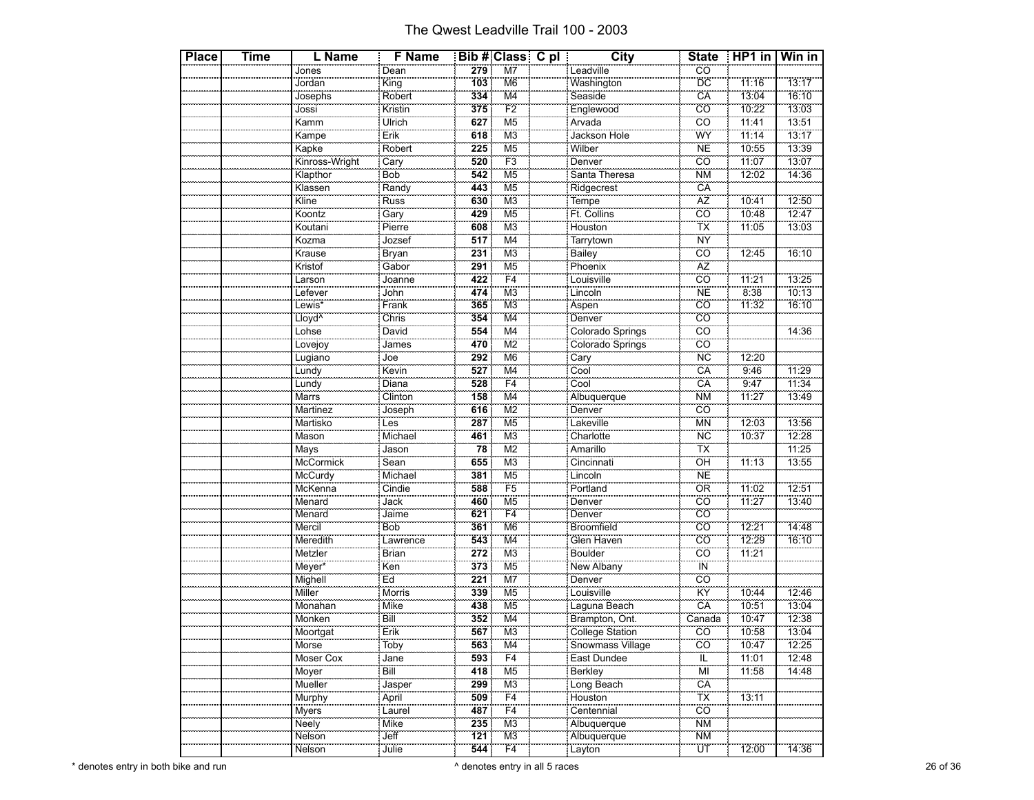# The Qwest Leadville Trail 100 - 2003

| Place | Time | L Name | F Name | Bib # | Class | C pl | City | State | HP1 in | Win in |
|---|---|---|---|---|---|---|---|---|---|---|
| | | Jones | Dean | 279 | M7 | | Leadville | CO | | |
| | | Jordan | King | 103 | M6 | | Washington | DC | 11:16 | 13:17 |
| | | Josephs | Robert | 334 | M4 | | Seaside | CA | 13:04 | 16:10 |
| | | Jossi | Kristin | 375 | F2 | | Englewood | CO | 10:22 | 13:03 |
| | | Kamm | Ulrich | 627 | M5 | | Arvada | CO | 11:41 | 13:51 |
| | | Kampe | Erik | 618 | M3 | | Jackson Hole | WY | 11:14 | 13:17 |
| | | Kapke | Robert | 225 | M5 | | Wilber | NE | 10:55 | 13:39 |
| | | Kinross-Wright | Cary | 520 | F3 | | Denver | CO | 11:07 | 13:07 |
| | | Klapthor | Bob | 542 | M5 | | Santa Theresa | NM | 12:02 | 14:36 |
| | | Klassen | Randy | 443 | M5 | | Ridgecrest | CA | | |
| | | Kline | Russ | 630 | M3 | | Tempe | AZ | 10:41 | 12:50 |
| | | Koontz | Gary | 429 | M5 | | Ft. Collins | CO | 10:48 | 12:47 |
| | | Koutani | Pierre | 608 | M3 | | Houston | TX | 11:05 | 13:03 |
| | | Kozma | Jozsef | 517 | M4 | | Tarrytown | NY | | |
| | | Krause | Bryan | 231 | M3 | | Bailey | CO | 12:45 | 16:10 |
| | | Kristof | Gabor | 291 | M5 | | Phoenix | AZ | | |
| | | Larson | Joanne | 422 | F4 | | Louisville | CO | 11:21 | 13:25 |
| | | Lefever | John | 474 | M3 | | Lincoln | NE | 8:38 | 10:13 |
| | | Lewis* | Frank | 365 | M3 | | Aspen | CO | 11:32 | 16:10 |
| | | Lloyd^ | Chris | 354 | M4 | | Denver | CO | | |
| | | Lohse | David | 554 | M4 | | Colorado Springs | CO | | 14:36 |
| | | Lovejoy | James | 470 | M2 | | Colorado Springs | CO | | |
| | | Lugiano | Joe | 292 | M6 | | Cary | NC | 12:20 | |
| | | Lundy | Kevin | 527 | M4 | | Cool | CA | 9:46 | 11:29 |
| | | Lundy | Diana | 528 | F4 | | Cool | CA | 9:47 | 11:34 |
| | | Marrs | Clinton | 158 | M4 | | Albuquerque | NM | 11:27 | 13:49 |
| | | Martinez | Joseph | 616 | M2 | | Denver | CO | | |
| | | Martisko | Les | 287 | M5 | | Lakeville | MN | 12:03 | 13:56 |
| | | Mason | Michael | 461 | M3 | | Charlotte | NC | 10:37 | 12:28 |
| | | Mays | Jason | 78 | M2 | | Amarillo | TX | | 11:25 |
| | | McCormick | Sean | 655 | M3 | | Cincinnati | OH | 11:13 | 13:55 |
| | | McCurdy | Michael | 381 | M5 | | Lincoln | NE | | |
| | | McKenna | Cindie | 588 | F5 | | Portland | OR | 11:02 | 12:51 |
| | | Menard | Jack | 460 | M5 | | Denver | CO | 11:27 | 13:40 |
| | | Menard | Jaime | 621 | F4 | | Denver | CO | | |
| | | Mercil | Bob | 361 | M6 | | Broomfield | CO | 12:21 | 14:48 |
| | | Meredith | Lawrence | 543 | M4 | | Glen Haven | CO | 12:29 | 16:10 |
| | | Metzler | Brian | 272 | M3 | | Boulder | CO | 11:21 | |
| | | Meyer* | Ken | 373 | M5 | | New Albany | IN | | |
| | | Mighell | Ed | 221 | M7 | | Denver | CO | | |
| | | Miller | Morris | 339 | M5 | | Louisville | KY | 10:44 | 12:46 |
| | | Monahan | Mike | 438 | M5 | | Laguna Beach | CA | 10:51 | 13:04 |
| | | Monken | Bill | 352 | M4 | | Brampton, Ont. | Canada | 10:47 | 12:38 |
| | | Moortgat | Erik | 567 | M3 | | College Station | CO | 10:58 | 13:04 |
| | | Morse | Toby | 563 | M4 | | Snowmass Village | CO | 10:47 | 12:25 |
| | | Moser Cox | Jane | 593 | F4 | | East Dundee | IL | 11:01 | 12:48 |
| | | Moyer | Bill | 418 | M5 | | Berkley | MI | 11:58 | 14:48 |
| | | Mueller | Jasper | 299 | M3 | | Long Beach | CA | | |
| | | Murphy | April | 509 | F4 | | Houston | TX | 13:11 | |
| | | Myers | Laurel | 487 | F4 | | Centennial | CO | | |
| | | Neely | Mike | 235 | M3 | | Albuquerque | NM | | |
| | | Nelson | Jeff | 121 | M3 | | Albuquerque | NM | | |
| | | Nelson | Julie | 544 | F4 | | Layton | UT | 12:00 | 14:36 |

\* denotes entry in both bike and run

^ denotes entry in all 5 races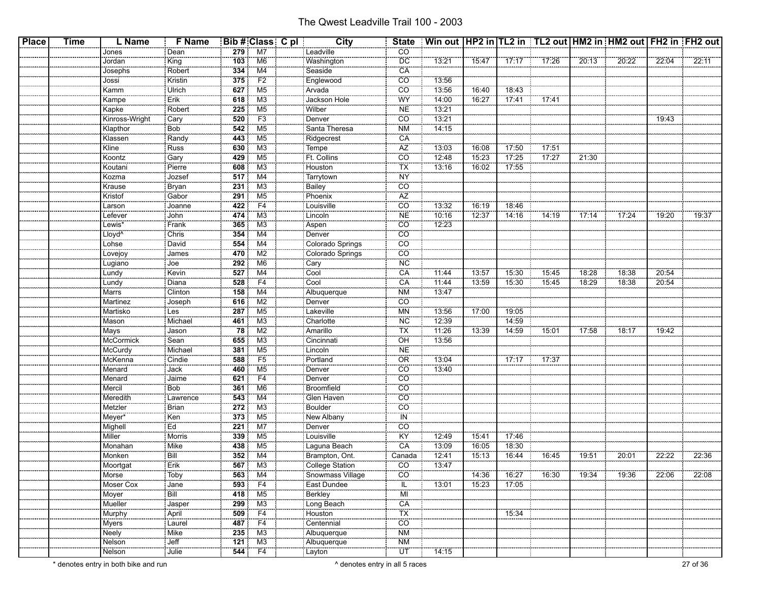# The Qwest Leadville Trail 100 - 2003

| Place | Time | L Name | F Name | Bib # | Class | C pl | City | State | Win out | HP2 in | TL2 in | TL2 out | HM2 in | HM2 out | FH2 in | FH2 out |
|---|---|---|---|---|---|---|---|---|---|---|---|---|---|---|---|---|
| | | Jones | Dean | 279 | M7 | | Leadville | CO | | | | | | | | |
| | | Jordan | King | 103 | M6 | | Washington | DC | 13:21 | 15:47 | 17:17 | 17:26 | 20:13 | 20:22 | 22:04 | 22:11 |
| | | Josephs | Robert | 334 | M4 | | Seaside | CA | | | | | | | | |
| | | Jossi | Kristin | 375 | F2 | | Englewood | CO | 13:56 | | | | | | | |
| | | Kamm | Ulrich | 627 | M5 | | Arvada | CO | 13:56 | 16:40 | 18:43 | | | | | |
| | | Kampe | Erik | 618 | M3 | | Jackson Hole | WY | 14:00 | 16:27 | 17:41 | 17:41 | | | | |
| | | Kapke | Robert | 225 | M5 | | Wilber | NE | 13:21 | | | | | | | |
| | | Kinross-Wright | Cary | 520 | F3 | | Denver | CO | 13:21 | | | | | | 19:43 | |
| | | Klapthor | Bob | 542 | M5 | | Santa Theresa | NM | 14:15 | | | | | | | |
| | | Klassen | Randy | 443 | M5 | | Ridgecrest | CA | | | | | | | | |
| | | Kline | Russ | 630 | M3 | | Tempe | AZ | 13:03 | 16:08 | 17:50 | 17:51 | | | | |
| | | Koontz | Gary | 429 | M5 | | Ft. Collins | CO | 12:48 | 15:23 | 17:25 | 17:27 | 21:30 | | | |
| | | Koutani | Pierre | 608 | M3 | | Houston | TX | 13:16 | 16:02 | 17:55 | | | | | |
| | | Kozma | Jozsef | 517 | M4 | | Tarrytown | NY | | | | | | | | |
| | | Krause | Bryan | 231 | M3 | | Bailey | CO | | | | | | | | |
| | | Kristof | Gabor | 291 | M5 | | Phoenix | AZ | | | | | | | | |
| | | Larson | Joanne | 422 | F4 | | Louisville | CO | 13:32 | 16:19 | 18:46 | | | | | |
| | | Lefever | John | 474 | M3 | | Lincoln | NE | 10:16 | 12:37 | 14:16 | 14:19 | 17:14 | 17:24 | 19:20 | 19:37 |
| | | Lewis* | Frank | 365 | M3 | | Aspen | CO | 12:23 | | | | | | | |
| | | Lloyd^ | Chris | 354 | M4 | | Denver | CO | | | | | | | | |
| | | Lohse | David | 554 | M4 | | Colorado Springs | CO | | | | | | | | |
| | | Lovejoy | James | 470 | M2 | | Colorado Springs | CO | | | | | | | | |
| | | Lugiano | Joe | 292 | M6 | | Cary | NC | | | | | | | | |
| | | Lundy | Kevin | 527 | M4 | | Cool | CA | 11:44 | 13:57 | 15:30 | 15:45 | 18:28 | 18:38 | 20:54 | |
| | | Lundy | Diana | 528 | F4 | | Cool | CA | 11:44 | 13:59 | 15:30 | 15:45 | 18:29 | 18:38 | 20:54 | |
| | | Marrs | Clinton | 158 | M4 | | Albuquerque | NM | 13:47 | | | | | | | |
| | | Martinez | Joseph | 616 | M2 | | Denver | CO | | | | | | | | |
| | | Martisko | Les | 287 | M5 | | Lakeville | MN | 13:56 | 17:00 | 19:05 | | | | | |
| | | Mason | Michael | 461 | M3 | | Charlotte | NC | 12:39 | | 14:59 | | | | | |
| | | Mays | Jason | 78 | M2 | | Amarillo | TX | 11:26 | 13:39 | 14:59 | 15:01 | 17:58 | 18:17 | 19:42 | |
| | | McCormick | Sean | 655 | M3 | | Cincinnati | OH | 13:56 | | | | | | | |
| | | McCurdy | Michael | 381 | M5 | | Lincoln | NE | | | | | | | | |
| | | McKenna | Cindie | 588 | F5 | | Portland | OR | 13:04 | | 17:17 | 17:37 | | | | |
| | | Menard | Jack | 460 | M5 | | Denver | CO | 13:40 | | | | | | | |
| | | Menard | Jaime | 621 | F4 | | Denver | CO | | | | | | | | |
| | | Mercil | Bob | 361 | M6 | | Broomfield | CO | | | | | | | | |
| | | Meredith | Lawrence | 543 | M4 | | Glen Haven | CO | | | | | | | | |
| | | Metzler | Brian | 272 | M3 | | Boulder | CO | | | | | | | | |
| | | Meyer* | Ken | 373 | M5 | | New Albany | IN | | | | | | | | |
| | | Mighell | Ed | 221 | M7 | | Denver | CO | | | | | | | | |
| | | Miller | Morris | 339 | M5 | | Louisville | KY | 12:49 | 15:41 | 17:46 | | | | | |
| | | Monahan | Mike | 438 | M5 | | Laguna Beach | CA | 13:09 | 16:05 | 18:30 | | | | | |
| | | Monken | Bill | 352 | M4 | | Brampton, Ont. | Canada | 12:41 | 15:13 | 16:44 | 16:45 | 19:51 | 20:01 | 22:22 | 22:36 |
| | | Moortgat | Erik | 567 | M3 | | College Station | CO | 13:47 | | | | | | | |
| | | Morse | Toby | 563 | M4 | | Snowmass Village | CO | | 14:36 | 16:27 | 16:30 | 19:34 | 19:36 | 22:06 | 22:08 |
| | | Moser Cox | Jane | 593 | F4 | | East Dundee | IL | 13:01 | 15:23 | 17:05 | | | | | |
| | | Moyer | Bill | 418 | M5 | | Berkley | MI | | | | | | | | |
| | | Mueller | Jasper | 299 | M3 | | Long Beach | CA | | | | | | | | |
| | | Murphy | April | 509 | F4 | | Houston | TX | | | 15:34 | | | | | |
| | | Myers | Laurel | 487 | F4 | | Centennial | CO | | | | | | | | |
| | | Neely | Mike | 235 | M3 | | Albuquerque | NM | | | | | | | | |
| | | Nelson | Jeff | 121 | M3 | | Albuquerque | NM | | | | | | | | |
| | | Nelson | Julie | 544 | F4 | | Layton | UT | 14:15 | | | | | | | |

\* denotes entry in both bike and run

^ denotes entry in all 5 races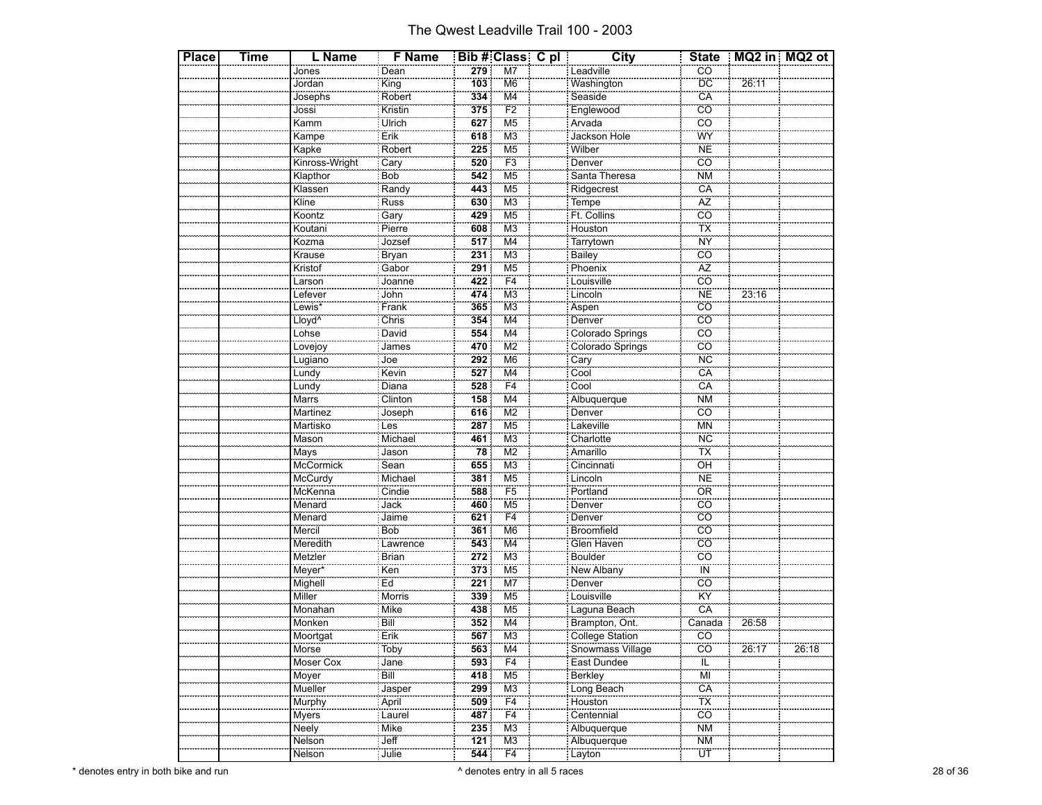# The Qwest Leadville Trail 100 - 2003

| Place | Time | L Name | F Name | Bib # | Class | C pl | City | State | MQ2 in | MQ2 ot |
|---|---|---|---|---|---|---|---|---|---|---|
| | | Jones | Dean | 279 | M7 | | Leadville | CO | | |
| | | Jordan | King | 103 | M6 | | Washington | DC | 26:11 | |
| | | Josephs | Robert | 334 | M4 | | Seaside | CA | | |
| | | Jossi | Kristin | 375 | F2 | | Englewood | CO | | |
| | | Kamm | Ulrich | 627 | M5 | | Arvada | CO | | |
| | | Kampe | Erik | 618 | M3 | | Jackson Hole | WY | | |
| | | Kapke | Robert | 225 | M5 | | Wilber | NE | | |
| | | Kinross-Wright | Cary | 520 | F3 | | Denver | CO | | |
| | | Klapthor | Bob | 542 | M5 | | Santa Theresa | NM | | |
| | | Klassen | Randy | 443 | M5 | | Ridgecrest | CA | | |
| | | Kline | Russ | 630 | M3 | | Tempe | AZ | | |
| | | Koontz | Gary | 429 | M5 | | Ft. Collins | CO | | |
| | | Koutani | Pierre | 608 | M3 | | Houston | TX | | |
| | | Kozma | Jozsef | 517 | M4 | | Tarrytown | NY | | |
| | | Krause | Bryan | 231 | M3 | | Bailey | CO | | |
| | | Kristof | Gabor | 291 | M5 | | Phoenix | AZ | | |
| | | Larson | Joanne | 422 | F4 | | Louisville | CO | | |
| | | Lefever | John | 474 | M3 | | Lincoln | NE | 23:16 | |
| | | Lewis* | Frank | 365 | M3 | | Aspen | CO | | |
| | | Lloyd^ | Chris | 354 | M4 | | Denver | CO | | |
| | | Lohse | David | 554 | M4 | | Colorado Springs | CO | | |
| | | Lovejoy | James | 470 | M2 | | Colorado Springs | CO | | |
| | | Lugiano | Joe | 292 | M6 | | Cary | NC | | |
| | | Lundy | Kevin | 527 | M4 | | Cool | CA | | |
| | | Lundy | Diana | 528 | F4 | | Cool | CA | | |
| | | Marrs | Clinton | 158 | M4 | | Albuquerque | NM | | |
| | | Martinez | Joseph | 616 | M2 | | Denver | CO | | |
| | | Martisko | Les | 287 | M5 | | Lakeville | MN | | |
| | | Mason | Michael | 461 | M3 | | Charlotte | NC | | |
| | | Mays | Jason | 78 | M2 | | Amarillo | TX | | |
| | | McCormick | Sean | 655 | M3 | | Cincinnati | OH | | |
| | | McCurdy | Michael | 381 | M5 | | Lincoln | NE | | |
| | | McKenna | Cindie | 588 | F5 | | Portland | OR | | |
| | | Menard | Jack | 460 | M5 | | Denver | CO | | |
| | | Menard | Jaime | 621 | F4 | | Denver | CO | | |
| | | Mercil | Bob | 361 | M6 | | Broomfield | CO | | |
| | | Meredith | Lawrence | 543 | M4 | | Glen Haven | CO | | |
| | | Metzler | Brian | 272 | M3 | | Boulder | CO | | |
| | | Meyer* | Ken | 373 | M5 | | New Albany | IN | | |
| | | Mighell | Ed | 221 | M7 | | Denver | CO | | |
| | | Miller | Morris | 339 | M5 | | Louisville | KY | | |
| | | Monahan | Mike | 438 | M5 | | Laguna Beach | CA | | |
| | | Monken | Bill | 352 | M4 | | Brampton, Ont. | Canada | 26:58 | |
| | | Moortgat | Erik | 567 | M3 | | College Station | CO | | |
| | | Morse | Toby | 563 | M4 | | Snowmass Village | CO | 26:17 | 26:18 |
| | | Moser Cox | Jane | 593 | F4 | | East Dundee | IL | | |
| | | Moyer | Bill | 418 | M5 | | Berkley | MI | | |
| | | Mueller | Jasper | 299 | M3 | | Long Beach | CA | | |
| | | Murphy | April | 509 | F4 | | Houston | TX | | |
| | | Myers | Laurel | 487 | F4 | | Centennial | CO | | |
| | | Neely | Mike | 235 | M3 | | Albuquerque | NM | | |
| | | Nelson | Jeff | 121 | M3 | | Albuquerque | NM | | |
| | | Nelson | Julie | 544 | F4 | | Layton | UT | | |

\* denotes entry in both bike and run

^ denotes entry in all 5 races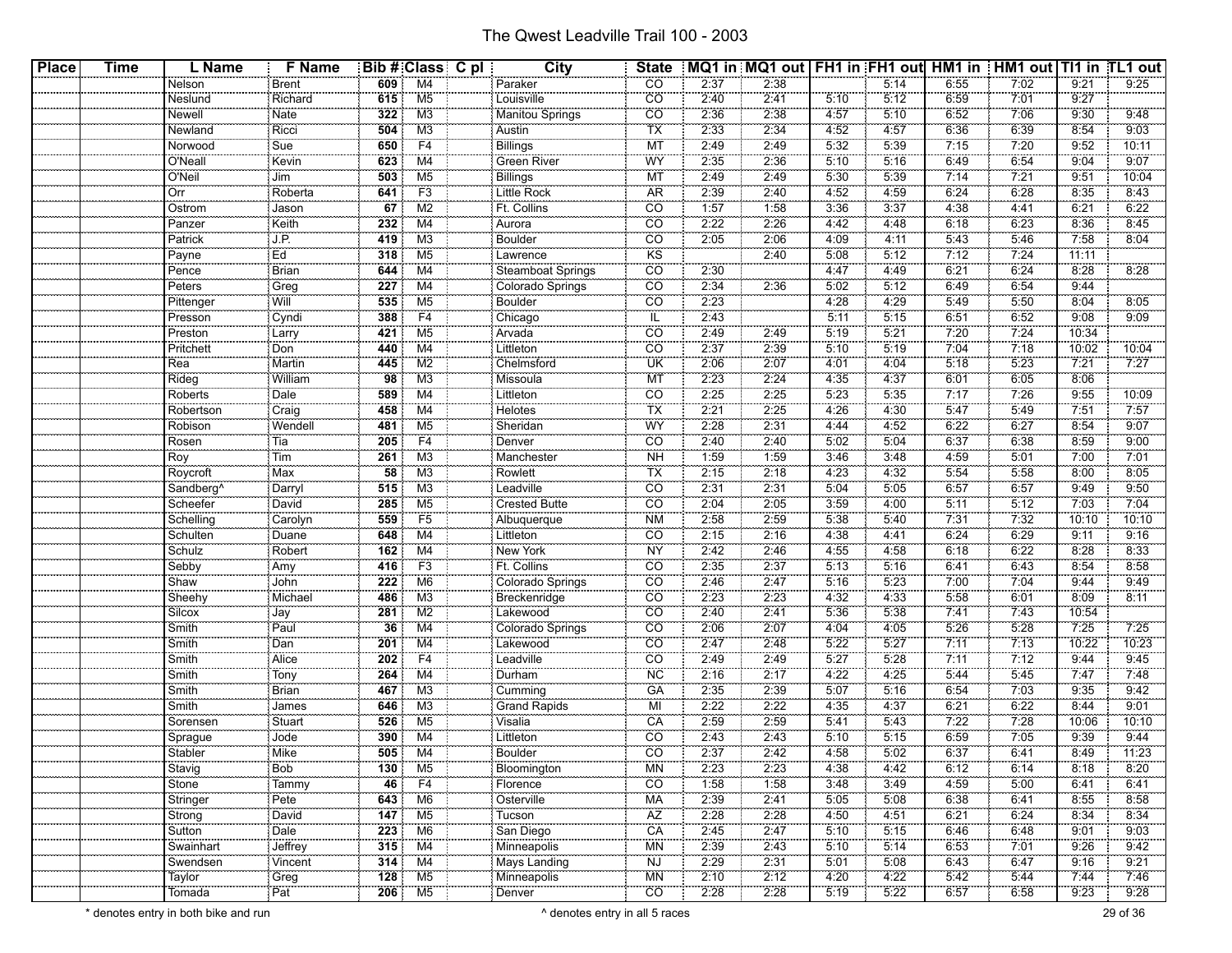# The Qwest Leadville Trail 100 - 2003

| Place | Time | L Name | F Name | Bib # | Class | C pl | City | State | MQ1 in | MQ1 out | FH1 in | FH1 out | HM1 in | HM1 out | TI1 in | TL1 out |
|---|---|---|---|---|---|---|---|---|---|---|---|---|---|---|---|---|
| | | Nelson | Brent | 609 | M4 | | Paraker | CO | 2:37 | 2:38 | | 5:14 | 6:55 | 7:02 | 9:21 | 9:25 |
| | | Neslund | Richard | 615 | M5 | | Louisville | CO | 2:40 | 2:41 | 5:10 | 5:12 | 6:59 | 7:01 | 9:27 | |
| | | Newell | Nate | 322 | M3 | | Manitou Springs | CO | 2:36 | 2:38 | 4:57 | 5:10 | 6:52 | 7:06 | 9:30 | 9:48 |
| | | Newland | Ricci | 504 | M3 | | Austin | TX | 2:33 | 2:34 | 4:52 | 4:57 | 6:36 | 6:39 | 8:54 | 9:03 |
| | | Norwood | Sue | 650 | F4 | | Billings | MT | 2:49 | 2:49 | 5:32 | 5:39 | 7:15 | 7:20 | 9:52 | 10:11 |
| | | O'Neall | Kevin | 623 | M4 | | Green River | WY | 2:35 | 2:36 | 5:10 | 5:16 | 6:49 | 6:54 | 9:04 | 9:07 |
| | | O'Neil | Jim | 503 | M5 | | Billings | MT | 2:49 | 2:49 | 5:30 | 5:39 | 7:14 | 7:21 | 9:51 | 10:04 |
| | | Orr | Roberta | 641 | F3 | | Little Rock | AR | 2:39 | 2:40 | 4:52 | 4:59 | 6:24 | 6:28 | 8:35 | 8:43 |
| | | Ostrom | Jason | 67 | M2 | | Ft. Collins | CO | 1:57 | 1:58 | 3:36 | 3:37 | 4:38 | 4:41 | 6:21 | 6:22 |
| | | Panzer | Keith | 232 | M4 | | Aurora | CO | 2:22 | 2:26 | 4:42 | 4:48 | 6:18 | 6:23 | 8:36 | 8:45 |
| | | Patrick | J.P. | 419 | M3 | | Boulder | CO | 2:05 | 2:06 | 4:09 | 4:11 | 5:43 | 5:46 | 7:58 | 8:04 |
| | | Payne | Ed | 318 | M5 | | Lawrence | KS | | 2:40 | 5:08 | 5:12 | 7:12 | 7:24 | 11:11 | |
| | | Pence | Brian | 644 | M4 | | Steamboat Springs | CO | 2:30 | | 4:47 | 4:49 | 6:21 | 6:24 | 8:28 | 8:28 |
| | | Peters | Greg | 227 | M4 | | Colorado Springs | CO | 2:34 | 2:36 | 5:02 | 5:12 | 6:49 | 6:54 | 9:44 | |
| | | Pittenger | Will | 535 | M5 | | Boulder | CO | 2:23 | | 4:28 | 4:29 | 5:49 | 5:50 | 8:04 | 8:05 |
| | | Presson | Cyndi | 388 | F4 | | Chicago | IL | 2:43 | | 5:11 | 5:15 | 6:51 | 6:52 | 9:08 | 9:09 |
| | | Preston | Larry | 421 | M5 | | Arvada | CO | 2:49 | 2:49 | 5:19 | 5:21 | 7:20 | 7:24 | 10:34 | |
| | | Pritchett | Don | 440 | M4 | | Littleton | CO | 2:37 | 2:39 | 5:10 | 5:19 | 7:04 | 7:18 | 10:02 | 10:04 |
| | | Rea | Martin | 445 | M2 | | Chelmsford | UK | 2:06 | 2:07 | 4:01 | 4:04 | 5:18 | 5:23 | 7:21 | 7:27 |
| | | Rideg | William | 98 | M3 | | Missoula | MT | 2:23 | 2:24 | 4:35 | 4:37 | 6:01 | 6:05 | 8:06 | |
| | | Roberts | Dale | 589 | M4 | | Littleton | CO | 2:25 | 2:25 | 5:23 | 5:35 | 7:17 | 7:26 | 9:55 | 10:09 |
| | | Robertson | Craig | 458 | M4 | | Helotes | TX | 2:21 | 2:25 | 4:26 | 4:30 | 5:47 | 5:49 | 7:51 | 7:57 |
| | | Robison | Wendell | 481 | M5 | | Sheridan | WY | 2:28 | 2:31 | 4:44 | 4:52 | 6:22 | 6:27 | 8:54 | 9:07 |
| | | Rosen | Tia | 205 | F4 | | Denver | CO | 2:40 | 2:40 | 5:02 | 5:04 | 6:37 | 6:38 | 8:59 | 9:00 |
| | | Roy | Tim | 261 | M3 | | Manchester | NH | 1:59 | 1:59 | 3:46 | 3:48 | 4:59 | 5:01 | 7:00 | 7:01 |
| | | Roycroft | Max | 58 | M3 | | Rowlett | TX | 2:15 | 2:18 | 4:23 | 4:32 | 5:54 | 5:58 | 8:00 | 8:05 |
| | | Sandberg^ | Darryl | 515 | M3 | | Leadville | CO | 2:31 | 2:31 | 5:04 | 5:05 | 6:57 | 6:57 | 9:49 | 9:50 |
| | | Scheefer | David | 285 | M5 | | Crested Butte | CO | 2:04 | 2:05 | 3:59 | 4:00 | 5:11 | 5:12 | 7:03 | 7:04 |
| | | Schelling | Carolyn | 559 | F5 | | Albuquerque | NM | 2:58 | 2:59 | 5:38 | 5:40 | 7:31 | 7:32 | 10:10 | 10:10 |
| | | Schulten | Duane | 648 | M4 | | Littleton | CO | 2:15 | 2:16 | 4:38 | 4:41 | 6:24 | 6:29 | 9:11 | 9:16 |
| | | Schulz | Robert | 162 | M4 | | New York | NY | 2:42 | 2:46 | 4:55 | 4:58 | 6:18 | 6:22 | 8:28 | 8:33 |
| | | Sebby | Amy | 416 | F3 | | Ft. Collins | CO | 2:35 | 2:37 | 5:13 | 5:16 | 6:41 | 6:43 | 8:54 | 8:58 |
| | | Shaw | John | 222 | M6 | | Colorado Springs | CO | 2:46 | 2:47 | 5:16 | 5:23 | 7:00 | 7:04 | 9:44 | 9:49 |
| | | Sheehy | Michael | 486 | M3 | | Breckenridge | CO | 2:23 | 2:23 | 4:32 | 4:33 | 5:58 | 6:01 | 8:09 | 8:11 |
| | | Silcox | Jay | 281 | M2 | | Lakewood | CO | 2:40 | 2:41 | 5:36 | 5:38 | 7:41 | 7:43 | 10:54 | |
| | | Smith | Paul | 36 | M4 | | Colorado Springs | CO | 2:06 | 2:07 | 4:04 | 4:05 | 5:26 | 5:28 | 7:25 | 7:25 |
| | | Smith | Dan | 201 | M4 | | Lakewood | CO | 2:47 | 2:48 | 5:22 | 5:27 | 7:11 | 7:13 | 10:22 | 10:23 |
| | | Smith | Alice | 202 | F4 | | Leadville | CO | 2:49 | 2:49 | 5:27 | 5:28 | 7:11 | 7:12 | 9:44 | 9:45 |
| | | Smith | Tony | 264 | M4 | | Durham | NC | 2:16 | 2:17 | 4:22 | 4:25 | 5:44 | 5:45 | 7:47 | 7:48 |
| | | Smith | Brian | 467 | M3 | | Cumming | GA | 2:35 | 2:39 | 5:07 | 5:16 | 6:54 | 7:03 | 9:35 | 9:42 |
| | | Smith | James | 646 | M3 | | Grand Rapids | MI | 2:22 | 2:22 | 4:35 | 4:37 | 6:21 | 6:22 | 8:44 | 9:01 |
| | | Sorensen | Stuart | 526 | M5 | | Visalia | CA | 2:59 | 2:59 | 5:41 | 5:43 | 7:22 | 7:28 | 10:06 | 10:10 |
| | | Sprague | Jode | 390 | M4 | | Littleton | CO | 2:43 | 2:43 | 5:10 | 5:15 | 6:59 | 7:05 | 9:39 | 9:44 |
| | | Stabler | Mike | 505 | M4 | | Boulder | CO | 2:37 | 2:42 | 4:58 | 5:02 | 6:37 | 6:41 | 8:49 | 11:23 |
| | | Stavig | Bob | 130 | M5 | | Bloomington | MN | 2:23 | 2:23 | 4:38 | 4:42 | 6:12 | 6:14 | 8:18 | 8:20 |
| | | Stone | Tammy | 46 | F4 | | Florence | CO | 1:58 | 1:58 | 3:48 | 3:49 | 4:59 | 5:00 | 6:41 | 6:41 |
| | | Stringer | Pete | 643 | M6 | | Osterville | MA | 2:39 | 2:41 | 5:05 | 5:08 | 6:38 | 6:41 | 8:55 | 8:58 |
| | | Strong | David | 147 | M5 | | Tucson | AZ | 2:28 | 2:28 | 4:50 | 4:51 | 6:21 | 6:24 | 8:34 | 8:34 |
| | | Sutton | Dale | 223 | M6 | | San Diego | CA | 2:45 | 2:47 | 5:10 | 5:15 | 6:46 | 6:48 | 9:01 | 9:03 |
| | | Swainhart | Jeffrey | 315 | M4 | | Minneapolis | MN | 2:39 | 2:43 | 5:10 | 5:14 | 6:53 | 7:01 | 9:26 | 9:42 |
| | | Swendsen | Vincent | 314 | M4 | | Mays Landing | NJ | 2:29 | 2:31 | 5:01 | 5:08 | 6:43 | 6:47 | 9:16 | 9:21 |
| | | Taylor | Greg | 128 | M5 | | Minneapolis | MN | 2:10 | 2:12 | 4:20 | 4:22 | 5:42 | 5:44 | 7:44 | 7:46 |
| | | Tomada | Pat | 206 | M5 | | Denver | CO | 2:28 | 2:28 | 5:19 | 5:22 | 6:57 | 6:58 | 9:23 | 9:28 |

\* denotes entry in both bike and run

^ denotes entry in all 5 races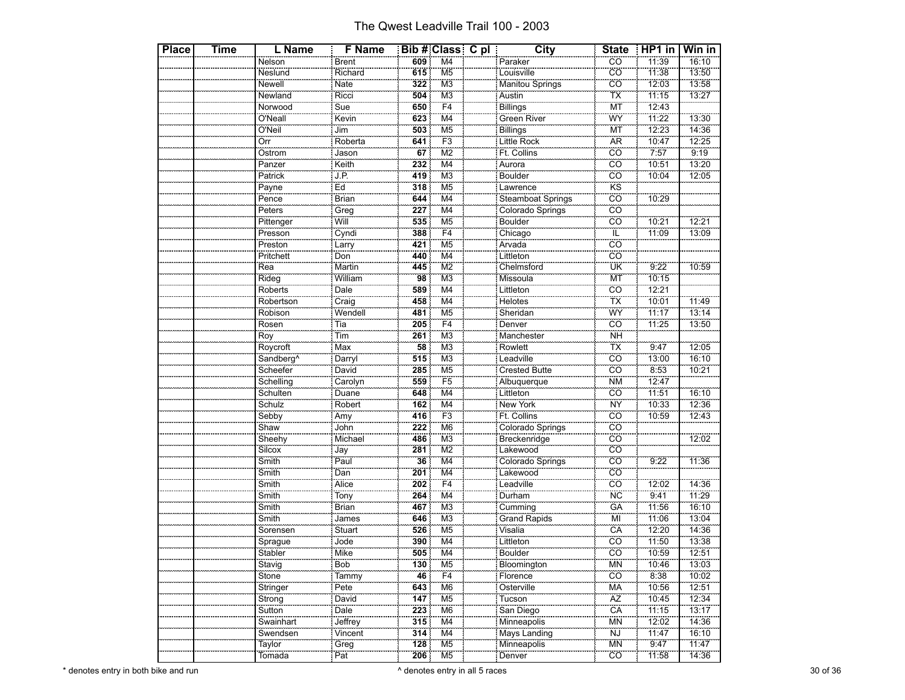# The Qwest Leadville Trail 100 - 2003

| Place | Time | L Name | F Name | Bib # | Class | C pl | City | State | HP1 in | Win in |
|---|---|---|---|---|---|---|---|---|---|---|
| | | Nelson | Brent | 609 | M4 | | Paraker | CO | 11:39 | 16:10 |
| | | Neslund | Richard | 615 | M5 | | Louisville | CO | 11:38 | 13:50 |
| | | Newell | Nate | 322 | M3 | | Manitou Springs | CO | 12:03 | 13:58 |
| | | Newland | Ricci | 504 | M3 | | Austin | TX | 11:15 | 13:27 |
| | | Norwood | Sue | 650 | F4 | | Billings | MT | 12:43 | |
| | | O'Neall | Kevin | 623 | M4 | | Green River | WY | 11:22 | 13:30 |
| | | O'Neil | Jim | 503 | M5 | | Billings | MT | 12:23 | 14:36 |
| | | Orr | Roberta | 641 | F3 | | Little Rock | AR | 10:47 | 12:25 |
| | | Ostrom | Jason | 67 | M2 | | Ft. Collins | CO | 7:57 | 9:19 |
| | | Panzer | Keith | 232 | M4 | | Aurora | CO | 10:51 | 13:20 |
| | | Patrick | J.P. | 419 | M3 | | Boulder | CO | 10:04 | 12:05 |
| | | Payne | Ed | 318 | M5 | | Lawrence | KS | | |
| | | Pence | Brian | 644 | M4 | | Steamboat Springs | CO | 10:29 | |
| | | Peters | Greg | 227 | M4 | | Colorado Springs | CO | | |
| | | Pittenger | Will | 535 | M5 | | Boulder | CO | 10:21 | 12:21 |
| | | Presson | Cyndi | 388 | F4 | | Chicago | IL | 11:09 | 13:09 |
| | | Preston | Larry | 421 | M5 | | Arvada | CO | | |
| | | Pritchett | Don | 440 | M4 | | Littleton | CO | | |
| | | Rea | Martin | 445 | M2 | | Chelmsford | UK | 9:22 | 10:59 |
| | | Rideg | William | 98 | M3 | | Missoula | MT | 10:15 | |
| | | Roberts | Dale | 589 | M4 | | Littleton | CO | 12:21 | |
| | | Robertson | Craig | 458 | M4 | | Helotes | TX | 10:01 | 11:49 |
| | | Robison | Wendell | 481 | M5 | | Sheridan | WY | 11:17 | 13:14 |
| | | Rosen | Tia | 205 | F4 | | Denver | CO | 11:25 | 13:50 |
| | | Roy | Tim | 261 | M3 | | Manchester | NH | | |
| | | Roycroft | Max | 58 | M3 | | Rowlett | TX | 9:47 | 12:05 |
| | | Sandberg^ | Darryl | 515 | M3 | | Leadville | CO | 13:00 | 16:10 |
| | | Scheefer | David | 285 | M5 | | Crested Butte | CO | 8:53 | 10:21 |
| | | Schelling | Carolyn | 559 | F5 | | Albuquerque | NM | 12:47 | |
| | | Schulten | Duane | 648 | M4 | | Littleton | CO | 11:51 | 16:10 |
| | | Schulz | Robert | 162 | M4 | | New York | NY | 10:33 | 12:36 |
| | | Sebby | Amy | 416 | F3 | | Ft. Collins | CO | 10:59 | 12:43 |
| | | Shaw | John | 222 | M6 | | Colorado Springs | CO | | |
| | | Sheehy | Michael | 486 | M3 | | Breckenridge | CO | | 12:02 |
| | | Silcox | Jay | 281 | M2 | | Lakewood | CO | | |
| | | Smith | Paul | 36 | M4 | | Colorado Springs | CO | 9:22 | 11:36 |
| | | Smith | Dan | 201 | M4 | | Lakewood | CO | | |
| | | Smith | Alice | 202 | F4 | | Leadville | CO | 12:02 | 14:36 |
| | | Smith | Tony | 264 | M4 | | Durham | NC | 9:41 | 11:29 |
| | | Smith | Brian | 467 | M3 | | Cumming | GA | 11:56 | 16:10 |
| | | Smith | James | 646 | M3 | | Grand Rapids | MI | 11:06 | 13:04 |
| | | Sorensen | Stuart | 526 | M5 | | Visalia | CA | 12:20 | 14:36 |
| | | Sprague | Jode | 390 | M4 | | Littleton | CO | 11:50 | 13:38 |
| | | Stabler | Mike | 505 | M4 | | Boulder | CO | 10:59 | 12:51 |
| | | Stavig | Bob | 130 | M5 | | Bloomington | MN | 10:46 | 13:03 |
| | | Stone | Tammy | 46 | F4 | | Florence | CO | 8:38 | 10:02 |
| | | Stringer | Pete | 643 | M6 | | Osterville | MA | 10:56 | 12:51 |
| | | Strong | David | 147 | M5 | | Tucson | AZ | 10:45 | 12:34 |
| | | Sutton | Dale | 223 | M6 | | San Diego | CA | 11:15 | 13:17 |
| | | Swainhart | Jeffrey | 315 | M4 | | Minneapolis | MN | 12:02 | 14:36 |
| | | Swendsen | Vincent | 314 | M4 | | Mays Landing | NJ | 11:47 | 16:10 |
| | | Taylor | Greg | 128 | M5 | | Minneapolis | MN | 9:47 | 11:47 |
| | | Tomada | Pat | 206 | M5 | | Denver | CO | 11:58 | 14:36 |

\* denotes entry in both bike and run

^ denotes entry in all 5 races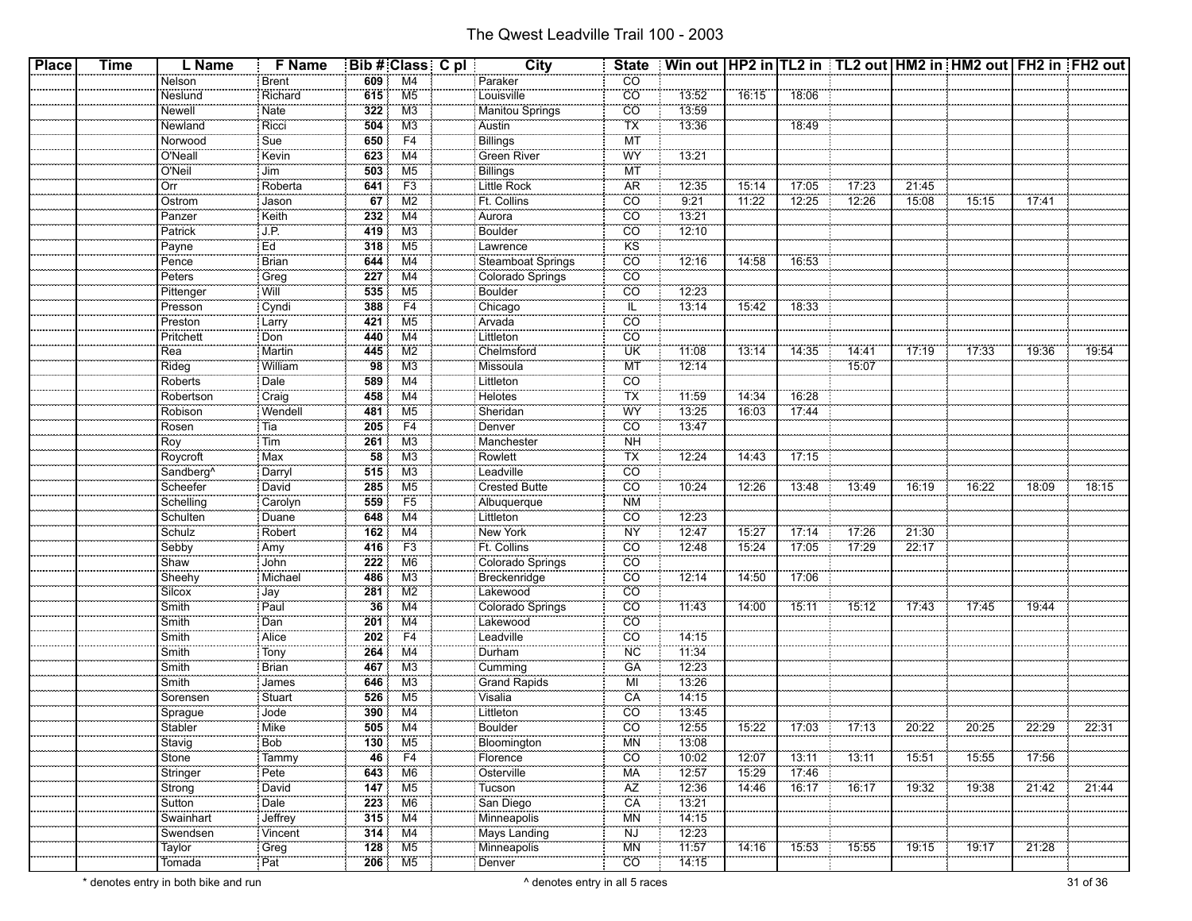# The Qwest Leadville Trail 100 - 2003

| Place | Time | L Name | F Name | Bib # | Class | C pl | City | State | Win out | HP2 in | TL2 in | TL2 out | HM2 in | HM2 out | FH2 in | FH2 out |
|---|---|---|---|---|---|---|---|---|---|---|---|---|---|---|---|---|
| | | Nelson | Brent | 609 | M4 | | Paraker | CO | | | | | | | | |
| | | Neslund | Richard | 615 | M5 | | Louisville | CO | 13:52 | 16:15 | 18:06 | | | | | |
| | | Newell | Nate | 322 | M3 | | Manitou Springs | CO | 13:59 | | | | | | | |
| | | Newland | Ricci | 504 | M3 | | Austin | TX | 13:36 | | 18:49 | | | | | |
| | | Norwood | Sue | 650 | F4 | | Billings | MT | | | | | | | | |
| | | O'Neall | Kevin | 623 | M4 | | Green River | WY | 13:21 | | | | | | | |
| | | O'Neil | Jim | 503 | M5 | | Billings | MT | | | | | | | | |
| | | Orr | Roberta | 641 | F3 | | Little Rock | AR | 12:35 | 15:14 | 17:05 | 17:23 | 21:45 | | | |
| | | Ostrom | Jason | 67 | M2 | | Ft. Collins | CO | 9:21 | 11:22 | 12:25 | 12:26 | 15:08 | 15:15 | 17:41 | |
| | | Panzer | Keith | 232 | M4 | | Aurora | CO | 13:21 | | | | | | | |
| | | Patrick | J.P. | 419 | M3 | | Boulder | CO | 12:10 | | | | | | | |
| | | Payne | Ed | 318 | M5 | | Lawrence | KS | | | | | | | | |
| | | Pence | Brian | 644 | M4 | | Steamboat Springs | CO | 12:16 | 14:58 | 16:53 | | | | | |
| | | Peters | Greg | 227 | M4 | | Colorado Springs | CO | | | | | | | | |
| | | Pittenger | Will | 535 | M5 | | Boulder | CO | 12:23 | | | | | | | |
| | | Presson | Cyndi | 388 | F4 | | Chicago | IL | 13:14 | 15:42 | 18:33 | | | | | |
| | | Preston | Larry | 421 | M5 | | Arvada | CO | | | | | | | | |
| | | Pritchett | Don | 440 | M4 | | Littleton | CO | | | | | | | | |
| | | Rea | Martin | 445 | M2 | | Chelmsford | UK | 11:08 | 13:14 | 14:35 | 14:41 | 17:19 | 17:33 | 19:36 | 19:54 |
| | | Rideg | William | 98 | M3 | | Missoula | MT | 12:14 | | | 15:07 | | | | |
| | | Roberts | Dale | 589 | M4 | | Littleton | CO | | | | | | | | |
| | | Robertson | Craig | 458 | M4 | | Helotes | TX | 11:59 | 14:34 | 16:28 | | | | | |
| | | Robison | Wendell | 481 | M5 | | Sheridan | WY | 13:25 | 16:03 | 17:44 | | | | | |
| | | Rosen | Tia | 205 | F4 | | Denver | CO | 13:47 | | | | | | | |
| | | Roy | Tim | 261 | M3 | | Manchester | NH | | | | | | | | |
| | | Roycroft | Max | 58 | M3 | | Rowlett | TX | 12:24 | 14:43 | 17:15 | | | | | |
| | | Sandberg^ | Darryl | 515 | M3 | | Leadville | CO | | | | | | | | |
| | | Scheefer | David | 285 | M5 | | Crested Butte | CO | 10:24 | 12:26 | 13:48 | 13:49 | 16:19 | 16:22 | 18:09 | 18:15 |
| | | Schelling | Carolyn | 559 | F5 | | Albuquerque | NM | | | | | | | | |
| | | Schulten | Duane | 648 | M4 | | Littleton | CO | 12:23 | | | | | | | |
| | | Schulz | Robert | 162 | M4 | | New York | NY | 12:47 | 15:27 | 17:14 | 17:26 | 21:30 | | | |
| | | Sebby | Amy | 416 | F3 | | Ft. Collins | CO | 12:48 | 15:24 | 17:05 | 17:29 | 22:17 | | | |
| | | Shaw | John | 222 | M6 | | Colorado Springs | CO | | | | | | | | |
| | | Sheehy | Michael | 486 | M3 | | Breckenridge | CO | 12:14 | 14:50 | 17:06 | | | | | |
| | | Silcox | Jay | 281 | M2 | | Lakewood | CO | | | | | | | | |
| | | Smith | Paul | 36 | M4 | | Colorado Springs | CO | 11:43 | 14:00 | 15:11 | 15:12 | 17:43 | 17:45 | 19:44 | |
| | | Smith | Dan | 201 | M4 | | Lakewood | CO | | | | | | | | |
| | | Smith | Alice | 202 | F4 | | Leadville | CO | 14:15 | | | | | | | |
| | | Smith | Tony | 264 | M4 | | Durham | NC | 11:34 | | | | | | | |
| | | Smith | Brian | 467 | M3 | | Cumming | GA | 12:23 | | | | | | | |
| | | Smith | James | 646 | M3 | | Grand Rapids | MI | 13:26 | | | | | | | |
| | | Sorensen | Stuart | 526 | M5 | | Visalia | CA | 14:15 | | | | | | | |
| | | Sprague | Jode | 390 | M4 | | Littleton | CO | 13:45 | | | | | | | |
| | | Stabler | Mike | 505 | M4 | | Boulder | CO | 12:55 | 15:22 | 17:03 | 17:13 | 20:22 | 20:25 | 22:29 | 22:31 |
| | | Stavig | Bob | 130 | M5 | | Bloomington | MN | 13:08 | | | | | | | |
| | | Stone | Tammy | 46 | F4 | | Florence | CO | 10:02 | 12:07 | 13:11 | 13:11 | 15:51 | 15:55 | 17:56 | |
| | | Stringer | Pete | 643 | M6 | | Osterville | MA | 12:57 | 15:29 | 17:46 | | | | | |
| | | Strong | David | 147 | M5 | | Tucson | AZ | 12:36 | 14:46 | 16:17 | 16:17 | 19:32 | 19:38 | 21:42 | 21:44 |
| | | Sutton | Dale | 223 | M6 | | San Diego | CA | 13:21 | | | | | | | |
| | | Swainhart | Jeffrey | 315 | M4 | | Minneapolis | MN | 14:15 | | | | | | | |
| | | Swendsen | Vincent | 314 | M4 | | Mays Landing | NJ | 12:23 | | | | | | | |
| | | Taylor | Greg | 128 | M5 | | Minneapolis | MN | 11:57 | 14:16 | 15:53 | 15:55 | 19:15 | 19:17 | 21:28 | |
| | | Tomada | Pat | 206 | M5 | | Denver | CO | 14:15 | | | | | | | |

\* denotes entry in both bike and run

^ denotes entry in all 5 races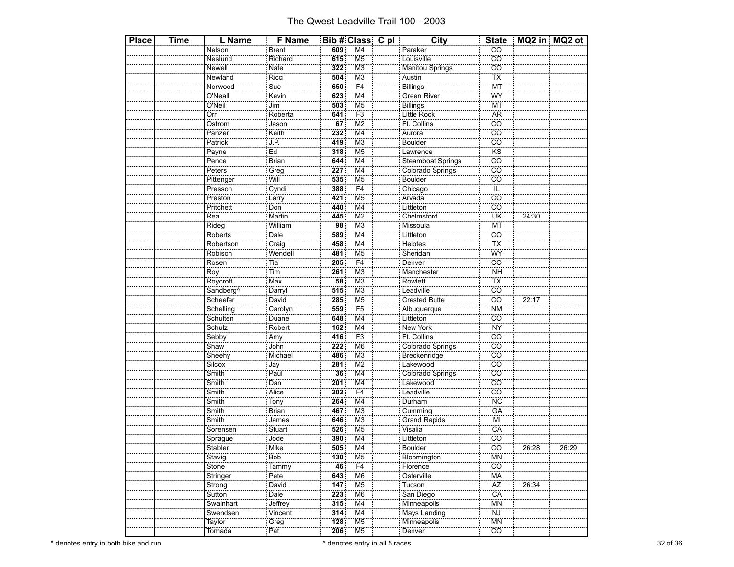# The Qwest Leadville Trail 100 - 2003

| Place | Time | L Name | F Name | Bib # | Class | C pl | City | State | MQ2 in | MQ2 ot |
|---|---|---|---|---|---|---|---|---|---|---|
| | | Nelson | Brent | 609 | M4 | | Paraker | CO | | |
| | | Neslund | Richard | 615 | M5 | | Louisville | CO | | |
| | | Newell | Nate | 322 | M3 | | Manitou Springs | CO | | |
| | | Newland | Ricci | 504 | M3 | | Austin | TX | | |
| | | Norwood | Sue | 650 | F4 | | Billings | MT | | |
| | | O'Neall | Kevin | 623 | M4 | | Green River | WY | | |
| | | O'Neil | Jim | 503 | M5 | | Billings | MT | | |
| | | Orr | Roberta | 641 | F3 | | Little Rock | AR | | |
| | | Ostrom | Jason | 67 | M2 | | Ft. Collins | CO | | |
| | | Panzer | Keith | 232 | M4 | | Aurora | CO | | |
| | | Patrick | J.P. | 419 | M3 | | Boulder | CO | | |
| | | Payne | Ed | 318 | M5 | | Lawrence | KS | | |
| | | Pence | Brian | 644 | M4 | | Steamboat Springs | CO | | |
| | | Peters | Greg | 227 | M4 | | Colorado Springs | CO | | |
| | | Pittenger | Will | 535 | M5 | | Boulder | CO | | |
| | | Presson | Cyndi | 388 | F4 | | Chicago | IL | | |
| | | Preston | Larry | 421 | M5 | | Arvada | CO | | |
| | | Pritchett | Don | 440 | M4 | | Littleton | CO | | |
| | | Rea | Martin | 445 | M2 | | Chelmsford | UK | 24:30 | |
| | | Rideg | William | 98 | M3 | | Missoula | MT | | |
| | | Roberts | Dale | 589 | M4 | | Littleton | CO | | |
| | | Robertson | Craig | 458 | M4 | | Helotes | TX | | |
| | | Robison | Wendell | 481 | M5 | | Sheridan | WY | | |
| | | Rosen | Tia | 205 | F4 | | Denver | CO | | |
| | | Roy | Tim | 261 | M3 | | Manchester | NH | | |
| | | Roycroft | Max | 58 | M3 | | Rowlett | TX | | |
| | | Sandberg^ | Darryl | 515 | M3 | | Leadville | CO | | |
| | | Scheefer | David | 285 | M5 | | Crested Butte | CO | 22:17 | |
| | | Schelling | Carolyn | 559 | F5 | | Albuquerque | NM | | |
| | | Schulten | Duane | 648 | M4 | | Littleton | CO | | |
| | | Schulz | Robert | 162 | M4 | | New York | NY | | |
| | | Sebby | Amy | 416 | F3 | | Ft. Collins | CO | | |
| | | Shaw | John | 222 | M6 | | Colorado Springs | CO | | |
| | | Sheehy | Michael | 486 | M3 | | Breckenridge | CO | | |
| | | Silcox | Jay | 281 | M2 | | Lakewood | CO | | |
| | | Smith | Paul | 36 | M4 | | Colorado Springs | CO | | |
| | | Smith | Dan | 201 | M4 | | Lakewood | CO | | |
| | | Smith | Alice | 202 | F4 | | Leadville | CO | | |
| | | Smith | Tony | 264 | M4 | | Durham | NC | | |
| | | Smith | Brian | 467 | M3 | | Cumming | GA | | |
| | | Smith | James | 646 | M3 | | Grand Rapids | MI | | |
| | | Sorensen | Stuart | 526 | M5 | | Visalia | CA | | |
| | | Sprague | Jode | 390 | M4 | | Littleton | CO | | |
| | | Stabler | Mike | 505 | M4 | | Boulder | CO | 26:28 | 26:29 |
| | | Stavig | Bob | 130 | M5 | | Bloomington | MN | | |
| | | Stone | Tammy | 46 | F4 | | Florence | CO | | |
| | | Stringer | Pete | 643 | M6 | | Osterville | MA | | |
| | | Strong | David | 147 | M5 | | Tucson | AZ | 26:34 | |
| | | Sutton | Dale | 223 | M6 | | San Diego | CA | | |
| | | Swainhart | Jeffrey | 315 | M4 | | Minneapolis | MN | | |
| | | Swendsen | Vincent | 314 | M4 | | Mays Landing | NJ | | |
| | | Taylor | Greg | 128 | M5 | | Minneapolis | MN | | |
| | | Tomada | Pat | 206 | M5 | | Denver | CO | | |

\* denotes entry in both bike and run

^ denotes entry in all 5 races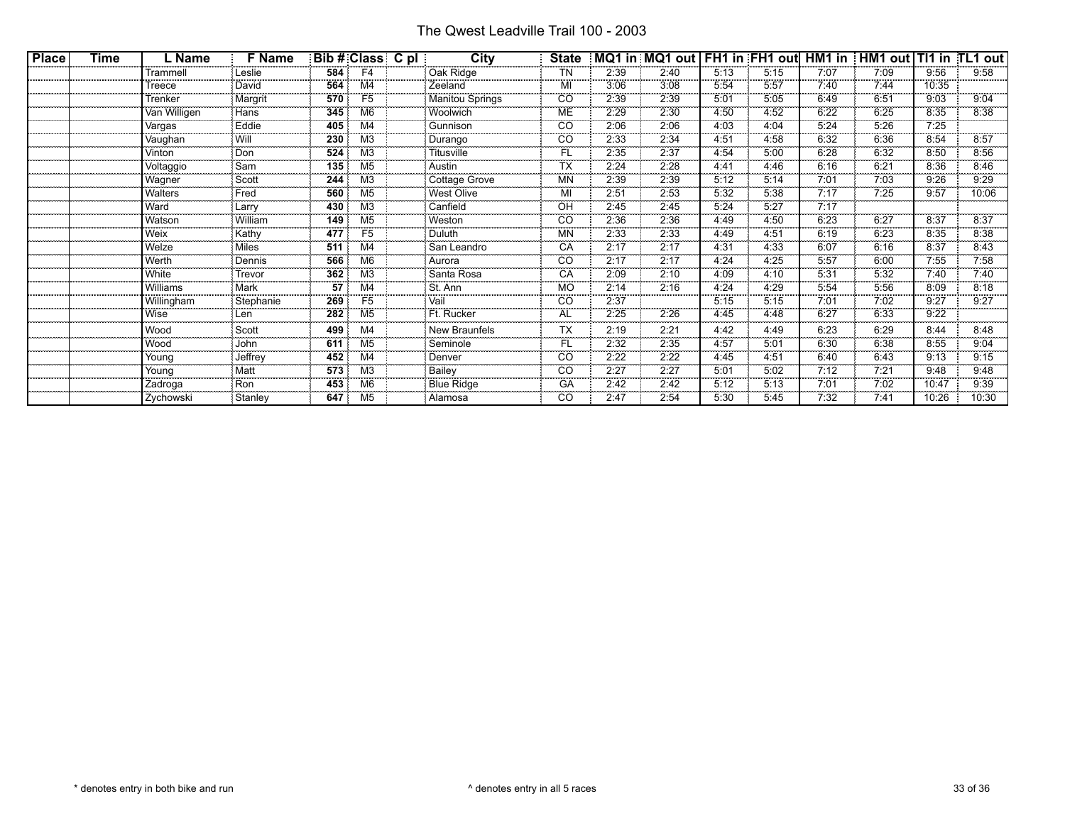# The Qwest Leadville Trail 100 - 2003

| Place | Time | L Name | F Name | Bib # | Class | C pl | City | State | MQ1 in | MQ1 out | FH1 in | FH1 out | HM1 in | HM1 out | TI1 in | TL1 out |
|---|---|---|---|---|---|---|---|---|---|---|---|---|---|---|---|---|
| | | Trammell | Leslie | 584 | F4 | | Oak Ridge | TN | 2:39 | 2:40 | 5:13 | 5:15 | 7:07 | 7:09 | 9:56 | 9:58 |
| | | Treece | David | 564 | M4 | | Zeeland | MI | 3:06 | 3:08 | 5:54 | 5:57 | 7:40 | 7:44 | 10:35 | |
| | | Trenker | Margrit | 570 | F5 | | Manitou Springs | CO | 2:39 | 2:39 | 5:01 | 5:05 | 6:49 | 6:51 | 9:03 | 9:04 |
| | | Van Willigen | Hans | 345 | M6 | | Woolwich | ME | 2:29 | 2:30 | 4:50 | 4:52 | 6:22 | 6:25 | 8:35 | 8:38 |
| | | Vargas | Eddie | 405 | M4 | | Gunnison | CO | 2:06 | 2:06 | 4:03 | 4:04 | 5:24 | 5:26 | 7:25 | |
| | | Vaughan | Will | 230 | M3 | | Durango | CO | 2:33 | 2:34 | 4:51 | 4:58 | 6:32 | 6:36 | 8:54 | 8:57 |
| | | Vinton | Don | 524 | M3 | | Titusville | FL | 2:35 | 2:37 | 4:54 | 5:00 | 6:28 | 6:32 | 8:50 | 8:56 |
| | | Voltaggio | Sam | 135 | M5 | | Austin | TX | 2:24 | 2:28 | 4:41 | 4:46 | 6:16 | 6:21 | 8:36 | 8:46 |
| | | Wagner | Scott | 244 | M3 | | Cottage Grove | MN | 2:39 | 2:39 | 5:12 | 5:14 | 7:01 | 7:03 | 9:26 | 9:29 |
| | | Walters | Fred | 560 | M5 | | West Olive | MI | 2:51 | 2:53 | 5:32 | 5:38 | 7:17 | 7:25 | 9:57 | 10:06 |
| | | Ward | Larry | 430 | M3 | | Canfield | OH | 2:45 | 2:45 | 5:24 | 5:27 | 7:17 | | | |
| | | Watson | William | 149 | M5 | | Weston | CO | 2:36 | 2:36 | 4:49 | 4:50 | 6:23 | 6:27 | 8:37 | 8:37 |
| | | Weix | Kathy | 477 | F5 | | Duluth | MN | 2:33 | 2:33 | 4:49 | 4:51 | 6:19 | 6:23 | 8:35 | 8:38 |
| | | Welze | Miles | 511 | M4 | | San Leandro | CA | 2:17 | 2:17 | 4:31 | 4:33 | 6:07 | 6:16 | 8:37 | 8:43 |
| | | Werth | Dennis | 566 | M6 | | Aurora | CO | 2:17 | 2:17 | 4:24 | 4:25 | 5:57 | 6:00 | 7:55 | 7:58 |
| | | White | Trevor | 362 | M3 | | Santa Rosa | CA | 2:09 | 2:10 | 4:09 | 4:10 | 5:31 | 5:32 | 7:40 | 7:40 |
| | | Williams | Mark | 57 | M4 | | St. Ann | MO | 2:14 | 2:16 | 4:24 | 4:29 | 5:54 | 5:56 | 8:09 | 8:18 |
| | | Willingham | Stephanie | 269 | F5 | | Vail | CO | 2:37 | | 5:15 | 5:15 | 7:01 | 7:02 | 9:27 | 9:27 |
| | | Wise | Len | 282 | M5 | | Ft. Rucker | AL | 2:25 | 2:26 | 4:45 | 4:48 | 6:27 | 6:33 | 9:22 | |
| | | Wood | Scott | 499 | M4 | | New Braunfels | TX | 2:19 | 2:21 | 4:42 | 4:49 | 6:23 | 6:29 | 8:44 | 8:48 |
| | | Wood | John | 611 | M5 | | Seminole | FL | 2:32 | 2:35 | 4:57 | 5:01 | 6:30 | 6:38 | 8:55 | 9:04 |
| | | Young | Jeffrey | 452 | M4 | | Denver | CO | 2:22 | 2:22 | 4:45 | 4:51 | 6:40 | 6:43 | 9:13 | 9:15 |
| | | Young | Matt | 573 | M3 | | Bailey | CO | 2:27 | 2:27 | 5:01 | 5:02 | 7:12 | 7:21 | 9:48 | 9:48 |
| | | Zadroga | Ron | 453 | M6 | | Blue Ridge | GA | 2:42 | 2:42 | 5:12 | 5:13 | 7:01 | 7:02 | 10:47 | 9:39 |
| | | Zychowski | Stanley | 647 | M5 | | Alamosa | CO | 2:47 | 2:54 | 5:30 | 5:45 | 7:32 | 7:41 | 10:26 | 10:30 |

\* denotes entry in both bike and run

^ denotes entry in all 5 races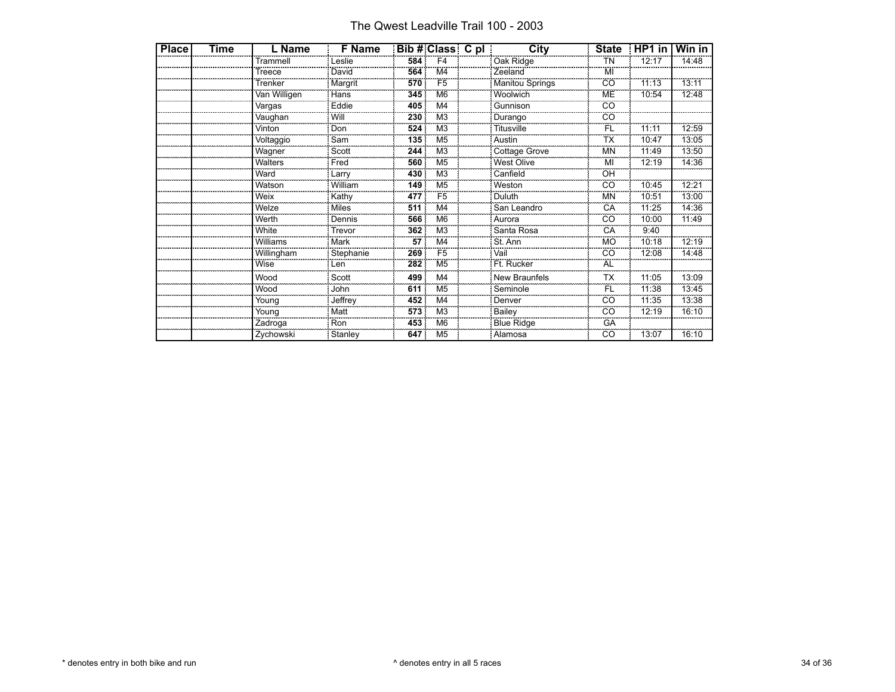# The Qwest Leadville Trail 100 - 2003

| Place | Time | L Name | F Name | Bib # | Class | C pl | City | State | HP1 in | Win in |
|---|---|---|---|---|---|---|---|---|---|---|
| | | Trammell | Leslie | 584 | F4 | | Oak Ridge | TN | 12:17 | 14:48 |
| | | Treece | David | 564 | M4 | | Zeeland | MI | | |
| | | Trenker | Margrit | 570 | F5 | | Manitou Springs | CO | 11:13 | 13:11 |
| | | Van Willigen | Hans | 345 | M6 | | Woolwich | ME | 10:54 | 12:48 |
| | | Vargas | Eddie | 405 | M4 | | Gunnison | CO | | |
| | | Vaughan | Will | 230 | M3 | | Durango | CO | | |
| | | Vinton | Don | 524 | M3 | | Titusville | FL | 11:11 | 12:59 |
| | | Voltaggio | Sam | 135 | M5 | | Austin | TX | 10:47 | 13:05 |
| | | Wagner | Scott | 244 | M3 | | Cottage Grove | MN | 11:49 | 13:50 |
| | | Walters | Fred | 560 | M5 | | West Olive | MI | 12:19 | 14:36 |
| | | Ward | Larry | 430 | M3 | | Canfield | OH | | |
| | | Watson | William | 149 | M5 | | Weston | CO | 10:45 | 12:21 |
| | | Weix | Kathy | 477 | F5 | | Duluth | MN | 10:51 | 13:00 |
| | | Welze | Miles | 511 | M4 | | San Leandro | CA | 11:25 | 14:36 |
| | | Werth | Dennis | 566 | M6 | | Aurora | CO | 10:00 | 11:49 |
| | | White | Trevor | 362 | M3 | | Santa Rosa | CA | 9:40 | |
| | | Williams | Mark | 57 | M4 | | St. Ann | MO | 10:18 | 12:19 |
| | | Willingham | Stephanie | 269 | F5 | | Vail | CO | 12:08 | 14:48 |
| | | Wise | Len | 282 | M5 | | Ft. Rucker | AL | | |
| | | Wood | Scott | 499 | M4 | | New Braunfels | TX | 11:05 | 13:09 |
| | | Wood | John | 611 | M5 | | Seminole | FL | 11:38 | 13:45 |
| | | Young | Jeffrey | 452 | M4 | | Denver | CO | 11:35 | 13:38 |
| | | Young | Matt | 573 | M3 | | Bailey | CO | 12:19 | 16:10 |
| | | Zadroga | Ron | 453 | M6 | | Blue Ridge | GA | | |
| | | Zychowski | Stanley | 647 | M5 | | Alamosa | CO | 13:07 | 16:10 |

* denotes entry in both bike and run

^ denotes entry in all 5 races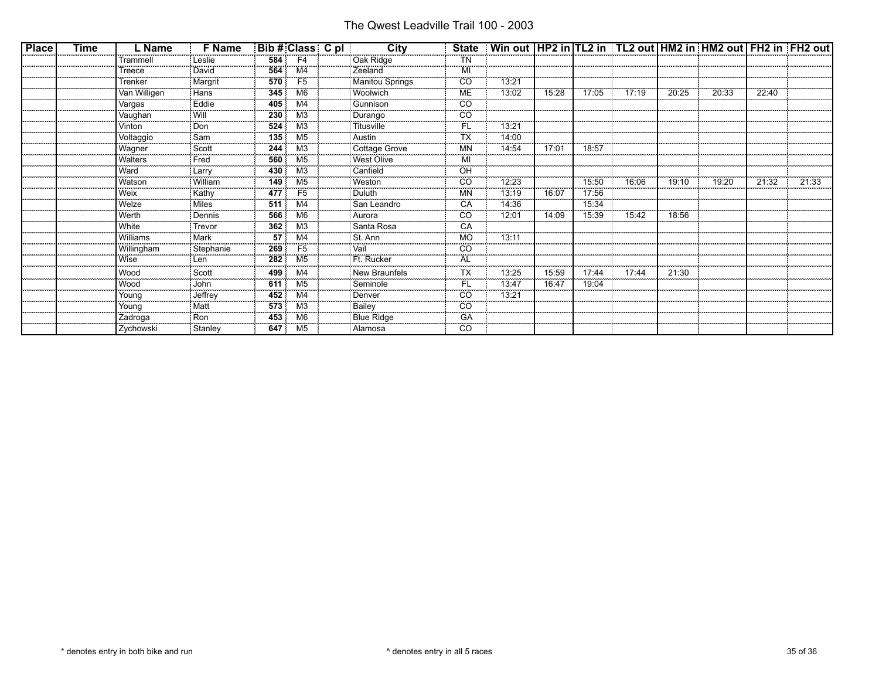# The Qwest Leadville Trail 100 - 2003

| Place | Time | L Name | F Name | Bib # | Class | C pl | City | State | Win out | HP2 in | TL2 in | TL2 out | HM2 in | HM2 out | FH2 in | FH2 out |
|---|---|---|---|---|---|---|---|---|---|---|---|---|---|---|---|---|
| | | Trammell | Leslie | 584 | F4 | | Oak Ridge | TN | | | | | | | | |
| | | Treece | David | 564 | M4 | | Zeeland | MI | | | | | | | | |
| | | Trenker | Margrit | 570 | F5 | | Manitou Springs | CO | 13:21 | | | | | | | |
| | | Van Willigen | Hans | 345 | M6 | | Woolwich | ME | 13:02 | 15:28 | 17:05 | 17:19 | 20:25 | 20:33 | 22:40 | |
| | | Vargas | Eddie | 405 | M4 | | Gunnison | CO | | | | | | | | |
| | | Vaughan | Will | 230 | M3 | | Durango | CO | | | | | | | | |
| | | Vinton | Don | 524 | M3 | | Titusville | FL | 13:21 | | | | | | | |
| | | Voltaggio | Sam | 135 | M5 | | Austin | TX | 14:00 | | | | | | | |
| | | Wagner | Scott | 244 | M3 | | Cottage Grove | MN | 14:54 | 17:01 | 18:57 | | | | | |
| | | Walters | Fred | 560 | M5 | | West Olive | MI | | | | | | | | |
| | | Ward | Larry | 430 | M3 | | Canfield | OH | | | | | | | | |
| | | Watson | William | 149 | M5 | | Weston | CO | 12:23 | | 15:50 | 16:06 | 19:10 | 19:20 | 21:32 | 21:33 |
| | | Weix | Kathy | 477 | F5 | | Duluth | MN | 13:19 | 16:07 | 17:56 | | | | | |
| | | Welze | Miles | 511 | M4 | | San Leandro | CA | 14:36 | | 15:34 | | | | | |
| | | Werth | Dennis | 566 | M6 | | Aurora | CO | 12:01 | 14:09 | 15:39 | 15:42 | 18:56 | | | |
| | | White | Trevor | 362 | M3 | | Santa Rosa | CA | | | | | | | | |
| | | Williams | Mark | 57 | M4 | | St. Ann | MO | 13:11 | | | | | | | |
| | | Willingham | Stephanie | 269 | F5 | | Vail | CO | | | | | | | | |
| | | Wise | Len | 282 | M5 | | Ft. Rucker | AL | | | | | | | | |
| | | Wood | Scott | 499 | M4 | | New Braunfels | TX | 13:25 | 15:59 | 17:44 | 17:44 | 21:30 | | | |
| | | Wood | John | 611 | M5 | | Seminole | FL | 13:47 | 16:47 | 19:04 | | | | | |
| | | Young | Jeffrey | 452 | M4 | | Denver | CO | 13:21 | | | | | | | |
| | | Young | Matt | 573 | M3 | | Bailey | CO | | | | | | | | |
| | | Zadroga | Ron | 453 | M6 | | Blue Ridge | GA | | | | | | | | |
| | | Zychowski | Stanley | 647 | M5 | | Alamosa | CO | | | | | | | | |

\* denotes entry in both bike and run

^ denotes entry in all 5 races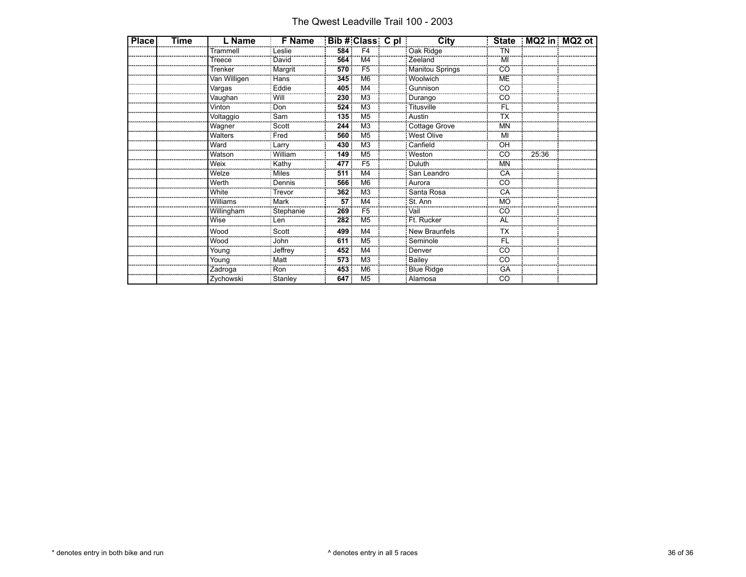# The Qwest Leadville Trail 100 - 2003

| Place | Time | L Name | F Name | Bib # | Class | C pl | City | State | MQ2 in | MQ2 ot |
|---|---|---|---|---|---|---|---|---|---|---|
| | | Trammell | Leslie | 584 | F4 | | Oak Ridge | TN | | |
| | | Treece | David | 564 | M4 | | Zeeland | MI | | |
| | | Trenker | Margrit | 570 | F5 | | Manitou Springs | CO | | |
| | | Van Willigen | Hans | 345 | M6 | | Woolwich | ME | | |
| | | Vargas | Eddie | 405 | M4 | | Gunnison | CO | | |
| | | Vaughan | Will | 230 | M3 | | Durango | CO | | |
| | | Vinton | Don | 524 | M3 | | Titusville | FL | | |
| | | Voltaggio | Sam | 135 | M5 | | Austin | TX | | |
| | | Wagner | Scott | 244 | M3 | | Cottage Grove | MN | | |
| | | Walters | Fred | 560 | M5 | | West Olive | MI | | |
| | | Ward | Larry | 430 | M3 | | Canfield | OH | | |
| | | Watson | William | 149 | M5 | | Weston | CO | 25:36 | |
| | | Weix | Kathy | 477 | F5 | | Duluth | MN | | |
| | | Welze | Miles | 511 | M4 | | San Leandro | CA | | |
| | | Werth | Dennis | 566 | M6 | | Aurora | CO | | |
| | | White | Trevor | 362 | M3 | | Santa Rosa | CA | | |
| | | Williams | Mark | 57 | M4 | | St. Ann | MO | | |
| | | Willingham | Stephanie | 269 | F5 | | Vail | CO | | |
| | | Wise | Len | 282 | M5 | | Ft. Rucker | AL | | |
| | | Wood | Scott | 499 | M4 | | New Braunfels | TX | | |
| | | Wood | John | 611 | M5 | | Seminole | FL | | |
| | | Young | Jeffrey | 452 | M4 | | Denver | CO | | |
| | | Young | Matt | 573 | M3 | | Bailey | CO | | |
| | | Zadroga | Ron | 453 | M6 | | Blue Ridge | GA | | |
| | | Zychowski | Stanley | 647 | M5 | | Alamosa | CO | | |

* denotes entry in both bike and run

^ denotes entry in all 5 races